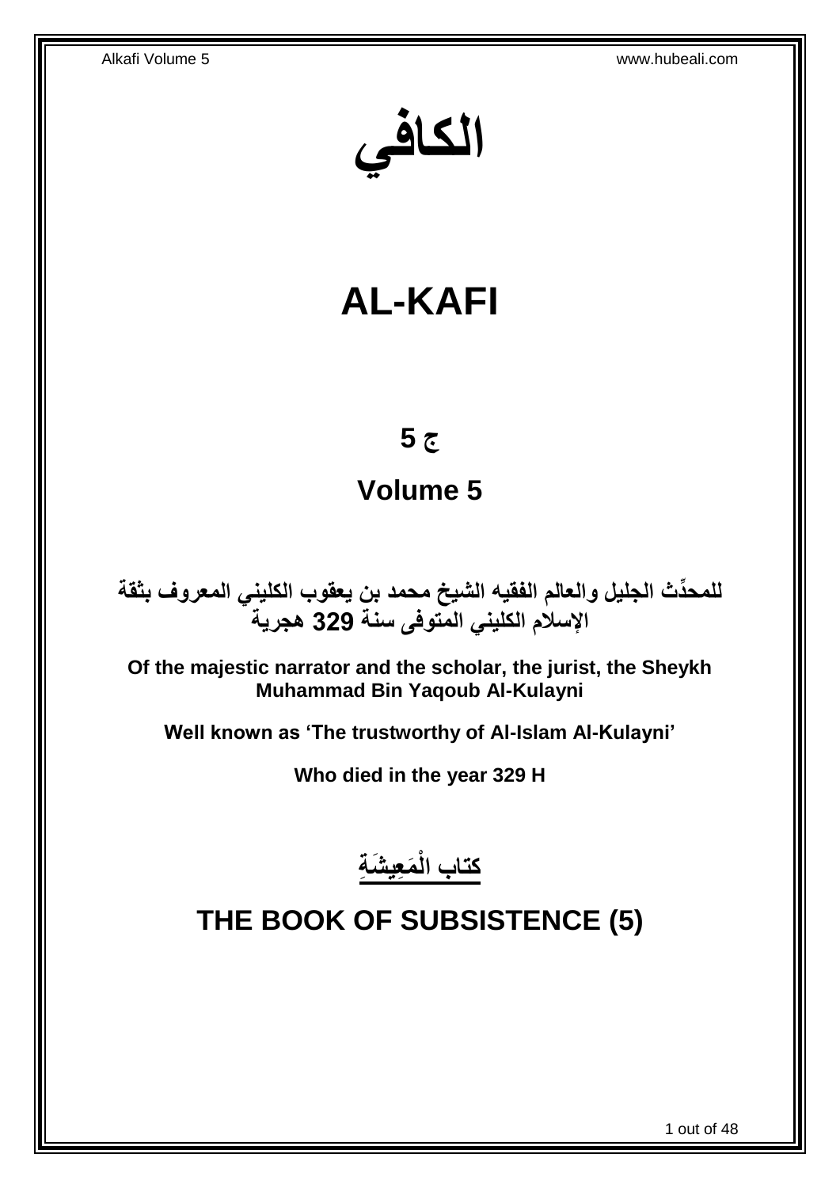# الكافي

# AL-KAFI

## ج 5

## Volume 5

**للمحدِّث الجليل والعالم الفقيه الشيخ محمد بن يعقوب الكليني المعروف بثقة الإسلام الكليني المتوفى سنة 329 هجرية**

**Of the majestic narrator and the scholar, the jurist, the Sheykh Muhammad Bin Yaqoub Al-Kulayni**

**Well known as 'The trustworthy of Al-Islam Al-Kulayni'**

**Who died in the year 329 H**

## كتاب الْمَعِيشَةِ

## THE BOOK OF SUBSISTENCE (5)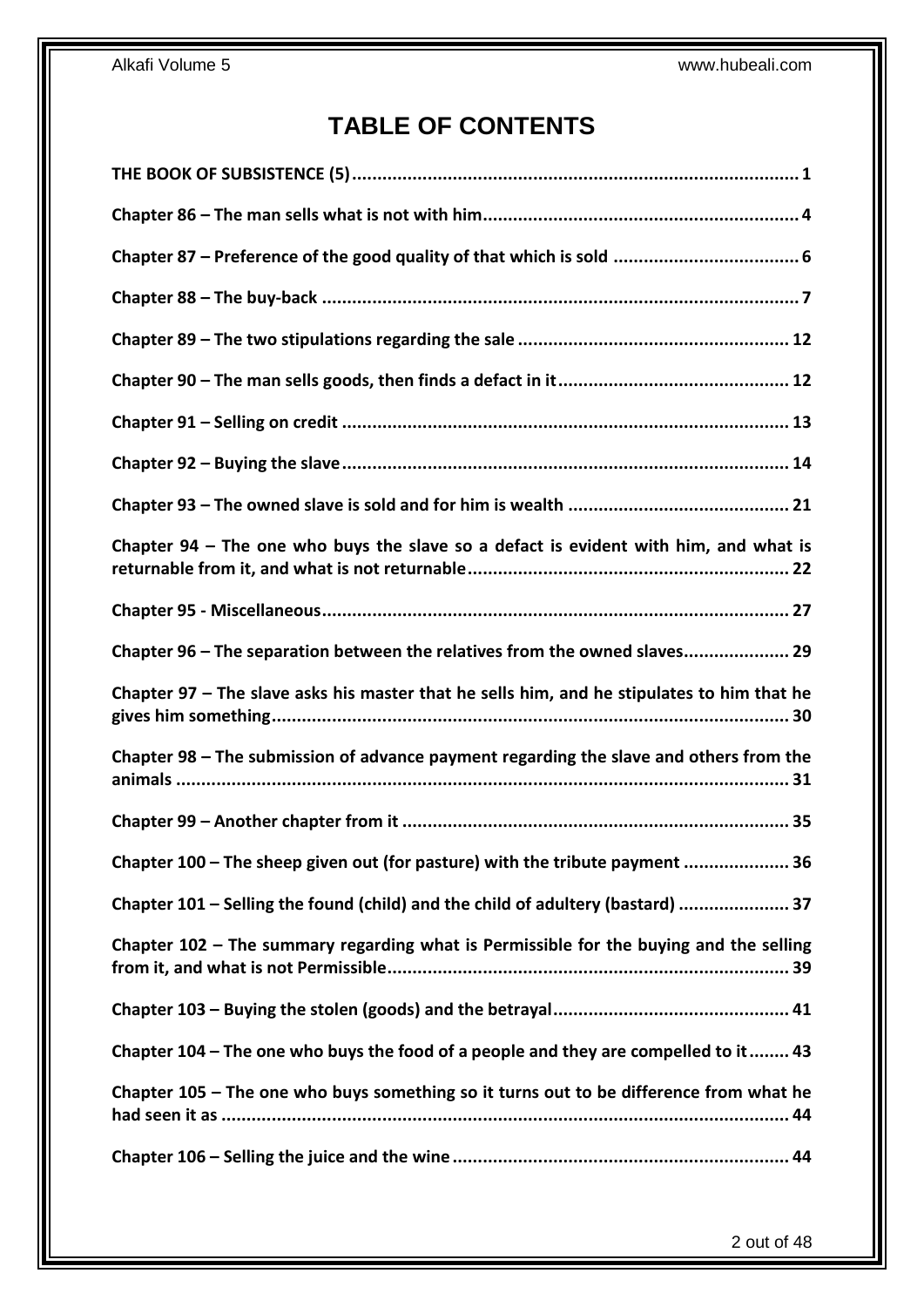# TABLE OF CONTENTS

**THE BOOK OF SUBSISTENCE (5)** ........................................................................................ 1

**Chapter 86 – The man sells what is not with him** .............................................................. 4

**Chapter 87 – Preference of the good quality of that which is sold** .................................... 6

**Chapter 88 – The buy-back** .............................................................................................. 7

**Chapter 89 – The two stipulations regarding the sale** ..................................................... 12

**Chapter 90 – The man sells goods, then finds a defact in it** ............................................. 12

**Chapter 91 – Selling on credit** ........................................................................................ 13

**Chapter 92 – Buying the slave** ........................................................................................ 14

**Chapter 93 – The owned slave is sold and for him is wealth** ............................................ 21

**Chapter 94 – The one who buys the slave so a defact is evident with him, and what is returnable from it, and what is not returnable** ............................................................... 22

**Chapter 95 - Miscellaneous** ............................................................................................ 27

**Chapter 96 – The separation between the relatives from the owned slaves** .................... 29

**Chapter 97 – The slave asks his master that he sells him, and he stipulates to him that he gives him something** ...................................................................................................... 30

**Chapter 98 – The submission of advance payment regarding the slave and others from the animals** ......................................................................................................................... 31

**Chapter 99 – Another chapter from it** ............................................................................ 35

**Chapter 100 – The sheep given out (for pasture) with the tribute payment** ..................... 36

**Chapter 101 – Selling the found (child) and the child of adultery (bastard)** ...................... 37

**Chapter 102 – The summary regarding what is Permissible for the buying and the selling from it, and what is not Permissible** ............................................................................... 39

**Chapter 103 – Buying the stolen (goods) and the betrayal** .............................................. 41

**Chapter 104 – The one who buys the food of a people and they are compelled to it** ........ 43

**Chapter 105 – The one who buys something so it turns out to be difference from what he had seen it as** ................................................................................................................ 44

**Chapter 106 – Selling the juice and the wine** .................................................................. 44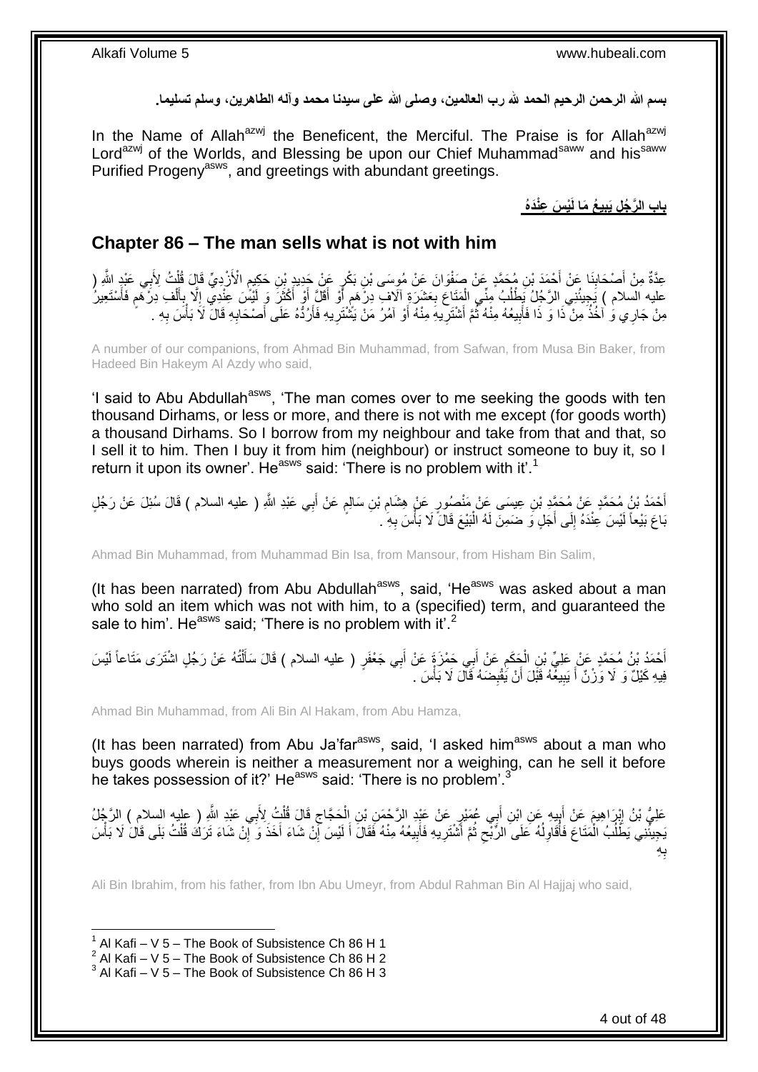**بسم الله الرحمن الرحيم الحمد لله رب العالمين، وصلى الله على سيدنا محمد وآله الطاهرين، وسلم تسليما.**

In the Name of Allah[azwj] the Beneficent, the Merciful. The Praise is for Allah[azwj] Lord[azwj] of the Worlds, and Blessing be upon our Chief Muhammad[saww] and his[saww] Purified Progeny[asws], and greetings with abundant greetings.

## **باب الرَّجُلِ يَبِيعُ مَا لَيْسَ عِنْدَهُ**

## **Chapter 86 – The man sells what is not with him**

عِدَّةٌ مِنْ أَصْحَابِنَا عَنْ أَحْمَدَ بْنِ مُحَمَّدٍ عَنْ صَفْوَانَ عَنْ مُوسَى بْنِ بَكْرٍ عَنْ حَدِيدِ بْنِ حَكِيمٍ الْأَزْدِيِّ قَالَ قُلْتُ لِأَبِي عَبْدِ اللَّهِ ( عليه السلام ) يَجِيئُنِي الرَّجُلُ يَطْلُبُ مِنِّي الْمَتَاعَ بِعَشَرَةِ آلَافِ دِرْهَمٍ أَوْ أَقَلَّ أَوْ أَكْثَرَ وَ لَيْسَ عِنْدِي إِلَّا بِأَلْفِ دِرْهَمٍ فَأَسْتَعِيرُ مِنْ جَارِي وَ آخُذُ مِنْ ذَا وَ ذَا فَأَبِيعُهُ مِنْهُ ثُمَّ أَشْتَرِيهِ مِنْهُ أَوْ آمُرُ مَنْ يَشْتَرِيهِ فَأَرُدُّهُ عَلَى أَصْحَابِهِ قَالَ لَا بَأْسَ بِهِ .

A number of our companions, from Ahmad Bin Muhammad, from Safwan, from Musa Bin Baker, from Hadeed Bin Hakeym Al Azdy who said,

'I said to Abu Abdullah[asws], 'The man comes over to me seeking the goods with ten thousand Dirhams, or less or more, and there is not with me except (for goods worth) a thousand Dirhams. So I borrow from my neighbour and take from that and that, so I sell it to him. Then I buy it from him (neighbour) or instruct someone to buy it, so I return it upon its owner'. He[asws] said: 'There is no problem with it'.[1]

أَحْمَدُ بْنُ مُحَمَّدٍ عَنْ مُحَمَّدِ بْنِ عِيسَى عَنْ مَنْصُورٍ عَنْ هِشَامِ بْنِ سَالِمٍ عَنْ أَبِي عَبْدِ اللَّهِ ( عليه السلام ) قَالَ سُئِلَ عَنْ رَجُلٍ بَاعَ بَيْعاً لَيْسَ عِنْدَهُ إِلَى أَجَلٍ وَ ضَمِنَ لَهُ الْبَيْعَ قَالَ لَا بَأْسَ بِهِ .

Ahmad Bin Muhammad, from Muhammad Bin Isa, from Mansour, from Hisham Bin Salim,

(It has been narrated) from Abu Abdullah[asws], said, 'He[asws] was asked about a man who sold an item which was not with him, to a (specified) term, and guaranteed the sale to him'. He[asws] said; 'There is no problem with it'.[2]

أَحْمَدُ بْنُ مُحَمَّدٍ عَنْ عَلِيِّ بْنِ الْحَكَمِ عَنْ أَبِي حَمْزَةَ عَنْ أَبِي جَعْفَرٍ ( عليه السلام ) قَالَ سَأَلْتُهُ عَنْ رَجُلٍ اشْتَرَى مَتَاعاً لَيْسَ فِيهِ كَيْلٌ وَ لَا وَزْنٌ أَ يَبِيعُهُ قَبْلَ أَنْ يَقْبِضَهُ قَالَ لَا بَأْسَ .

Ahmad Bin Muhammad, from Ali Bin Al Hakam, from Abu Hamza,

(It has been narrated) from Abu Ja'far[asws], said, 'I asked him[asws] about a man who buys goods wherein is neither a measurement nor a weighing, can he sell it before he takes possession of it?' He[asws] said: 'There is no problem'.[3]

عَلِيُّ بْنُ إِبْرَاهِيمَ عَنْ أَبِيهِ عَنِ ابْنِ أَبِي عُمَيْرٍ عَنْ عَبْدِ الرَّحْمَنِ بْنِ الْحَجَّاجِ قَالَ قُلْتُ لِأَبِي عَبْدِ اللَّهِ ( عليه السلام ) الرَّجُلُ يَجِيئُنِي يَطْلُبُ الْمَتَاعَ فَأُقَاوِلُهُ عَلَى الرِّبْحِ ثُمَّ أَشْتَرِيهِ فَأَبِيعُهُ مِنْهُ فَقَالَ أَ لَيْسَ إِنْ شَاءَ أَخَذَ وَ إِنْ شَاءَ تَرَكَ قُلْتُ بَلَى قَالَ لَا بَأْسَ بِهِ

Ali Bin Ibrahim, from his father, from Ibn Abu Umeyr, from Abdul Rahman Bin Al Hajjaj who said,

---

[1] Al Kafi – V 5 – The Book of Subsistence Ch 86 H 1
[2] Al Kafi – V 5 – The Book of Subsistence Ch 86 H 2
[3] Al Kafi – V 5 – The Book of Subsistence Ch 86 H 3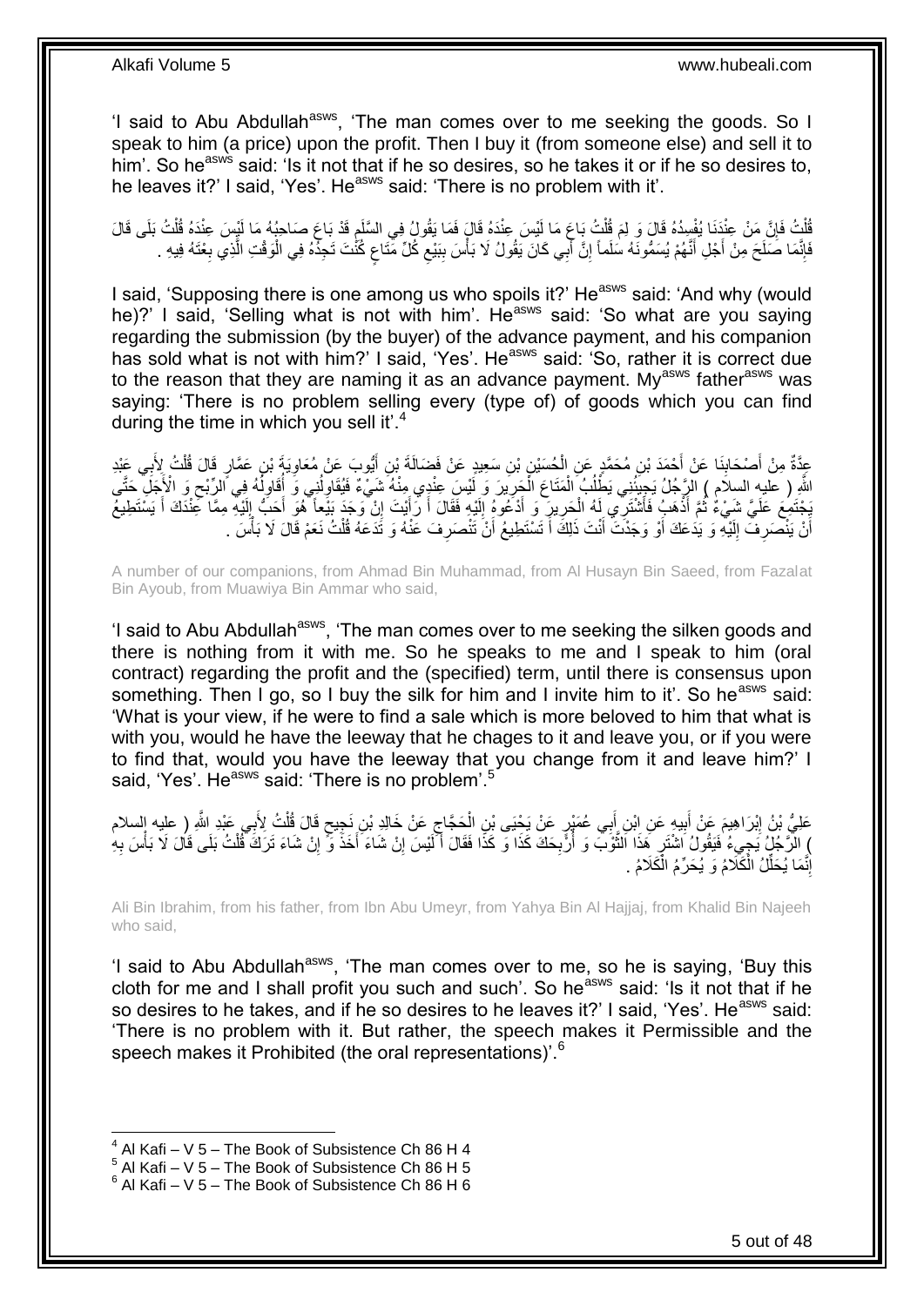'I said to Abu Abdullah[asws], 'The man comes over to me seeking the goods. So I speak to him (a price) upon the profit. Then I buy it (from someone else) and sell it to him'. So he[asws] said: 'Is it not that if he so desires, so he takes it or if he so desires to, he leaves it?' I said, 'Yes'. He[asws] said: 'There is no problem with it'.

قُلْتُ فَإِنَّ مَنْ عِنْدَنَا يُفْسِدُهُ قَالَ وَ لِمَ قُلْتُ بَاعَ مَا لَيْسَ عِنْدَهُ قَالَ فَمَا يَقُولُ فِي السَّلَمِ قَدْ بَاعَ صَاحِبُهُ مَا لَيْسَ عِنْدَهُ قُلْتُ بَلَى قَالَ فَإِنَّمَا صَلَحَ مِنْ أَجْلِ أَنَّهُمْ يُسَمُّونَهُ سَلَماً إِنَّ أَبِي كَانَ يَقُولُ لَا بَأْسَ بِبَيْعِ كُلِّ مَتَاعٍ كُنْتَ تَجِدُهُ فِي الْوَقْتِ الَّذِي بِعْتَهُ فِيهِ .

I said, 'Supposing there is one among us who spoils it?' He[asws] said: 'And why (would he)?' I said, 'Selling what is not with him'. He[asws] said: 'So what are you saying regarding the submission (by the buyer) of the advance payment, and his companion has sold what is not with him?' I said, 'Yes'. He[asws] said: 'So, rather it is correct due to the reason that they are naming it as an advance payment. My[asws] father[asws] was saying: 'There is no problem selling every (type of) of goods which you can find during the time in which you sell it'.[4]

عِدَّةٌ مِنْ أَصْحَابِنَا عَنْ أَحْمَدَ بْنِ مُحَمَّدٍ عَنِ الْحُسَيْنِ بْنِ سَعِيدٍ عَنْ فَضَالَةَ بْنِ أَيُّوبَ عَنْ مُعَاوِيَةَ بْنِ عَمَّارٍ قَالَ قُلْتُ لِأَبِي عَبْدِ اللَّهِ ( عليه السلام ) الرَّجُلُ يَجِيئُنِي يَطْلُبُ الْمَتَاعَ الْحَرِيرَ وَ لَيْسَ عِنْدِي مِنْهُ شَيْءٌ فَيُقَاوِلُنِي وَ أُقَاوِلُهُ فِي الرِّبْحِ وَ الْأَجَلِ حَتَّى يَجْتَمِعَ عَلَيَّ شَيْءٌ ثُمَّ أَذْهَبُ فَأَشْتَرِي لَهُ الْحَرِيرَ وَ أَدْعُوهُ إِلَيْهِ فَقَالَ أَ رَأَيْتَ إِنْ وَجَدَ بَيْعاً هُوَ أَحَبُّ إِلَيْهِ مِمَّا عِنْدَكَ أَ يَسْتَطِيعُ أَنْ يَنْصَرِفَ إِلَيْهِ وَ يَدَعَكَ أَوْ وَجَدْتَ أَنْتَ ذَلِكَ أَ تَسْتَطِيعُ أَنْ تَنْصَرِفَ عَنْهُ وَ تَدَعَهُ قُلْتُ نَعَمْ قَالَ لَا بَأْسَ .

A number of our companions, from Ahmad Bin Muhammad, from Al Husayn Bin Saeed, from Fazalat Bin Ayoub, from Muawiya Bin Ammar who said,

'I said to Abu Abdullah[asws], 'The man comes over to me seeking the silken goods and there is nothing from it with me. So he speaks to me and I speak to him (oral contract) regarding the profit and the (specified) term, until there is consensus upon something. Then I go, so I buy the silk for him and I invite him to it'. So he[asws] said: 'What is your view, if he were to find a sale which is more beloved to him that what is with you, would he have the leeway that he chages to it and leave you, or if you were to find that, would you have the leeway that you change from it and leave him?' I said, 'Yes'. He[asws] said: 'There is no problem'.[5]

عَلِيُّ بْنُ إِبْرَاهِيمَ عَنْ أَبِيهِ عَنِ ابْنِ أَبِي عُمَيْرٍ عَنْ يَحْيَى بْنِ الْحَجَّاجِ عَنْ خَالِدِ بْنِ نَجِيحٍ قَالَ قُلْتُ لِأَبِي عَبْدِ اللَّهِ ( عليه السلام ) الرَّجُلُ يَجِيءُ فَيَقُولُ اشْتَرِ هَذَا الثَّوْبَ وَ أُرْبِحَكَ كَذَا وَ كَذَا فَقَالَ أَ لَيْسَ إِنْ شَاءَ أَخَذَ وَ إِنْ شَاءَ تَرَكَ قُلْتُ بَلَى قَالَ لَا بَأْسَ بِهِ إِنَّمَا يُحَلِّلُ الْكَلَامُ وَ يُحَرِّمُ الْكَلَامُ .

Ali Bin Ibrahim, from his father, from Ibn Abu Umeyr, from Yahya Bin Al Hajjaj, from Khalid Bin Najeeh who said,

'I said to Abu Abdullah[asws], 'The man comes over to me, so he is saying, 'Buy this cloth for me and I shall profit you such and such'. So he[asws] said: 'Is it not that if he so desires he takes, and if he so desires he leaves it?' I said, 'Yes'. He[asws] said: 'There is no problem with it. But rather, the speech makes it Permissible and the speech makes it Prohibited (the oral representations)'.[6]

[4] Al Kafi – V 5 – The Book of Subsistence Ch 86 H 4
[5] Al Kafi – V 5 – The Book of Subsistence Ch 86 H 5
[6] Al Kafi – V 5 – The Book of Subsistence Ch 86 H 6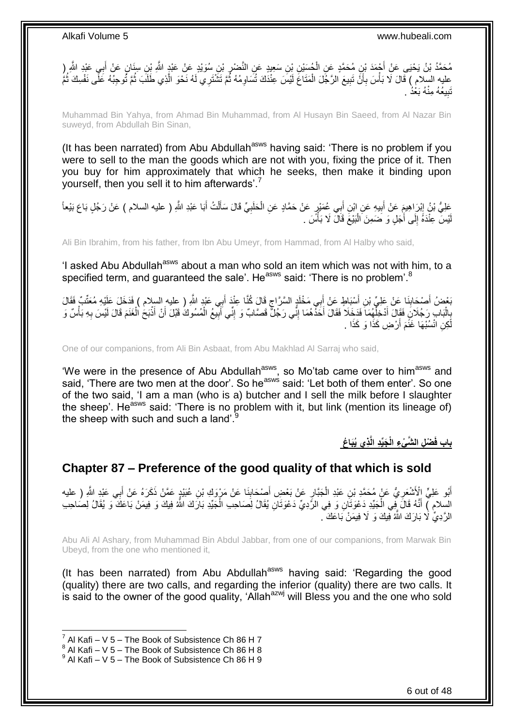مُحَمَّدُ بْنُ يَحْيَى عَنْ أَحْمَدَ بْنِ مُحَمَّدٍ عَنِ الْحُسَيْنِ بْنِ سَعِيدٍ عَنِ النَّضْرِ بْنِ سُوَيْدٍ عَنْ عَبْدِ اللَّهِ بْنِ سِنَانٍ عَنْ أَبِي عَبْدِ اللَّهِ ( عليه السلام ) قَالَ لَا بَأْسَ بِأَنْ تَبِيعَ الرَّجُلَ الْمَتَاعَ لَيْسَ عِنْدَكَ تُسَاوِمُهُ ثُمَّ تَشْتَرِي لَهُ نَحْوَ الَّذِي طَلَبَ ثُمَّ تُوجِبُهُ عَلَى نَفْسِكَ ثُمَّ تَبِيعُهُ مِنْهُ بَعْدُ .

Muhammad Bin Yahya, from Ahmad Bin Muhammad, from Al Husayn Bin Saeed, from Al Nazar Bin suweyd, from Abdullah Bin Sinan,

(It has been narrated) from Abu Abdullah[asws] having said: 'There is no problem if you were to sell to the man the goods which are not with you, fixing the price of it. Then you buy for him approximately that which he seeks, then make it binding upon yourself, then you sell it to him afterwards'.[7]

عَلِيُّ بْنُ إِبْرَاهِيمَ عَنْ أَبِيهِ عَنِ ابْنِ أَبِي عُمَيْرٍ عَنْ حَمَّادٍ عَنِ الْحَلَبِيِّ قَالَ سَأَلْتُ أَبَا عَبْدِ اللَّهِ ( عليه السلام ) عَنْ رَجُلٍ بَاعَ بَيْعاً لَيْسَ عِنْدَهُ إِلَى أَجَلٍ وَ ضَمِنَ الْبَيْعَ قَالَ لَا بَأْسَ .

Ali Bin Ibrahim, from his father, from Ibn Abu Umeyr, from Hammad, from Al Halby who said,

'I asked Abu Abdullah[asws] about a man who sold an item which was not with him, to a specified term, and guaranteed the sale'. He[asws] said: 'There is no problem'.[8]

بَعْضُ أَصْحَابِنَا عَنْ عَلِيِّ بْنِ أَسْبَاطٍ عَنْ أَبِي مَخْلَدٍ السَّرَّاجِ قَالَ كُنَّا عِنْدَ أَبِي عَبْدِ اللَّهِ ( عليه السلام ) فَدَخَلَ عَلَيْهِ مُعَتِّبٌ فَقَالَ بِالْبَابِ رَجُلَانِ فَقَالَ أَدْخِلْهُمَا فَدَخَلَا فَقَالَ أَحَدُهُمَا إِنِّي رَجُلٌ قَصَّابٌ وَ إِنِّي أَبِيعُ الْمُسُوكَ قَبْلَ أَنْ أَذْبَحَ الْغَنَمَ قَالَ لَيْسَ بِهِ بَأْسٌ وَ لَكِنِ انْسُبْهَا غَنَمَ أَرْضِ كَذَا وَ كَذَا .

One of our companions, from Ali Bin Asbaat, from Abu Makhlad Al Sarraj who said,

'We were in the presence of Abu Abdullah[asws], so Mo'tab came over to him[asws] and said, 'There are two men at the door'. So he[asws] said: 'Let both of them enter'. So one of the two said, 'I am a man (who is a) butcher and I sell the milk before I slaughter the sheep'. He[asws] said: 'There is no problem with it, but link (mention its lineage of) the sheep with such and such a land'.[9]

## باب فَضْلِ الشَّيْءِ الْجَيِّدِ الَّذِي يُبَاعُ

## Chapter 87 – Preference of the good quality of that which is sold

أَبُو عَلِيٍّ الْأَشْعَرِيُّ عَنْ مُحَمَّدِ بْنِ عَبْدِ الْجَبَّارِ عَنْ بَعْضِ أَصْحَابِنَا عَنْ مَرْوَكِ بْنِ عُبَيْدٍ عَمَّنْ ذَكَرَهُ عَنْ أَبِي عَبْدِ اللَّهِ ( عليه السلام ) أَنَّهُ قَالَ فِي الْجَيِّدِ دَعْوَتَانِ وَ فِي الرَّدِيِّ دَعْوَتَانِ يُقَالُ لِصَاحِبِ الْجَيِّدِ بَارَكَ اللَّهُ فِيكَ وَ فِيمَنْ بَاعَكَ وَ يُقَالُ لِصَاحِبِ الرَّدِيِّ لَا بَارَكَ اللَّهُ فِيكَ وَ لَا فِيمَنْ بَاعَكَ .

Abu Ali Al Ashary, from Muhammad Bin Abdul Jabbar, from one of our companions, from Marwak Bin Ubeyd, from the one who mentioned it,

(It has been narrated) from Abu Abdullah[asws] having said: 'Regarding the good (quality) there are two calls, and regarding the inferior (quality) there are two calls. It is said to the owner of the good quality, 'Allah[azwj] will Bless you and the one who sold

[7] Al Kafi – V 5 – The Book of Subsistence Ch 86 H 7
[8] Al Kafi – V 5 – The Book of Subsistence Ch 86 H 8
[9] Al Kafi – V 5 – The Book of Subsistence Ch 86 H 9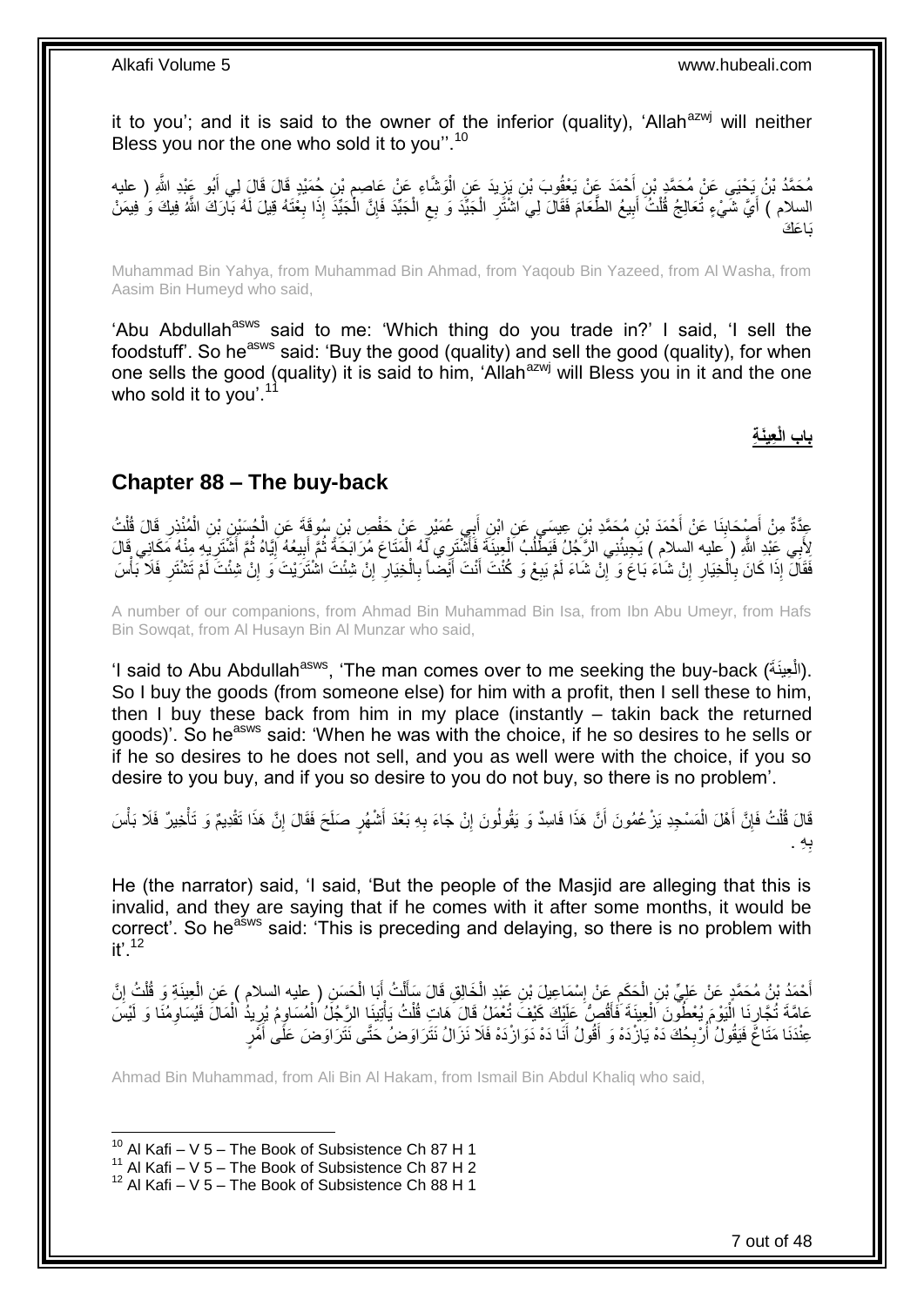it to you'; and it is said to the owner of the inferior (quality), 'Allah[azwj] will neither Bless you nor the one who sold it to you''.[10]

مُحَمَّدُ بْنُ يَحْيَى عَنْ مُحَمَّدِ بْنِ أَحْمَدَ عَنْ يَعْقُوبَ بْنِ يَزِيدَ عَنِ الْوَشَّاءِ عَنْ عَاصِمِ بْنِ حُمَيْدٍ قَالَ قَالَ لِي أَبُو عَبْدِ اللَّهِ ( عليه السلام ) أَيَّ شَيْءٍ تُعَالِجُ قُلْتُ أَبِيعُ الطَّعَامَ فَقَالَ لِي اشْتَرِ الْجَيِّدَ وَ بِعِ الْجَيِّدَ فَإِنَّ الْجَيِّدَ إِذَا بِعْتَهُ قِيلَ لَهُ بَارَكَ اللَّهُ فِيكَ وَ فِيمَنْ بَاعَكَ

Muhammad Bin Yahya, from Muhammad Bin Ahmad, from Yaqoub Bin Yazeed, from Al Washa, from Aasim Bin Humeyd who said,

'Abu Abdullah[asws] said to me: 'Which thing do you trade in?' I said, 'I sell the foodstuff'. So he[asws] said: 'Buy the good (quality) and sell the good (quality), for when one sells the good (quality) it is said to him, 'Allah[azwj] will Bless you in it and the one who sold it to you'.[11]

**بَابُ الْعِينَةِ**

## Chapter 88 – The buy-back

عِدَّةٌ مِنْ أَصْحَابِنَا عَنْ أَحْمَدَ بْنِ مُحَمَّدِ بْنِ عِيسَى عَنِ ابْنِ أَبِي عُمَيْرٍ عَنْ حَفْصِ بْنِ سُوقَةَ عَنِ الْحُسَيْنِ بْنِ الْمُنْذِرِ قَالَ قُلْتُ لِأَبِي عَبْدِ اللَّهِ ( عليه السلام ) يَجِيئُنِي الرَّجُلُ فَيَطْلُبُ الْعِينَةَ فَأَشْتَرِي لَهُ الْمَتَاعَ مُرَابَحَةً ثُمَّ أَبِيعُهُ إِيَّاهُ ثُمَّ أَشْتَرِيهِ مِنْهُ مَكَانِي قَالَ فَقَالَ إِذَا كَانَ بِالْخِيَارِ إِنْ شَاءَ بَاعَ وَ إِنْ شَاءَ لَمْ يَبِعْ وَ كُنْتَ أَنْتَ أَيْضاً بِالْخِيَارِ إِنْ شِئْتَ اشْتَرَيْتَ وَ إِنْ شِئْتَ لَمْ تَشْتَرِ فَلَا بَأْسَ

A number of our companions, from Ahmad Bin Muhammad Bin Isa, from Ibn Abu Umeyr, from Hafs Bin Sowqat, from Al Husayn Bin Al Munzar who said,

'I said to Abu Abdullah[asws], 'The man comes over to me seeking the buy-back (الْعِينَةَ). So I buy the goods (from someone else) for him with a profit, then I sell these to him, then I buy these back from him in my place (instantly – takin back the returned goods)'. So he[asws] said: 'When he was with the choice, if he so desires to he sells or if he so desires to he does not sell, and you as well were with the choice, if you so desire to you buy, and if you so desire to you do not buy, so there is no problem'.

قَالَ قُلْتُ فَإِنَّ أَهْلَ الْمَسْجِدِ يَزْعُمُونَ أَنَّ هَذَا فَاسِدٌ وَ يَقُولُونَ إِنْ جَاءَ بِهِ بَعْدَ أَشْهُرٍ صَلَحَ فَقَالَ إِنَّ هَذَا تَقْدِيمٌ وَ تَأْخِيرٌ فَلَا بَأْسَ بِهِ .

He (the narrator) said, 'I said, 'But the people of the Masjid are alleging that this is invalid, and they are saying that if he comes with it after some months, it would be correct'. So he[asws] said: 'This is preceding and delaying, so there is no problem with it'.[12]

أَحْمَدُ بْنُ مُحَمَّدٍ عَنْ عَلِيِّ بْنِ الْحَكَمِ عَنْ إِسْمَاعِيلَ بْنِ عَبْدِ الْخَالِقِ قَالَ سَأَلْتُ أَبَا الْحَسَنِ ( عليه السلام ) عَنِ الْعِينَةِ وَ قُلْتُ إِنَّ عَامَّةَ تُجَّارِنَا الْيَوْمَ يُعْطُونَ الْعِينَةَ فَأَقُصُّ عَلَيْكَ كَيْفَ تُعْمَلُ قَالَ هَاتِ قُلْتُ يَأْتِينَا الرَّجُلُ الْمُسَاوِمُ يُرِيدُ الْمَالَ فَيُسَاوِمُنَا وَ لَيْسَ عِنْدَنَا مَتَاعٌ فَيَقُولُ أُرْبِحُكَ دَهْ يَازْدَهْ وَ أَقُولُ أَنَا دَهْ دَوَازْدَهْ فَلَا نَزَالُ نَتَرَاوَضُ حَتَّى نَتَرَاوَضَ عَلَى أَمْرٍ

Ahmad Bin Muhammad, from Ali Bin Al Hakam, from Ismail Bin Abdul Khaliq who said,

---

[10] Al Kafi – V 5 – The Book of Subsistence Ch 87 H 1
[11] Al Kafi – V 5 – The Book of Subsistence Ch 87 H 2
[12] Al Kafi – V 5 – The Book of Subsistence Ch 88 H 1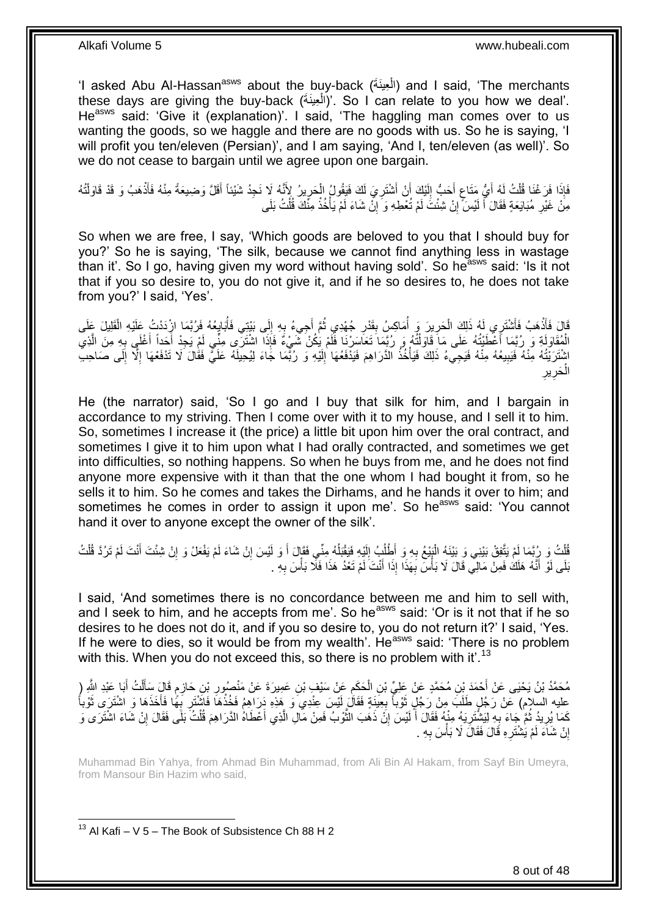'I asked Abu Al-Hassan[asws] about the buy-back (الْعِينَةَ) and I said, 'The merchants these days are giving the buy-back (الْعِينَةَ)'. So I can relate to you how we deal'. He[asws] said: 'Give it (explanation)'. I said, 'The haggling man comes over to us wanting the goods, so we haggle and there are no goods with us. So he is saying, 'I will profit you ten/eleven (Persian)', and I am saying, 'And I, ten/eleven (as well)'. So we do not cease to bargain until we agree upon one bargain.

فَإِذَا فَرَغْنَا قُلْتُ لَهُ أَيُّ مَتَاعٍ أَحَبُّ إِلَيْكَ أَنْ أَشْتَرِيَ لَكَ فَيَقُولُ الْحَرِيرُ لِأَنَّهُ لَا نَجِدُ شَيْئاً أَقَلَّ وَضِيعَةً مِنْهُ فَأَذْهَبُ وَ قَدْ قَاوَلْتُهُ مِنْ غَيْرِ مُبَايَعَةٍ فَقَالَ أَ لَيْسَ إِنْ شِئْتَ لَمْ تُعْطِهِ وَ إِنْ شَاءَ لَمْ يَأْخُذْ مِنْكَ قُلْتُ بَلَى

So when we are free, I say, 'Which goods are beloved to you that I should buy for you?' So he is saying, 'The silk, because we cannot find anything less in wastage than it'. So I go, having given my word without having sold'. So he[asws] said: 'Is it not that if you so desire to, you do not give it, and if he so desires to, he does not take from you?' I said, 'Yes'.

قَالَ فَأَذْهَبُ فَأَشْتَرِي لَهُ ذَلِكَ الْحَرِيرَ وَ أُمَاكِسُ بِقَدْرِ جُهْدِي ثُمَّ أَجِيءُ بِهِ إِلَى بَيْتِي فَأُبَايِعُهُ فَرُبَّمَا ازْدَدْتُ عَلَيْهِ الْقَلِيلَ عَلَى الْمُقَاوَلَةِ وَ رُبَّمَا أَعْطَيْتُهُ عَلَى مَا قَاوَلْتُهُ وَ رُبَّمَا تَعَاسَرْنَا فَلَمْ يَكُنْ شَيْءٌ فَإِذَا اشْتَرَى مِنِّي لَمْ يَجِدْ أَحَداً أَغْلَى بِهِ مِنَ الَّذِي اشْتَرَيْتُهُ مِنْهُ فَيَبِيعُهُ مِنْهُ فَيَجِيءُ ذَلِكَ فَيَأْخُذُ الدَّرَاهِمَ فَيَدْفَعُهَا إِلَيْهِ وَ رُبَّمَا جَاءَ لِيُحِيلَهُ عَلَيَّ فَقَالَ لَا تَدْفَعْهَا إِلَّا إِلَى صَاحِبِ الْحَرِيرِ

He (the narrator) said, 'So I go and I buy that silk for him, and I bargain in accordance to my striving. Then I come over with it to my house, and I sell it to him. So, sometimes I increase it (the price) a little bit upon him over the oral contract, and sometimes I give it to him upon what I had orally contracted, and sometimes we get into difficulties, so nothing happens. So when he buys from me, and he does not find anyone more expensive with it than that the one whom I had bought it from, so he sells it to him. So he comes and takes the Dirhams, and he hands it over to him; and sometimes he comes in order to assign it upon me'. So he[asws] said: 'You cannot hand it over to anyone except the owner of the silk'.

قُلْتُ وَ رُبَّمَا لَمْ يَتَّفِقْ بَيْنِي وَ بَيْنَهُ الْبَيْعُ بِهِ وَ أَطْلُبُ إِلَيْهِ فَيَقْبَلُهُ مِنِّي فَقَالَ أَ وَ لَيْسَ إِنْ شَاءَ لَمْ يَفْعَلْ وَ إِنْ شِئْتَ أَنْتَ لَمْ تَرُدَّ قُلْتُ بَلَى لَوْ أَنَّهُ هَلَكَ فَمِنْ مَالِي قَالَ لَا بَأْسَ بِهَذَا إِذَا أَنْتَ لَمْ تَعْدُ هَذَا فَلَا بَأْسَ بِهِ .

I said, 'And sometimes there is no concordance between me and him to sell with, and I seek to him, and he accepts from me'. So he[asws] said: 'Or is it not that if he so desires to he does not do it, and if you so desire to, you do not return it?' I said, 'Yes. If he were to dies, so it would be from my wealth'. He[asws] said: 'There is no problem with this. When you do not exceed this, so there is no problem with it'.[13]

مُحَمَّدُ بْنُ يَحْيَى عَنْ أَحْمَدَ بْنِ مُحَمَّدٍ عَنْ عَلِيِّ بْنِ الْحَكَمِ عَنْ سَيْفِ بْنِ عَمِيرَةَ عَنْ مَنْصُورِ بْنِ حَازِمٍ قَالَ سَأَلْتُ أَبَا عَبْدِ اللَّهِ ( عليه السلام) عَنْ رَجُلٍ طَلَبَ مِنْ رَجُلٍ ثَوْباً بِعِينَةٍ فَقَالَ لَيْسَ عِنْدِي وَ هَذِهِ دَرَاهِمُ فَخُذْهَا فَاشْتَرِ بِهَا فَأَخَذَهَا وَ اشْتَرَى ثَوْباً كَمَا يُرِيدُ ثُمَّ جَاءَ بِهِ لِيَشْتَرِيَهُ مِنْهُ فَقَالَ أَ لَيْسَ إِنْ ذَهَبَ الثَّوْبُ فَمِنْ مَالِ الَّذِي أَعْطَاهُ الدَّرَاهِمَ قُلْتُ بَلَى فَقَالَ إِنْ شَاءَ اشْتَرَى وَ إِنْ شَاءَ لَمْ يَشْتَرِهِ قَالَ فَقَالَ لَا بَأْسَ بِهِ .

Muhammad Bin Yahya, from Ahmad Bin Muhammad, from Ali Bin Al Hakam, from Sayf Bin Umeyra, from Mansour Bin Hazim who said,

[13] Al Kafi – V 5 – The Book of Subsistence Ch 88 H 2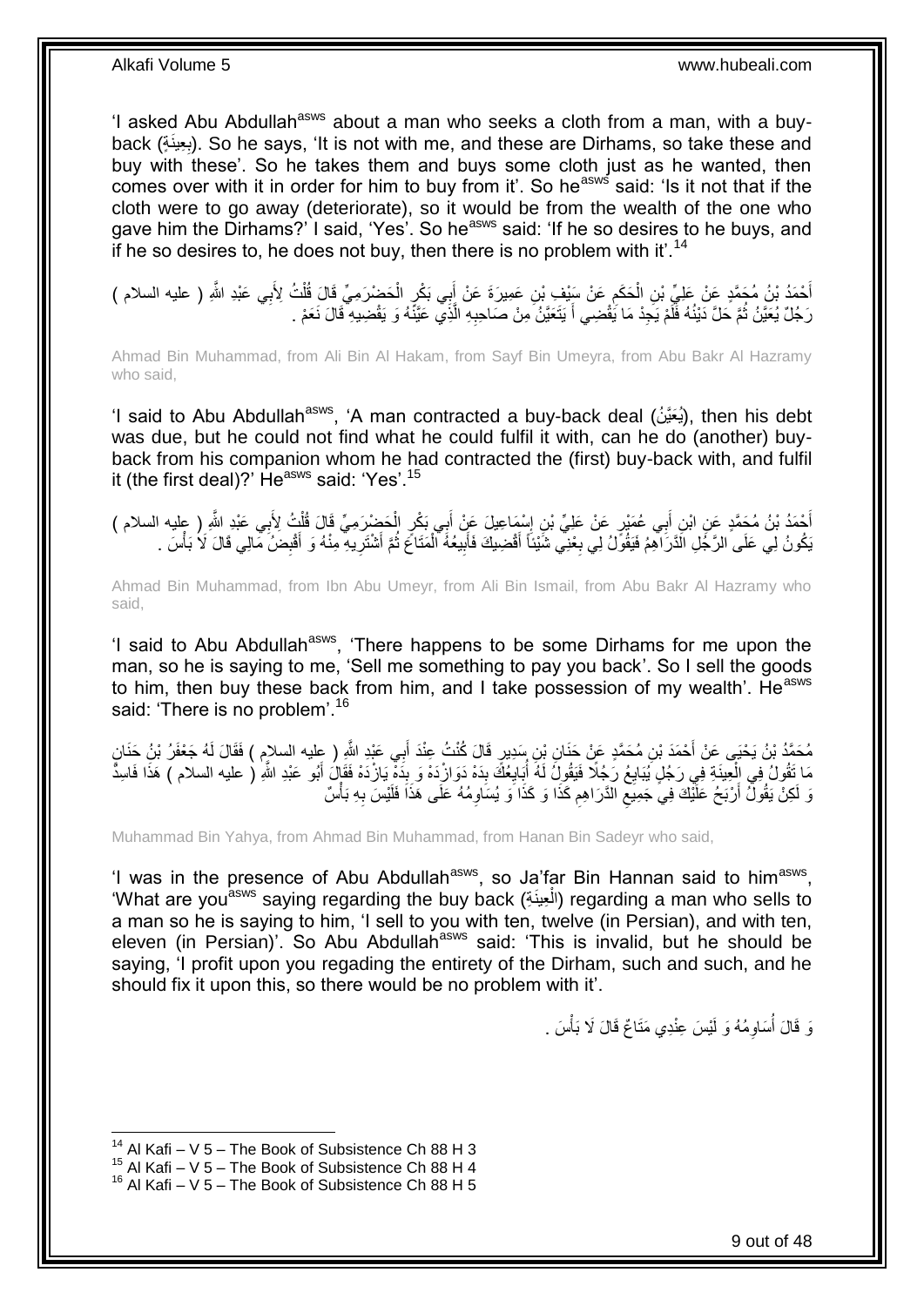'I asked Abu Abdullah[asws] about a man who seeks a cloth from a man, with a buy-back (بِعِينَةٍ). So he says, 'It is not with me, and these are Dirhams, so take these and buy with these'. So he takes them and buys some cloth just as he wanted, then comes over with it in order for him to buy from it'. So he[asws] said: 'Is it not that if the cloth were to go away (deteriorate), so it would be from the wealth of the one who gave him the Dirhams?' I said, 'Yes'. So he[asws] said: 'If he so desires to he buys, and if he so desires to, he does not buy, then there is no problem with it'.[14]

أَحْمَدُ بْنُ مُحَمَّدٍ عَنْ عَلِيِّ بْنِ الْحَكَمِ عَنْ سَيْفِ بْنِ عَمِيرَةَ عَنْ أَبِي بَكْرٍ الْحَضْرَمِيِّ قَالَ قُلْتُ لِأَبِي عَبْدِ اللَّهِ ( عليه السلام ) رَجُلٌ يُعَيِّنُ ثُمَّ حَلَّ دَيْنُهُ فَلَمْ يَجِدْ مَا يَقْضِي أَ يَتَعَيَّنُ مِنْ صَاحِبِهِ الَّذِي عَيَّنَهُ وَ يَقْضِيهِ قَالَ نَعَمْ .

Ahmad Bin Muhammad, from Ali Bin Al Hakam, from Sayf Bin Umeyra, from Abu Bakr Al Hazramy who said,

'I said to Abu Abdullah[asws], 'A man contracted a buy-back deal (يُعَيِّنُ), then his debt was due, but he could not find what he could fulfil it with, can he do (another) buy-back from his companion whom he had contracted the (first) buy-back with, and fulfil it (the first deal)?' He[asws] said: 'Yes'.[15]

أَحْمَدُ بْنُ مُحَمَّدٍ عَنِ ابْنِ أَبِي عُمَيْرٍ عَنْ عَلِيِّ بْنِ إِسْمَاعِيلَ عَنْ أَبِي بَكْرٍ الْحَضْرَمِيِّ قَالَ قُلْتُ لِأَبِي عَبْدِ اللَّهِ ( عليه السلام ) يَكُونُ لِي عَلَى الرَّجُلِ الدَّرَاهِمُ فَيَقُولُ لِي بِعْنِي شَيْئاً أَقْضِيكَ فَأَبِيعُهُ الْمَتَاعَ ثُمَّ أَشْتَرِيهِ مِنْهُ وَ أَقْبِضُ مَالِي قَالَ لَا بَأْسَ .

Ahmad Bin Muhammad, from Ibn Abu Umeyr, from Ali Bin Ismail, from Abu Bakr Al Hazramy who said,

'I said to Abu Abdullah[asws], 'There happens to be some Dirhams for me upon the man, so he is saying to me, 'Sell me something to pay you back'. So I sell the goods to him, then buy these back from him, and I take possession of my wealth'. He[asws] said: 'There is no problem'.[16]

مُحَمَّدُ بْنُ يَحْيَى عَنْ أَحْمَدَ بْنِ مُحَمَّدٍ عَنْ حَنَانِ بْنِ سَدِيرٍ قَالَ كُنْتُ عِنْدَ أَبِي عَبْدِ اللَّهِ ( عليه السلام ) فَقَالَ لَهُ جَعْفَرُ بْنُ حَنَانٍ مَا تَقُولُ فِي الْعِينَةِ فِي رَجُلٍ يُبَايِعُ رَجُلًا فَيَقُولُ لَهُ أُبَايِعُكَ بِدَهْ دَوَازْدَهْ وَ بِدَهْ يَازْدَهْ فَقَالَ أَبُو عَبْدِ اللَّهِ ( عليه السلام ) هَذَا فَاسِدٌ وَ لَكِنْ يَقُولُ أَرْبَحُ عَلَيْكَ فِي جَمِيعِ الدَّرَاهِمِ كَذَا وَ كَذَا وَ يُسَاوِمُهُ عَلَى هَذَا فَلَيْسَ بِهِ بَأْسٌ

Muhammad Bin Yahya, from Ahmad Bin Muhammad, from Hanan Bin Sadeyr who said,

'I was in the presence of Abu Abdullah[asws], so Ja'far Bin Hannan said to him[asws], 'What are you[asws] saying regarding the buy back (الْعِينَةِ) regarding a man who sells to a man so he is saying to him, 'I sell to you with ten, twelve (in Persian), and with ten, eleven (in Persian)'. So Abu Abdullah[asws] said: 'This is invalid, but he should be saying, 'I profit upon you regading the entirety of the Dirham, such and such, and he should fix it upon this, so there would be no problem with it'.

وَ قَالَ أُسَاوِمُهُ وَ لَيْسَ عِنْدِي مَتَاعٌ قَالَ لَا بَأْسَ .

---

[14] Al Kafi – V 5 – The Book of Subsistence Ch 88 H 3
[15] Al Kafi – V 5 – The Book of Subsistence Ch 88 H 4
[16] Al Kafi – V 5 – The Book of Subsistence Ch 88 H 5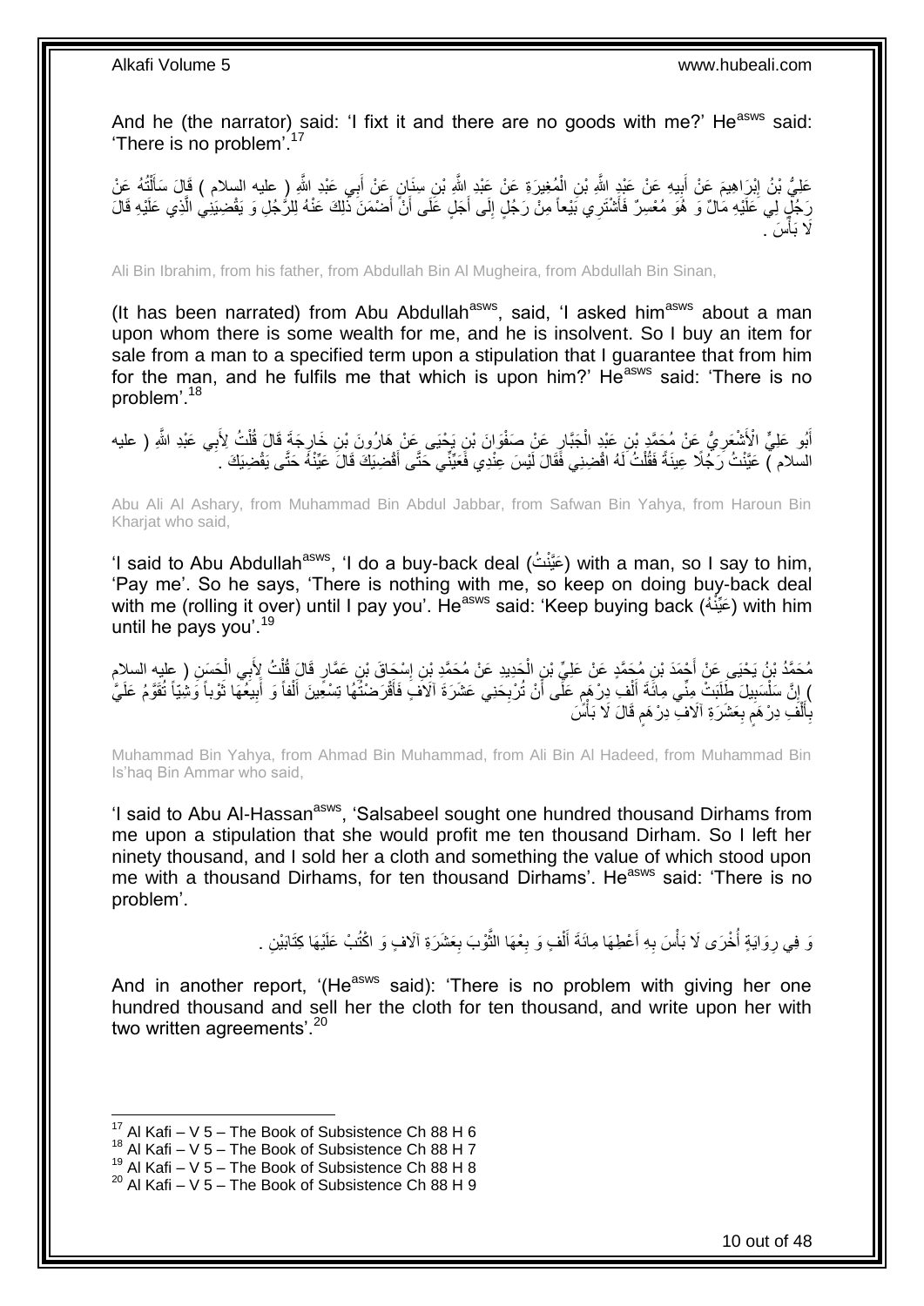And he (the narrator) said: 'I fix it and there are no goods with me?' He[asws] said: 'There is no problem'.[17]

عَلِيُّ بْنُ إِبْرَاهِيمَ عَنْ أَبِيهِ عَنْ عَبْدِ اللَّهِ بْنِ الْمُغِيرَةِ عَنْ عَبْدِ اللَّهِ بْنِ سِنَانٍ عَنْ أَبِي عَبْدِ اللَّهِ ( عليه السلام ) قَالَ سَأَلْتُهُ عَنْ رَجُلٍ لِي عَلَيْهِ مَالٌ وَ هُوَ مُعْسِرٌ فَأَشْتَرِي بَيْعاً مِنْ رَجُلٍ إِلَى أَجَلٍ عَلَى أَنْ أَضْمَنَ ذَلِكَ عَنْهُ لِلرَّجُلِ وَ يَقْضِيَنِي الَّذِي عَلَيْهِ قَالَ لَا بَأْسَ .

Ali Bin Ibrahim, from his father, from Abdullah Bin Al Mugheira, from Abdullah Bin Sinan,

(It has been narrated) from Abu Abdullah[asws], said, 'I asked him[asws] about a man upon whom there is some wealth for me, and he is insolvent. So I buy an item for sale from a man to a specified term upon a stipulation that I guarantee that from him for the man, and he fulfils me that which is upon him?' He[asws] said: 'There is no problem'.[18]

أَبُو عَلِيٍّ الْأَشْعَرِيُّ عَنْ مُحَمَّدِ بْنِ عَبْدِ الْجَبَّارِ عَنْ صَفْوَانَ بْنِ يَحْيَى عَنْ هَارُونَ بْنِ خَارِجَةَ قَالَ قُلْتُ لِأَبِي عَبْدِ اللَّهِ ( عليه السلام ) عَيَّنْتُ رَجُلًا عِينَةً فَقُلْتُ لَهُ اقْضِنِي فَقَالَ لَيْسَ عِنْدِي فَعَيِّنِّي حَتَّى أَقْضِيَكَ قَالَ عَيِّنْهُ حَتَّى يَقْضِيَكَ .

Abu Ali Al Ashary, from Muhammad Bin Abdul Jabbar, from Safwan Bin Yahya, from Haroun Bin Kharjat who said,

'I said to Abu Abdullah[asws], 'I do a buy-back deal (عَيَّنْتُ) with a man, so I say to him, 'Pay me'. So he says, 'There is nothing with me, so keep on doing buy-back deal with me (rolling it over) until I pay you'. He[asws] said: 'Keep buying back (عَيِّنْهُ) with him until he pays you'.[19]

مُحَمَّدُ بْنُ يَحْيَى عَنْ أَحْمَدَ بْنِ مُحَمَّدٍ عَنْ عَلِيِّ بْنِ الْحَدِيدِ عَنْ مُحَمَّدِ بْنِ إِسْحَاقَ بْنِ عَمَّارٍ قَالَ قُلْتُ لِأَبِي الْحَسَنِ ( عليه السلام ) إِنَّ سَلْسَبِيلَ طَلَبَتْ مِنِّي مِائَةَ أَلْفِ دِرْهَمٍ عَلَى أَنْ تُرْبِحَنِي عَشَرَةَ آلَافٍ فَأَقْرَضْتُهَا تِسْعِينَ أَلْفاً وَ أَبِيعُهَا ثَوْباً وَشْياً تُقَوَّمُ عَلَيَّ بِأَلْفِ دِرْهَمٍ بِعَشَرَةِ آلَافِ دِرْهَمٍ قَالَ لَا بَأْسَ

Muhammad Bin Yahya, from Ahmad Bin Muhammad, from Ali Bin Al Hadeed, from Muhammad Bin Is'haq Bin Ammar who said,

'I said to Abu Al-Hassan[asws], 'Salsabeel sought one hundred thousand Dirhams from me upon a stipulation that she would profit me ten thousand Dirham. So I left her ninety thousand, and I sold her a cloth and something the value of which stood upon me with a thousand Dirhams, for ten thousand Dirhams'. He[asws] said: 'There is no problem'.

وَ فِي رِوَايَةٍ أُخْرَى لَا بَأْسَ بِهِ أَعْطِهَا مِائَةَ أَلْفٍ وَ بِعْهَا الثَّوْبَ بِعَشَرَةِ آلَافٍ وَ اكْتُبْ عَلَيْهَا كِتَابَيْنِ .

And in another report, '(He[asws] said): 'There is no problem with giving her one hundred thousand and sell her the cloth for ten thousand, and write upon her with two written agreements'.[20]

[17] Al Kafi – V 5 – The Book of Subsistence Ch 88 H 6
[18] Al Kafi – V 5 – The Book of Subsistence Ch 88 H 7
[19] Al Kafi – V 5 – The Book of Subsistence Ch 88 H 8
[20] Al Kafi – V 5 – The Book of Subsistence Ch 88 H 9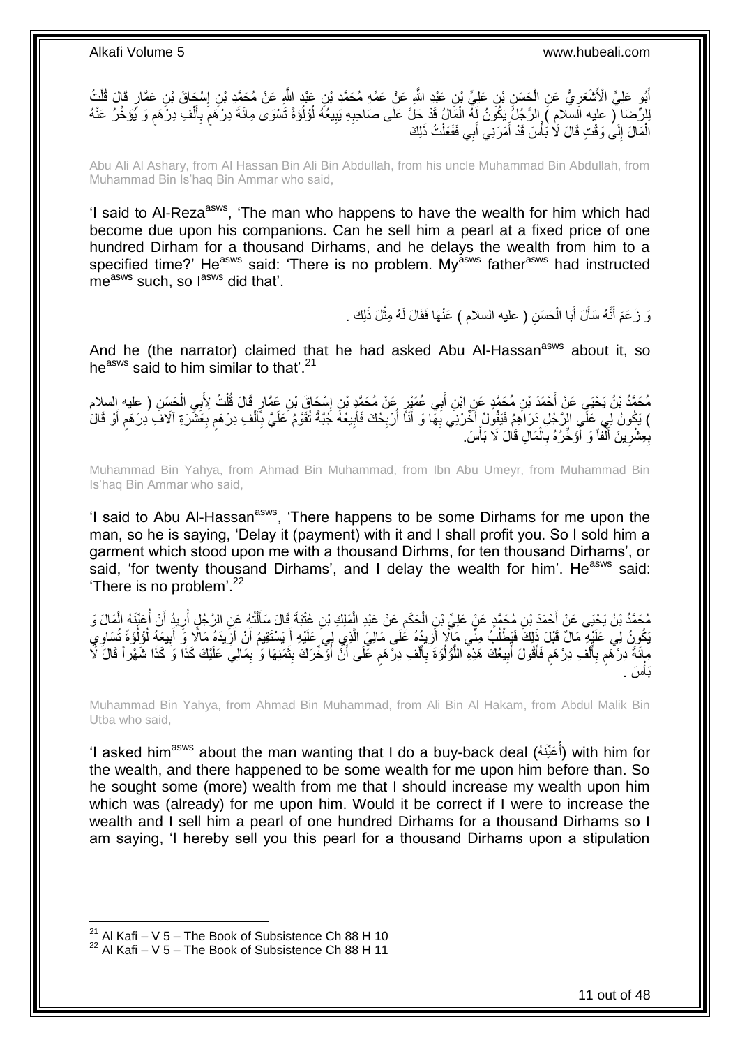أَبُو عَلِيٍّ الْأَشْعَرِيُّ عَنِ الْحَسَنِ بْنِ عَلِيِّ بْنِ عَبْدِ اللَّهِ عَنْ عَمِّهِ مُحَمَّدِ بْنِ عَبْدِ اللَّهِ عَنْ مُحَمَّدِ بْنِ إِسْحَاقَ بْنِ عَمَّارٍ قَالَ قُلْتُ لِلرِّضَا ( عليه السلام ) الرَّجُلُ يَكُونُ لَهُ الْمَالُ قَدْ حَلَّ عَلَى صَاحِبِهِ يَبِيعُهُ لُؤْلُؤَةً تَسْوَى مِائَةَ دِرْهَمٍ بِأَلْفِ دِرْهَمٍ وَ يُؤَخِّرُ عَنْهُ الْمَالَ إِلَى وَقْتٍ قَالَ لَا بَأْسَ قَدْ أَمَرَنِي أَبِي فَفَعَلْتُ ذَلِكَ

Abu Ali Al Ashary, from Al Hassan Bin Ali Bin Abdullah, from his uncle Muhammad Bin Abdullah, from Muhammad Bin Is'haq Bin Ammar who said,

'I said to Al-Reza[asws], 'The man who happens to have the wealth for him which had become due upon his companions. Can he sell him a pearl at a fixed price of one hundred Dirham for a thousand Dirhams, and he delays the wealth from him to a specified time?' He[asws] said: 'There is no problem. My[asws] father[asws] had instructed me[asws] such, so I[asws] did that'.

وَ زَعَمَ أَنَّهُ سَأَلَ أَبَا الْحَسَنِ ( عليه السلام ) عَنْهَا فَقَالَ لَهُ مِثْلَ ذَلِكَ .

And he (the narrator) claimed that he had asked Abu Al-Hassan[asws] about it, so he[asws] said to him similar to that'.[21]

مُحَمَّدُ بْنُ يَحْيَى عَنْ أَحْمَدَ بْنِ مُحَمَّدٍ عَنِ ابْنِ أَبِي عُمَيْرٍ عَنْ مُحَمَّدِ بْنِ إِسْحَاقَ بْنِ عَمَّارٍ قَالَ قُلْتُ لِأَبِي الْحَسَنِ ( عليه السلام ) يَكُونُ لِي عَلَى الرَّجُلِ دَرَاهِمُ فَيَقُولُ أَخِّرْنِي بِهَا وَ أَنَا أُرْبِحُكَ فَأَبِيعُهُ جُبَّةً تُقَوَّمُ عَلَيَّ بِأَلْفِ دِرْهَمٍ بِعَشَرَةِ آلَافِ دِرْهَمٍ أَوْ قَالَ بِعِشْرِينَ أَلْفاً وَ أُؤَخِّرُهُ بِالْمَالِ قَالَ لَا بَأْسَ.

Muhammad Bin Yahya, from Ahmad Bin Muhammad, from Ibn Abu Umeyr, from Muhammad Bin Is'haq Bin Ammar who said,

'I said to Abu Al-Hassan[asws], 'There happens to be some Dirhams for me upon the man, so he is saying, 'Delay it (payment) with it and I shall profit you. So I sold him a garment which stood upon me with a thousand Dirhms, for ten thousand Dirhams', or said, 'for twenty thousand Dirhams', and I delay the wealth for him'. He[asws] said: 'There is no problem'.[22]

مُحَمَّدُ بْنُ يَحْيَى عَنْ أَحْمَدَ بْنِ مُحَمَّدٍ عَنْ عَلِيِّ بْنِ الْحَكَمِ عَنْ عَبْدِ الْمَلِكِ بْنِ عُتْبَةَ قَالَ سَأَلْتُهُ عَنِ الرَّجُلِ أُرِيدُ أَنْ أُعَيِّنَهُ الْمَالَ وَ يَكُونُ لِي عَلَيْهِ مَالٌ قَبْلَ ذَلِكَ فَيَطْلُبُ مِنِّي مَالًا أَزِيدُهُ عَلَى مَالِيَ الَّذِي لِي عَلَيْهِ أَ يَسْتَقِيمُ أَنْ أَزِيدَهُ مَالًا وَ أَبِيعَهُ لُؤْلُؤَةً تُسَاوِي مِائَةَ دِرْهَمٍ بِأَلْفِ دِرْهَمٍ فَأَقُولَ أَبِيعُكَ هَذِهِ اللُّؤْلُؤَةَ بِأَلْفِ دِرْهَمٍ عَلَى أَنْ أُؤَخِّرَكَ بِثَمَنِهَا وَ بِمَالِي عَلَيْكَ كَذَا وَ كَذَا شَهْراً قَالَ لَا بَأْسَ .

Muhammad Bin Yahya, from Ahmad Bin Muhammad, from Ali Bin Al Hakam, from Abdul Malik Bin Utba who said,

'I asked him[asws] about the man wanting that I do a buy-back deal (أُعَيِّنَهُ) with him for the wealth, and there happened to be some wealth for me upon him before than. So he sought some (more) wealth from me that I should increase my wealth upon him which was (already) for me upon him. Would it be correct if I were to increase the wealth and I sell him a pearl of one hundred Dirhams for a thousand Dirhams so I am saying, 'I hereby sell you this pearl for a thousand Dirhams upon a stipulation

[21] Al Kafi – V 5 – The Book of Subsistence Ch 88 H 10
[22] Al Kafi – V 5 – The Book of Subsistence Ch 88 H 11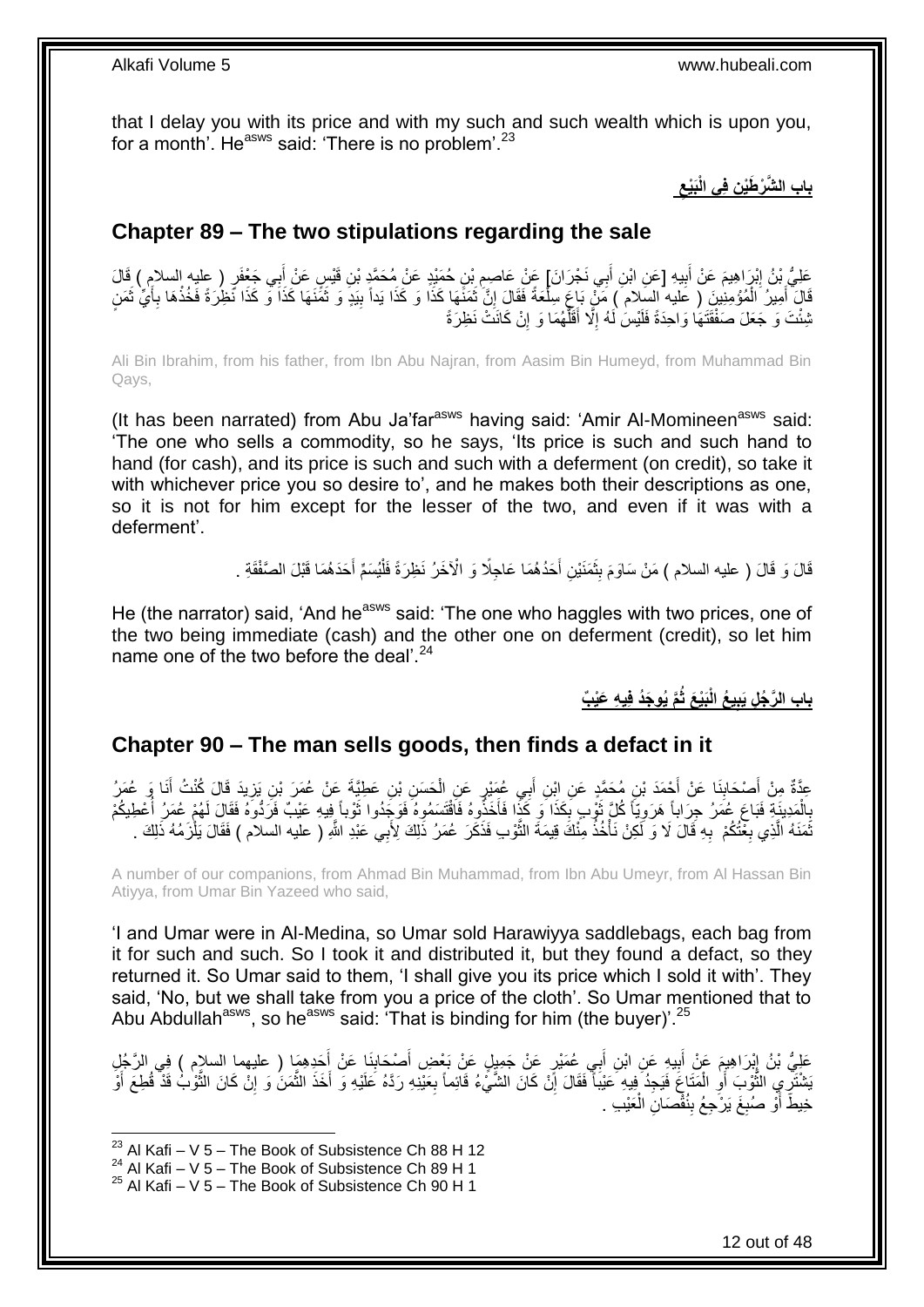that I delay you with its price and with my such and such wealth which is upon you, for a month'. He[asws] said: 'There is no problem'.[23]

## باب الشَّرْطَيْنِ فِي الْبَيْعِ

## Chapter 89 – The two stipulations regarding the sale

عَلِيُّ بْنُ إِبْرَاهِيمَ عَنْ أَبِيهِ [عَنِ ابْنِ أَبِي نَجْرَانَ] عَنْ عَاصِمِ بْنِ حُمَيْدٍ عَنْ مُحَمَّدِ بْنِ قَيْسٍ عَنْ أَبِي جَعْفَرٍ ( عليه السلام ) قَالَ قَالَ أَمِيرُ الْمُؤْمِنِينَ ( عليه السلام ) مَنْ بَاعَ سِلْعَةً فَقَالَ إِنَّ ثَمَنَهَا كَذَا وَ كَذَا يَداً بِيَدٍ وَ ثَمَنَهَا كَذَا وَ كَذَا نَظِرَةً فَخُذْهَا بِأَيِّ ثَمَنٍ شِئْتَ وَ جَعَلَ صَفْقَتَهَا وَاحِدَةً فَلَيْسَ لَهُ إِلَّا أَقَلُّهُمَا وَ إِنْ كَانَتْ نَظِرَةً

Ali Bin Ibrahim, from his father, from Ibn Abu Najran, from Aasim Bin Humeyd, from Muhammad Bin Qays,

(It has been narrated) from Abu Ja'far[asws] having said: 'Amir Al-Momineen[asws] said: 'The one who sells a commodity, so he says, 'Its price is such and such hand to hand (for cash), and its price is such and such with a deferment (on credit), so take it with whichever price you so desire to', and he makes both their descriptions as one, so it is not for him except for the lesser of the two, and even if it was with a deferment'.

قَالَ وَ قَالَ ( عليه السلام ) مَنْ سَاوَمَ بِثَمَنَيْنِ أَحَدُهُمَا عَاجِلًا وَ الْآخَرُ نَظِرَةً فَلْيُسَمِّ أَحَدَهُمَا قَبْلَ الصَّفْقَةِ .

He (the narrator) said, 'And he[asws] said: 'The one who haggles with two prices, one of the two being immediate (cash) and the other one on deferment (credit), so let him name one of the two before the deal'.[24]

## باب الرَّجُلِ يَبِيعُ الْبَيْعَ ثُمَّ يُوجَدُ فِيهِ عَيْبٌ

## Chapter 90 – The man sells goods, then finds a defact in it

عِدَّةٌ مِنْ أَصْحَابِنَا عَنْ أَحْمَدَ بْنِ مُحَمَّدٍ عَنِ ابْنِ أَبِي عُمَيْرٍ عَنِ الْحَسَنِ بْنِ عَطِيَّةَ عَنْ عُمَرَ بْنِ يَزِيدَ قَالَ كُنْتُ أَنَا وَ عُمَرُ بِالْمَدِينَةِ فَبَاعَ عُمَرُ جِرَاباً هَرَوِيّاً كُلَّ ثَوْبٍ بِكَذَا وَ كَذَا فَأَخَذُوهُ فَاقْتَسَمُوهُ فَوَجَدُوا ثَوْباً فِيهِ عَيْبٌ فَرَدُّوهُ فَقَالَ لَهُمْ عُمَرُ أُعْطِيكُمْ ثَمَنَهُ الَّذِي بِعْتُكُمْ بِهِ قَالَ لَا وَ لَكِنْ نَأْخُذُ مِنْكَ قِيمَةَ الثَّوْبِ فَذَكَرَ عُمَرُ ذَلِكَ لِأَبِي عَبْدِ اللَّهِ ( عليه السلام ) فَقَالَ يَلْزَمُهُ ذَلِكَ .

A number of our companions, from Ahmad Bin Muhammad, from Ibn Abu Umeyr, from Al Hassan Bin Atiyya, from Umar Bin Yazeed who said,

'I and Umar were in Al-Medina, so Umar sold Harawiyya saddlebags, each bag from it for such and such. So I took it and distributed it, but they found a defact, so they returned it. So Umar said to them, 'I shall give you its price which I sold it with'. They said, 'No, but we shall take from you a price of the cloth'. So Umar mentioned that to Abu Abdullah[asws], so he[asws] said: 'That is binding for him (the buyer)'.[25]

عَلِيُّ بْنُ إِبْرَاهِيمَ عَنْ أَبِيهِ عَنِ ابْنِ أَبِي عُمَيْرٍ عَنْ جَمِيلٍ عَنْ بَعْضِ أَصْحَابِنَا عَنْ أَحَدِهِمَا ( عليهما السلام ) فِي الرَّجُلِ يَشْتَرِي الثَّوْبَ أَوِ الْمَتَاعَ فَيَجِدُ فِيهِ عَيْباً فَقَالَ إِنْ كَانَ الشَّيْءُ قَائِماً بِعَيْنِهِ رَدَّهُ عَلَيْهِ وَ أَخَذَ الثَّمَنَ وَ إِنْ كَانَ الثَّوْبُ قَدْ قُطِعَ أَوْ خِيطَ أَوْ صُبِغَ يَرْجِعُ بِنُقْصَانِ الْعَيْبِ .

---
[23] Al Kafi – V 5 – The Book of Subsistence Ch 88 H 12
[24] Al Kafi – V 5 – The Book of Subsistence Ch 89 H 1
[25] Al Kafi – V 5 – The Book of Subsistence Ch 90 H 1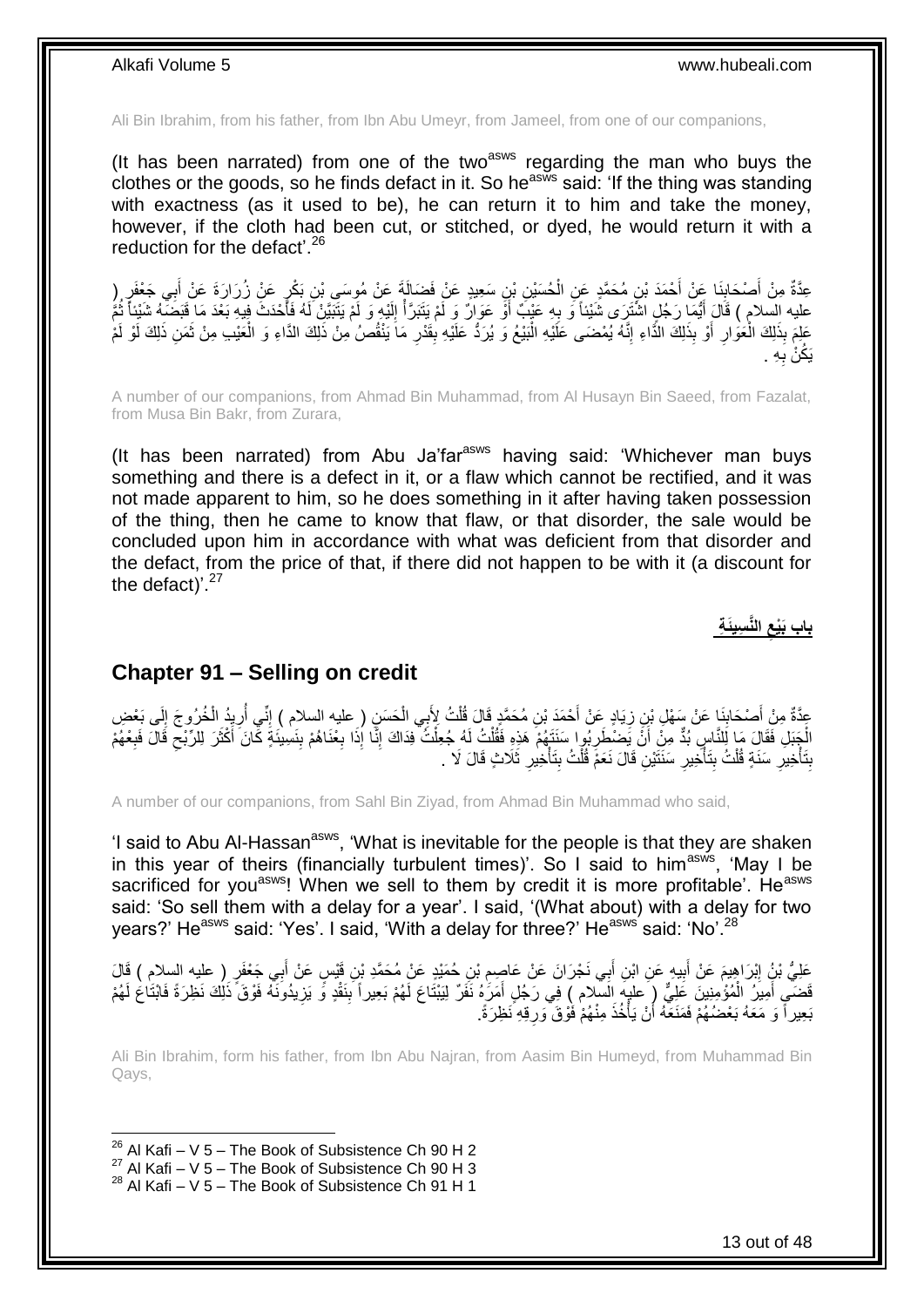Ali Bin Ibrahim, from his father, from Ibn Abu Umeyr, from Jameel, from one of our companions,

(It has been narrated) from one of the two[asws] regarding the man who buys the clothes or the goods, so he finds defact in it. So he[asws] said: 'If the thing was standing with exactness (as it used to be), he can return it to him and take the money, however, if the cloth had been cut, or stitched, or dyed, he would return it with a reduction for the defact'.[26]

عِدَّةٌ مِنْ أَصْحَابِنَا عَنْ أَحْمَدَ بْنِ مُحَمَّدٍ عَنِ الْحُسَيْنِ بْنِ سَعِيدٍ عَنْ فَضَالَةَ عَنْ مُوسَى بْنِ بَكْرٍ عَنْ زُرَارَةَ عَنْ أَبِي جَعْفَرٍ ( عليه السلام ) قَالَ أَيُّمَا رَجُلٍ اشْتَرَى شَيْئاً وَ بِهِ عَيْبٌ أَوْ عَوَارٌ وَ لَمْ يَتَبَرَّأْ إِلَيْهِ وَ لَمْ يَتَبَيَّنْ لَهُ فَأَحْدَثَ فِيهِ بَعْدَ مَا قَبَضَهُ شَيْئاً ثُمَّ عَلِمَ بِذَلِكَ الْعَوَارِ أَوْ بِذَلِكَ الدَّاءِ إِنَّهُ يُمْضَى عَلَيْهِ الْبَيْعُ وَ يُرَدُّ عَلَيْهِ بِقَدْرِ مَا يَنْقُصُ مِنْ ذَلِكَ الدَّاءِ وَ الْعَيْبِ مِنْ ثَمَنِ ذَلِكَ لَوْ لَمْ يَكُنْ بِهِ .

A number of our companions, from Ahmad Bin Muhammad, from Al Husayn Bin Saeed, from Fazalat, from Musa Bin Bakr, from Zurara,

(It has been narrated) from Abu Ja'far[asws] having said: 'Whichever man buys something and there is a defect in it, or a flaw which cannot be rectified, and it was not made apparent to him, so he does something in it after having taken possession of the thing, then he came to know that flaw, or that disorder, the sale would be concluded upon him in accordance with what was deficient from that disorder and the defact, from the price of that, if there did not happen to be with it (a discount for the defact)'.[27]

## باب بَيْعِ النَّسِيئَةِ

## Chapter 91 – Selling on credit

عِدَّةٌ مِنْ أَصْحَابِنَا عَنْ سَهْلِ بْنِ زِيَادٍ عَنْ أَحْمَدَ بْنِ مُحَمَّدٍ قَالَ قُلْتُ لِأَبِي الْحَسَنِ ( عليه السلام ) إِنِّي أُرِيدُ الْخُرُوجَ إِلَى بَعْضِ الْجَبَلِ فَقَالَ مَا لِلنَّاسِ بُدٌّ مِنْ أَنْ يَضْطَرِبُوا سَنَتَهُمْ هَذِهِ فَقُلْتُ لَهُ جُعِلْتُ فِدَاكَ إِنَّا إِذَا بِعْنَاهُمْ بِنَسِيئَةٍ كَانَ أَكْثَرَ لِلرِّبْحِ قَالَ فَبِعْهُمْ بِتَأْخِيرِ سَنَةٍ قُلْتُ بِتَأْخِيرِ سَنَتَيْنِ قَالَ نَعَمْ قُلْتُ بِتَأْخِيرِ ثَلَاثٍ قَالَ لَا .

A number of our companions, from Sahl Bin Ziyad, from Ahmad Bin Muhammad who said,

'I said to Abu Al-Hassan[asws], 'What is inevitable for the people is that they are shaken in this year of theirs (financially turbulent times)'. So I said to him[asws], 'May I be sacrificed for you[asws]! When we sell to them by credit it is more profitable'. He[asws] said: 'So sell them with a delay for a year'. I said, '(What about) with a delay for two years?' He[asws] said: 'Yes'. I said, 'With a delay for three?' He[asws] said: 'No'.[28]

عَلِيُّ بْنُ إِبْرَاهِيمَ عَنْ أَبِيهِ عَنِ ابْنِ أَبِي نَجْرَانَ عَنْ عَاصِمِ بْنِ حُمَيْدٍ عَنْ مُحَمَّدِ بْنِ قَيْسٍ عَنْ أَبِي جَعْفَرٍ ( عليه السلام ) قَالَ قَضَى أَمِيرُ الْمُؤْمِنِينَ عَلِيٌّ ( عليه السلام ) فِي رَجُلٍ أَمَرَهُ نَفَرٌ لِيَبْتَاعَ لَهُمْ بَعِيراً بِنَقْدٍ وَ يَزِيدُونَهُ فَوْقَ ذَلِكَ نَظِرَةً فَابْتَاعَ لَهُمْ بَعِيراً وَ مَعَهُ بَعْضُهُمْ فَمَنَعَهُ أَنْ يَأْخُذَ مِنْهُمْ فَوْقَ وَرِقِهِ نَظِرَةً.

Ali Bin Ibrahim, form his father, from Ibn Abu Najran, from Aasim Bin Humeyd, from Muhammad Bin Qays,

---

[26] Al Kafi – V 5 – The Book of Subsistence Ch 90 H 2
[27] Al Kafi – V 5 – The Book of Subsistence Ch 90 H 3
[28] Al Kafi – V 5 – The Book of Subsistence Ch 91 H 1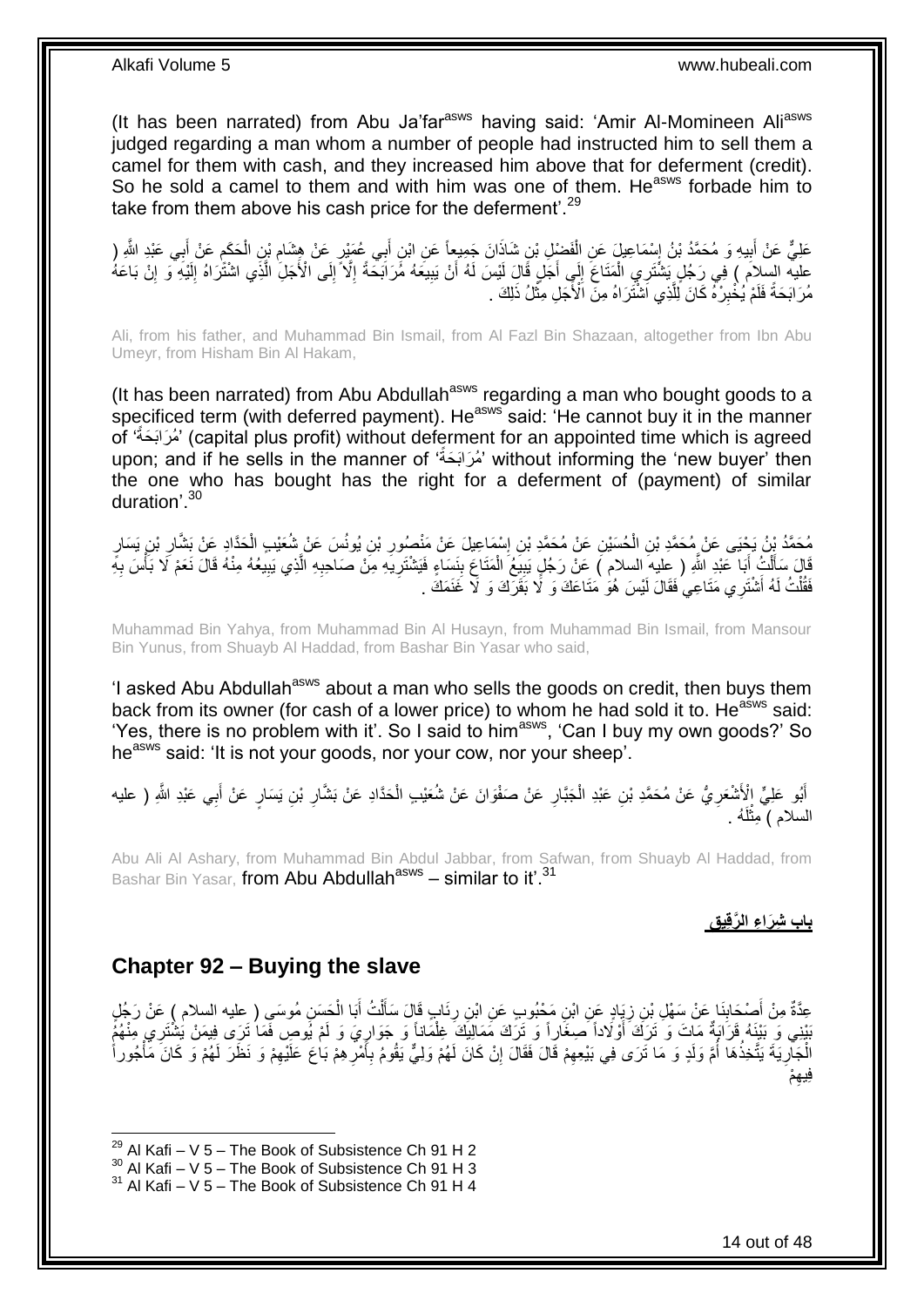(It has been narrated) from Abu Ja'far[asws] having said: 'Amir Al-Momineen Ali[asws] judged regarding a man whom a number of people had instructed him to sell them a camel for them with cash, and they increased him above that for deferment (credit). So he sold a camel to them and with him was one of them. He[asws] forbade him to take from them above his cash price for the deferment'.[29]

عَلِيٌّ عَنْ أَبِيهِ وَ مُحَمَّدُ بْنُ إِسْمَاعِيلَ عَنِ الْفَضْلِ بْنِ شَاذَانَ جَمِيعاً عَنِ ابْنِ أَبِي عُمَيْرٍ عَنْ هِشَامِ بْنِ الْحَكَمِ عَنْ أَبِي عَبْدِ اللَّهِ ( عليه السلام ) فِي رَجُلٍ يَشْتَرِي الْمَتَاعَ إِلَى أَجَلٍ قَالَ لَيْسَ لَهُ أَنْ يَبِيعَهُ مُرَابَحَةً إِلَّا إِلَى الْأَجَلِ الَّذِي اشْتَرَاهُ إِلَيْهِ وَ إِنْ بَاعَهُ مُرَابَحَةً فَلَمْ يُخْبِرْهُ كَانَ لِلَّذِي اشْتَرَاهُ مِنَ الْأَجَلِ مِثْلُ ذَلِكَ .

Ali, from his father, and Muhammad Bin Ismail, from Al Fazl Bin Shazaan, altogether from Ibn Abu Umeyr, from Hisham Bin Al Hakam,

(It has been narrated) from Abu Abdullah[asws] regarding a man who bought goods to a specificed term (with deferred payment). He[asws] said: 'He cannot buy it in the manner of 'مُرَابَحَةً' (capital plus profit) without deferment for an appointed time which is agreed upon; and if he sells in the manner of 'مُرَابَحَةً' without informing the 'new buyer' then the one who has bought has the right for a deferment of (payment) of similar duration'.[30]

مُحَمَّدُ بْنُ يَحْيَى عَنْ مُحَمَّدِ بْنِ الْحُسَيْنِ عَنْ مُحَمَّدِ بْنِ إِسْمَاعِيلَ عَنْ مَنْصُورِ بْنِ يُونُسَ عَنْ شُعَيْبٍ الْحَدَّادِ عَنْ بَشَّارِ بْنِ يَسَارٍ قَالَ سَأَلْتُ أَبَا عَبْدِ اللَّهِ ( عليه السلام ) عَنْ رَجُلٍ يَبِيعُ الْمَتَاعَ بِنَسَاءٍ فَيَشْتَرِيهِ مِنْ صَاحِبِهِ الَّذِي يَبِيعُهُ مِنْهُ قَالَ نَعَمْ لَا بَأْسَ بِهِ فَقُلْتُ لَهُ أَشْتَرِي مَتَاعِي فَقَالَ لَيْسَ هُوَ مَتَاعَكَ وَ لَا بَقَرَكَ وَ لَا غَنَمَكَ .

Muhammad Bin Yahya, from Muhammad Bin Al Husayn, from Muhammad Bin Ismail, from Mansour Bin Yunus, from Shuayb Al Haddad, from Bashar Bin Yasar who said,

'I asked Abu Abdullah[asws] about a man who sells the goods on credit, then buys them back from its owner (for cash of a lower price) to whom he had sold it to. He[asws] said: 'Yes, there is no problem with it'. So I said to him[asws], 'Can I buy my own goods?' So he[asws] said: 'It is not your goods, nor your cow, nor your sheep'.

أَبُو عَلِيٍّ الْأَشْعَرِيُّ عَنْ مُحَمَّدِ بْنِ عَبْدِ الْجَبَّارِ عَنْ صَفْوَانَ عَنْ شُعَيْبٍ الْحَدَّادِ عَنْ بَشَّارِ بْنِ يَسَارٍ عَنْ أَبِي عَبْدِ اللَّهِ ( عليه السلام ) مِثْلَهُ .

Abu Ali Al Ashary, from Muhammad Bin Abdul Jabbar, from Safwan, from Shuayb Al Haddad, from Bashar Bin Yasar, from Abu Abdullah[asws] – similar to it'.[31]

**بَابُ شِرَاءِ الرَّقِيقِ**

## Chapter 92 – Buying the slave

عِدَّةٌ مِنْ أَصْحَابِنَا عَنْ سَهْلِ بْنِ زِيَادٍ عَنِ ابْنِ مَحْبُوبٍ عَنِ ابْنِ رِئَابٍ قَالَ سَأَلْتُ أَبَا الْحَسَنِ مُوسَى ( عليه السلام ) عَنْ رَجُلٍ بَيْنِي وَ بَيْنَهُ قَرَابَةٌ مَاتَ وَ تَرَكَ أَوْلَاداً صِغَاراً وَ تَرَكَ مَمَالِيكَ غِلْمَاناً وَ جَوَارِيَ وَ لَمْ يُوصِ فَمَا تَرَى فِيمَنْ يَشْتَرِي مِنْهُمُ الْجَارِيَةَ يَتَّخِذُهَا أُمَّ وَلَدٍ وَ مَا تَرَى فِي بَيْعِهِمْ قَالَ فَقَالَ إِنْ كَانَ لَهُمْ وَلِيٌّ يَقُومُ بِأَمْرِهِمْ بَاعَ عَلَيْهِمْ وَ نَظَرَ لَهُمْ وَ كَانَ مَأْجُوراً فِيهِمْ

[29] Al Kafi – V 5 – The Book of Subsistence Ch 91 H 2
[30] Al Kafi – V 5 – The Book of Subsistence Ch 91 H 3
[31] Al Kafi – V 5 – The Book of Subsistence Ch 91 H 4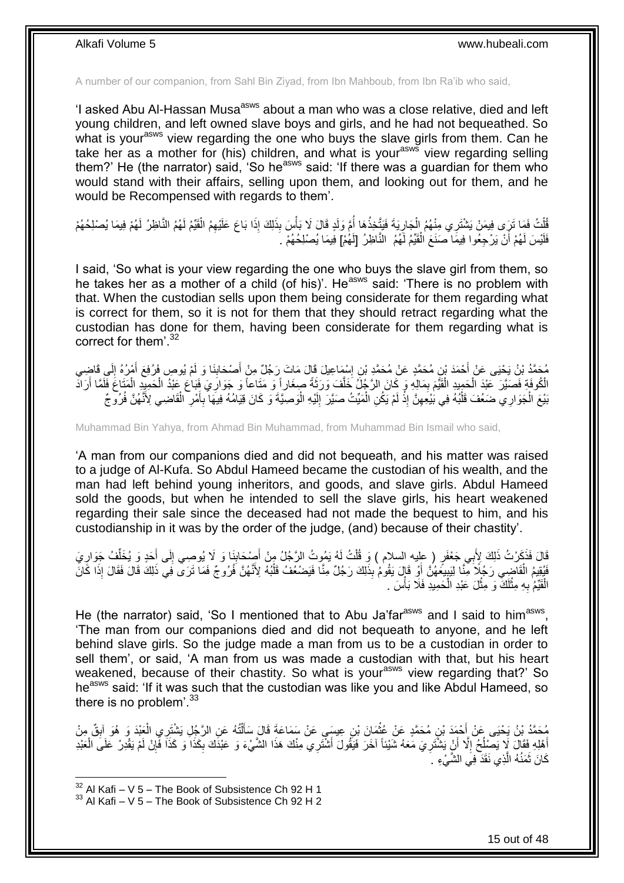A number of our companion, from Sahl Bin Ziyad, from Ibn Mahboub, from Ibn Ra'ib who said,

'I asked Abu Al-Hassan Musa[asws] about a man who was a close relative, died and left young children, and left owned slave boys and girls, and he had not bequeathed. So what is your[asws] view regarding the one who buys the slave girls from them. Can he take her as a mother for (his) children, and what is your[asws] view regarding selling them?' He (the narrator) said, 'So he[asws] said: 'If there was a guardian for them who would stand with their affairs, selling upon them, and looking out for them, and he would be Recompensed with regards to them'.

قُلْتُ فَمَا تَرَى فِيمَنْ يَشْتَرِي مِنْهُمُ الْجَارِيَةَ فَيَتَّخِذُهَا أُمَّ وَلَدٍ قَالَ لَا بَأْسَ بِذَلِكَ إِذَا بَاعَ عَلَيْهِمُ الْقَيِّمُ لَهُمُ النَّاظِرُ لَهُمْ فِيمَا يُصْلِحُهُمْ فَلَيْسَ لَهُمْ أَنْ يَرْجِعُوا فِيمَا صَنَعَ الْقَيِّمُ لَهُمُ النَّاظِرُ [لَهُمْ] فِيمَا يُصْلِحُهُمْ .

I said, 'So what is your view regarding the one who buys the slave girl from them, so he takes her as a mother of a child (of his)'. He[asws] said: 'There is no problem with that. When the custodian sells upon them being considerate for them regarding what is correct for them, so it is not for them that they should retract regarding what the custodian has done for them, having been considerate for them regarding what is correct for them'.[32]

مُحَمَّدُ بْنُ يَحْيَى عَنْ أَحْمَدَ بْنِ مُحَمَّدٍ عَنْ مُحَمَّدِ بْنِ إِسْمَاعِيلَ قَالَ مَاتَ رَجُلٌ مِنْ أَصْحَابِنَا وَ لَمْ يُوصِ فَرُفِعَ أَمْرُهُ إِلَى قَاضِي الْكُوفَةِ فَصَيَّرَ عَبْدَ الْحَمِيدِ الْقَيِّمَ بِمَالِهِ وَ كَانَ الرَّجُلُ خَلَّفَ وَرَثَةً صِغَاراً وَ مَتَاعاً وَ جَوَارِيَ فَبَاعَ عَبْدُ الْحَمِيدِ الْمَتَاعَ فَلَمَّا أَرَادَ بَيْعَ الْجَوَارِي ضَعُفَ قَلْبُهُ فِي بَيْعِهِنَّ إِذْ لَمْ يَكُنِ الْمَيِّتُ صَيَّرَ إِلَيْهِ الْوَصِيَّةَ وَ كَانَ قِيَامُهُ فِيهَا بِأَمْرِ الْقَاضِي لِأَنَّهُنَّ فُرُوجٌ

Muhammad Bin Yahya, from Ahmad Bin Muhammad, from Muhammad Bin Ismail who said,

'A man from our companions died and did not bequeath, and his matter was raised to a judge of Al-Kufa. So Abdul Hameed became the custodian of his wealth, and the man had left behind young inheritors, and goods, and slave girls. Abdul Hameed sold the goods, but when he intended to sell the slave girls, his heart weakened regarding their sale since the deceased had not made the bequest to him, and his custodianship in it was by the order of the judge, (and) because of their chastity'.

قَالَ فَذَكَرْتُ ذَلِكَ لِأَبِي جَعْفَرٍ ( عليه السلام ) وَ قُلْتُ لَهُ يَمُوتُ الرَّجُلُ مِنْ أَصْحَابِنَا وَ لَا يُوصِي إِلَى أَحَدٍ وَ يُخَلِّفُ جَوَارِيَ فَيُقِيمُ الْقَاضِي رَجُلًا مِنَّا لِيَبِيعَهُنَّ أَوْ قَالَ يَقُومُ بِذَلِكَ رَجُلٌ مِنَّا فَيَضْعُفُ قَلْبُهُ لِأَنَّهُنَّ فُرُوجٌ فَمَا تَرَى فِي ذَلِكَ قَالَ فَقَالَ إِذَا كَانَ الْقَيِّمُ بِهِ مِثْلَكَ وَ مِثْلَ عَبْدِ الْحَمِيدِ فَلَا بَأْسَ .

He (the narrator) said, 'So I mentioned that to Abu Ja'far[asws] and I said to him[asws], 'The man from our companions died and did not bequeath to anyone, and he left behind slave girls. So the judge made a man from us to be a custodian in order to sell them', or said, 'A man from us was made a custodian with that, but his heart weakened, because of their chastity. So what is your[asws] view regarding that?' So he[asws] said: 'If it was such that the custodian was like you and like Abdul Hameed, so there is no problem'.[33]

مُحَمَّدُ بْنُ يَحْيَى عَنْ أَحْمَدَ بْنِ مُحَمَّدٍ عَنْ عُثْمَانَ بْنِ عِيسَى عَنْ سَمَاعَةَ قَالَ سَأَلْتُهُ عَنِ الرَّجُلِ يَشْتَرِي الْعَبْدَ وَ هُوَ آبِقٌ مِنْ أَهْلِهِ فَقَالَ لَا يَصْلُحُ إِلَّا أَنْ يَشْتَرِيَ مَعَهُ شَيْئاً آخَرَ فَيَقُولَ أَشْتَرِي مِنْكَ هَذَا الشَّيْءَ وَ عَبْدَكَ بِكَذَا وَ كَذَا فَإِنْ لَمْ يَقْدِرْ عَلَى الْعَبْدِ كَانَ ثَمَنُهُ الَّذِي نَقَدَ فِي الشَّيْءِ .

[32] Al Kafi – V 5 – The Book of Subsistence Ch 92 H 1
[33] Al Kafi – V 5 – The Book of Subsistence Ch 92 H 2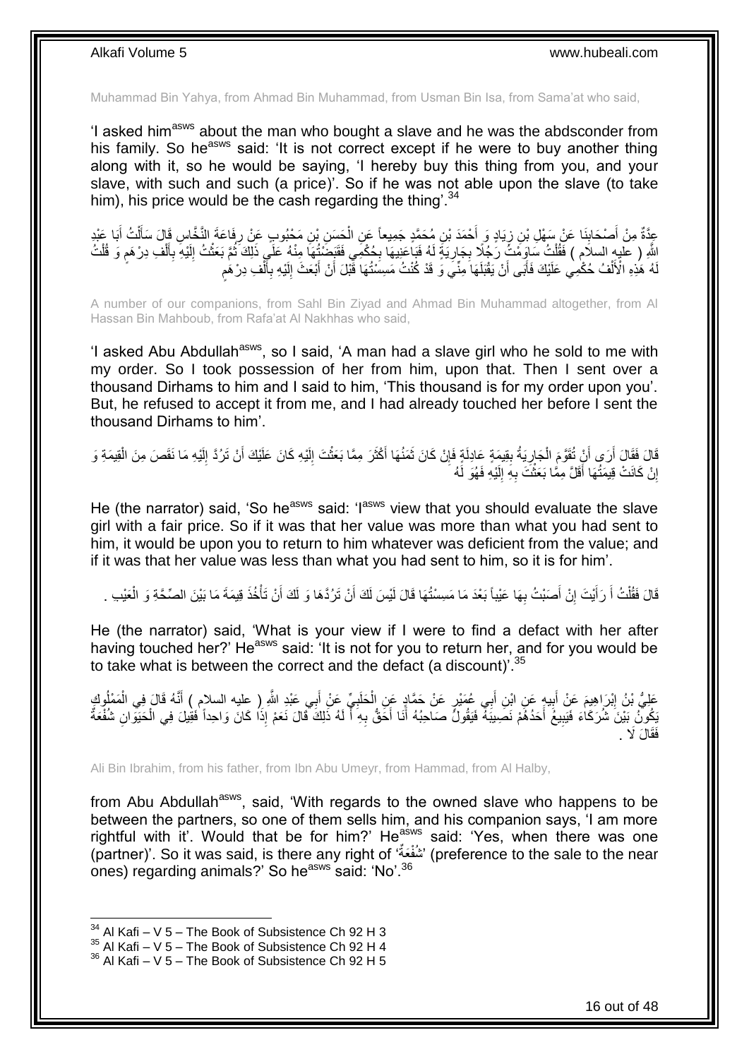Muhammad Bin Yahya, from Ahmad Bin Muhammad, from Usman Bin Isa, from Sama'at who said,

'I asked him[asws] about the man who bought a slave and he was the abdsconder from his family. So he[asws] said: 'It is not correct except if he were to buy another thing along with it, so he would be saying, 'I hereby buy this thing from you, and your slave, with such and such (a price)'. So if he was not able upon the slave (to take him), his price would be the cash regarding the thing'.[34]

عِدَّةٌ مِنْ أَصْحَابِنَا عَنْ سَهْلِ بْنِ زِيَادٍ وَ أَحْمَدَ بْنِ مُحَمَّدٍ جَمِيعاً عَنِ الْحَسَنِ بْنِ مَحْبُوبٍ عَنْ رِفَاعَةَ النَّخَّاسِ قَالَ سَأَلْتُ أَبَا عَبْدِ اللَّهِ ( عليه السلام ) فَقُلْتُ سَاوَمْتُ رَجُلًا بِجَارِيَةٍ لَهُ فَبَاعَنِيهَا بِحُكْمِي فَقَبَضْتُهَا مِنْهُ عَلَى ذَلِكَ ثُمَّ بَعَثْتُ إِلَيْهِ بِأَلْفِ دِرْهَمٍ وَ قُلْتُ لَهُ هَذِهِ الْأَلْفُ حُكْمِي عَلَيْكَ فَأَبَى أَنْ يَقْبَلَهَا مِنِّي وَ قَدْ كُنْتُ مَسِسْتُهَا قَبْلَ أَنْ أَبْعَثَ إِلَيْهِ بِأَلْفِ دِرْهَمٍ

A number of our companions, from Sahl Bin Ziyad and Ahmad Bin Muhammad altogether, from Al Hassan Bin Mahboub, from Rafa'at Al Nakhhas who said,

'I asked Abu Abdullah[asws], so I said, 'A man had a slave girl who he sold to me with my order. So I took possession of her from him, upon that. Then I sent over a thousand Dirhams to him and I said to him, 'This thousand is for my order upon you'. But, he refused to accept it from me, and I had already touched her before I sent the thousand Dirhams to him'.

قَالَ فَقَالَ أَرَى أَنْ تُقَوَّمَ الْجَارِيَةُ بِقِيمَةٍ عَادِلَةٍ فَإِنْ كَانَ ثَمَنُهَا أَكْثَرَ مِمَّا بَعَثْتَ إِلَيْهِ كَانَ عَلَيْكَ أَنْ تَرُدَّ إِلَيْهِ مَا نَقَصَ مِنَ الْقِيمَةِ وَ إِنْ كَانَتْ قِيمَتُهَا أَقَلَّ مِمَّا بَعَثْتَ بِهِ إِلَيْهِ فَهُوَ لَهُ

He (the narrator) said, 'So he[asws] said: 'I[asws] view that you should evaluate the slave girl with a fair price. So if it was that her value was more than what you had sent to him, it would be upon you to return to him whatever was deficient from the value; and if it was that her value was less than what you had sent to him, so it is for him'.

قَالَ فَقُلْتُ أَ رَأَيْتَ إِنْ أَصَبْتُ بِهَا عَيْباً بَعْدَ مَا مَسِسْتُهَا قَالَ لَيْسَ لَكَ أَنْ تَرُدَّهَا وَ لَكَ أَنْ تَأْخُذَ قِيمَةَ مَا بَيْنَ الصِّحَّةِ وَ الْعَيْبِ .

He (the narrator) said, 'What is your view if I were to find a defact with her after having touched her?' He[asws] said: 'It is not for you to return her, and for you would be to take what is between the correct and the defact (a discount)'.[35]

عَلِيُّ بْنُ إِبْرَاهِيمَ عَنْ أَبِيهِ عَنِ ابْنِ أَبِي عُمَيْرٍ عَنْ حَمَّادٍ عَنِ الْحَلَبِيِّ عَنْ أَبِي عَبْدِ اللَّهِ ( عليه السلام ) أَنَّهُ قَالَ فِي الْمَمْلُوكِ يَكُونُ بَيْنَ شُرَكَاءَ فَيَبِيعُ أَحَدُهُمْ نَصِيبَهُ فَيَقُولُ صَاحِبُهُ أَنَا أَحَقُّ بِهِ أَ لَهُ ذَلِكَ قَالَ نَعَمْ إِذَا كَانَ وَاحِداً فَقِيلَ فِي الْحَيَوَانِ شُفْعَةٌ فَقَالَ لَا .

Ali Bin Ibrahim, from his father, from Ibn Abu Umeyr, from Hammad, from Al Halby,

from Abu Abdullah[asws], said, 'With regards to the owned slave who happens to be between the partners, so one of them sells him, and his companion says, 'I am more rightful with it'. Would that be for him?' He[asws] said: 'Yes, when there was one (partner)'. So it was said, is there any right of 'شُفْعَةٌ' (preference to the sale to the near ones) regarding animals?' So he[asws] said: 'No'.[36]

[34] Al Kafi – V 5 – The Book of Subsistence Ch 92 H 3
[35] Al Kafi – V 5 – The Book of Subsistence Ch 92 H 4
[36] Al Kafi – V 5 – The Book of Subsistence Ch 92 H 5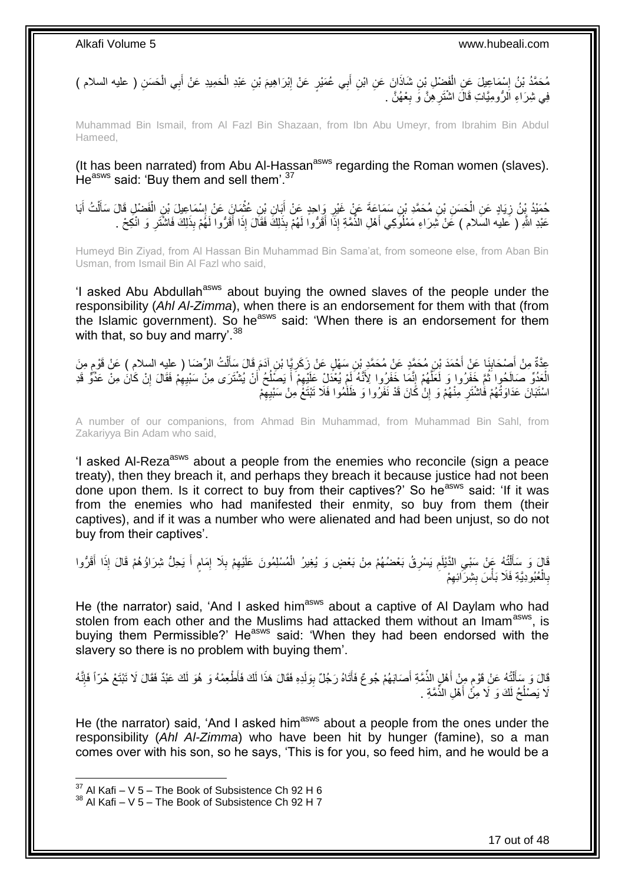مُحَمَّدُ بْنُ إِسْمَاعِيلَ عَنِ الْفَضْلِ بْنِ شَاذَانَ عَنِ ابْنِ أَبِي عُمَيْرٍ عَنْ إِبْرَاهِيمَ بْنِ عَبْدِ الْحَمِيدِ عَنْ أَبِي الْحَسَنِ ( عليه السلام ) فِي شِرَاءِ الرُّومِيَّاتِ قَالَ اشْتَرِهِنَّ وَ بِعْهُنَّ .

Muhammad Bin Ismail, from Al Fazl Bin Shazaan, from Ibn Abu Umeyr, from Ibrahim Bin Abdul Hameed,

(It has been narrated) from Abu Al-Hassan[asws] regarding the Roman women (slaves). He[asws] said: 'Buy them and sell them'.[37]

حُمَيْدُ بْنُ زِيَادٍ عَنِ الْحَسَنِ بْنِ مُحَمَّدِ بْنِ سَمَاعَةَ عَنْ غَيْرِ وَاحِدٍ عَنْ أَبَانِ بْنِ عُثْمَانَ عَنْ إِسْمَاعِيلَ بْنِ الْفَضْلِ قَالَ سَأَلْتُ أَبَا عَبْدِ اللَّهِ ( عليه السلام ) عَنْ شِرَاءِ مَمْلُوكِي أَهْلِ الذِّمَّةِ إِذَا أَقَرُّوا لَهُمْ بِذَلِكَ فَقَالَ إِذَا أَقَرُّوا لَهُمْ بِذَلِكَ فَاشْتَرِ وَ انْكِحْ .

Humeyd Bin Ziyad, from Al Hassan Bin Muhammad Bin Sama'at, from someone else, from Aban Bin Usman, from Ismail Bin Al Fazl who said,

'I asked Abu Abdullah[asws] about buying the owned slaves of the people under the responsibility (*Ahl Al-Zimma*), when there is an endorsement for them with that (from the Islamic government). So he[asws] said: 'When there is an endorsement for them with that, so buy and marry'.[38]

عِدَّةٌ مِنْ أَصْحَابِنَا عَنْ أَحْمَدَ بْنِ مُحَمَّدٍ عَنْ مُحَمَّدِ بْنِ سَهْلٍ عَنْ زَكَرِيَّا بْنِ آدَمَ قَالَ سَأَلْتُ الرِّضَا ( عليه السلام ) عَنْ قَوْمٍ مِنَ الْعَدُوِّ صَالَحُوا ثُمَّ خَفَرُوا وَ لَعَلَّهُمْ إِنَّمَا خَفَرُوا لِأَنَّهُ لَمْ يُعْدَلْ عَلَيْهِمْ أَ يَصْلُحُ أَنْ يُشْتَرَى مِنْ سَبْيِهِمْ فَقَالَ إِنْ كَانَ مِنْ عَدُوٍّ قَدِ اسْتَبَانَ عَدَاوَتُهُمْ فَاشْتَرِ مِنْهُمْ وَ إِنْ كَانَ قَدْ نَفَرُوا وَ ظَلَمُوا فَلَا تَبْتَعْ مِنْ سَبْيِهِمْ

A number of our companions, from Ahmad Bin Muhammad, from Muhammad Bin Sahl, from Zakariyya Bin Adam who said,

'I asked Al-Reza[asws] about a people from the enemies who reconcile (sign a peace treaty), then they breach it, and perhaps they breach it because justice had not been done upon them. Is it correct to buy from their captives?' So he[asws] said: 'If it was from the enemies who had manifested their enmity, so buy from them (their captives), and if it was a number who were alienated and had been unjust, so do not buy from their captives'.

قَالَ وَ سَأَلْتُهُ عَنْ سَبْيِ الدَّيْلَمِ يَسْرِقُ بَعْضُهُمْ مِنْ بَعْضٍ وَ يُغِيرُ الْمُسْلِمُونَ عَلَيْهِمْ بِلَا إِمَامٍ أَ يَحِلُّ شِرَاؤُهُمْ قَالَ إِذَا أَقَرُّوا بِالْعُبُودِيَّةِ فَلَا بَأْسَ بِشِرَائِهِمْ

He (the narrator) said, 'And I asked him[asws] about a captive of Al Daylam who had stolen from each other and the Muslims had attacked them without an Imam[asws], is buying them Permissible?' He[asws] said: 'When they had been endorsed with the slavery so there is no problem with buying them'.

قَالَ وَ سَأَلْتُهُ عَنْ قَوْمٍ مِنْ أَهْلِ الذِّمَّةِ أَصَابَهُمْ جُوعٌ فَأَتَاهُ رَجُلٌ بِوَلَدِهِ فَقَالَ هَذَا لَكَ فَأَطْعِمْهُ وَ هُوَ لَكَ عَبْدٌ فَقَالَ لَا تَبْتَعْ حُرّاً فَإِنَّهُ لَا يَصْلُحُ لَكَ وَ لَا مِنْ أَهْلِ الذِّمَّةِ .

He (the narrator) said, 'And I asked him[asws] about a people from the ones under the responsibility (*Ahl Al-Zimma*) who have been hit by hunger (famine), so a man comes over with his son, so he says, 'This is for you, so feed him, and he would be a

[37] Al Kafi – V 5 – The Book of Subsistence Ch 92 H 6
[38] Al Kafi – V 5 – The Book of Subsistence Ch 92 H 7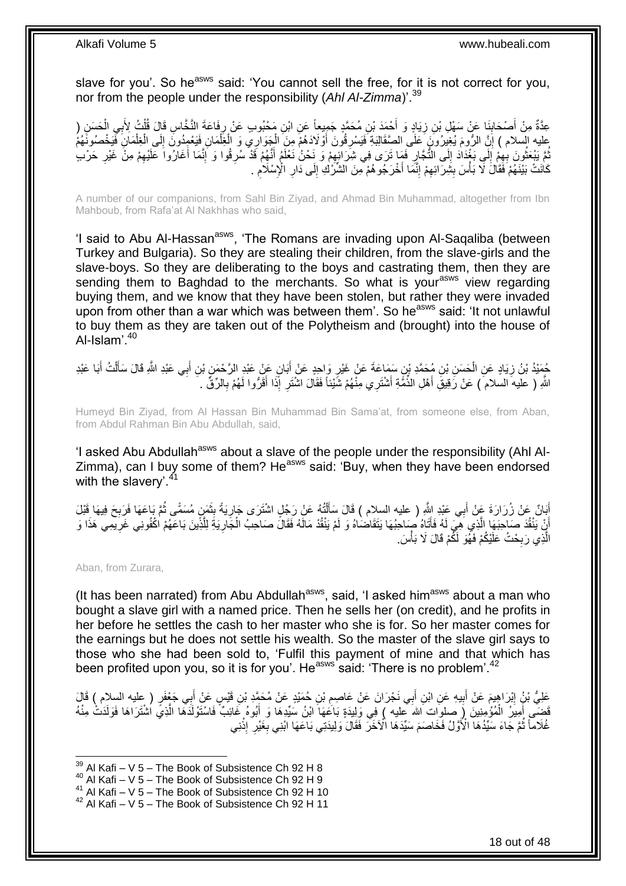slave for you'. So he[asws] said: 'You cannot sell the free, for it is not correct for you, nor from the people under the responsibility (*Ahl Al-Zimma*)'.[39]

عِدَّةٌ مِنْ أَصْحَابِنَا عَنْ سَهْلِ بْنِ زِيَادٍ وَ أَحْمَدَ بْنِ مُحَمَّدٍ جَمِيعاً عَنِ ابْنِ مَحْبُوبٍ عَنْ رِفَاعَةَ النَّخَّاسِ قَالَ قُلْتُ لِأَبِي الْحَسَنِ ( عليه السلام ) إِنَّ الرُّومَ يُغِيرُونَ عَلَى الصَّقَالِبَةِ فَيَسْرِقُونَ أَوْلَادَهُمْ مِنَ الْجَوَارِي وَ الْغِلْمَانِ فَيَعْمِدُونَ إِلَى الْغِلْمَانِ فَيَخْصُونَهُمْ ثُمَّ يَبْعَثُونَ بِهِمْ إِلَى بَغْدَادَ إِلَى التُّجَّارِ فَمَا تَرَى فِي شِرَائِهِمْ وَ نَحْنُ نَعْلَمُ أَنَّهُمْ قَدْ سُرِقُوا وَ إِنَّمَا أَغَارُوا عَلَيْهِمْ مِنْ غَيْرِ حَرْبٍ كَانَتْ بَيْنَهُمْ فَقَالَ لَا بَأْسَ بِشِرَائِهِمْ إِنَّمَا أَخْرَجُوهُمْ مِنَ الشِّرْكِ إِلَى دَارِ الْإِسْلَامِ .

A number of our companions, from Sahl Bin Ziyad, and Ahmad Bin Muhammad, altogether from Ibn Mahboub, from Rafa'at Al Nakhhas who said,

'I said to Abu Al-Hassan[asws], 'The Romans are invading upon Al-Saqaliba (between Turkey and Bulgaria). So they are stealing their children, from the slave-girls and the slave-boys. So they are deliberating to the boys and castrating them, then they are sending them to Baghdad to the merchants. So what is your[asws] view regarding buying them, and we know that they have been stolen, but rather they were invaded upon from other than a war which was between them'. So he[asws] said: 'It not unlawful to buy them as they are taken out of the Polytheism and (brought) into the house of Al-Islam'.[40]

حُمَيْدُ بْنُ زِيَادٍ عَنِ الْحَسَنِ بْنِ مُحَمَّدِ بْنِ سَمَاعَةَ عَنْ غَيْرِ وَاحِدٍ عَنْ أَبَانٍ عَنْ عَبْدِ الرَّحْمَنِ بْنِ أَبِي عَبْدِ اللَّهِ قَالَ سَأَلْتُ أَبَا عَبْدِ اللَّهِ ( عليه السلام ) عَنْ رَقِيقِ أَهْلِ الذِّمَّةِ أَشْتَرِي مِنْهُمْ شَيْئاً فَقَالَ اشْتَرِ إِذَا أَقَرُّوا لَهُمْ بِالرِّقِّ .

Humeyd Bin Ziyad, from Al Hassan Bin Muhammad Bin Sama'at, from someone else, from Aban, from Abdul Rahman Bin Abu Abdullah, said,

'I asked Abu Abdullah[asws] about a slave of the people under the responsibility (Ahl Al-Zimma), can I buy some of them? He[asws] said: 'Buy, when they have been endorsed with the slavery'.[41]

أَبَانٌ عَنْ زُرَارَةَ عَنْ أَبِي عَبْدِ اللَّهِ ( عليه السلام ) قَالَ سَأَلْتُهُ عَنْ رَجُلٍ اشْتَرَى جَارِيَةً بِثَمَنٍ مُسَمًّى ثُمَّ بَاعَهَا فَرَبِحَ فِيهَا قَبْلَ أَنْ يَنْقُدَ صَاحِبَهَا الَّذِي هِيَ لَهُ فَأَتَاهُ صَاحِبُهَا يَتَقَاضَاهُ وَ لَمْ يَنْقُدْ مَالَهُ فَقَالَ صَاحِبُ الْجَارِيَةِ لِلَّذِينَ بَاعَهُمُ اكْفُونِي غَرِيمِي هَذَا وَ الَّذِي رَبِحْتُ عَلَيْكُمْ فَهُوَ لَكُمْ قَالَ لَا بَأْسَ.

Aban, from Zurara,

(It has been narrated) from Abu Abdullah[asws], said, 'I asked him[asws] about a man who bought a slave girl with a named price. Then he sells her (on credit), and he profits in her before he settles the cash to her master who she is for. So her master comes for the earnings but he does not settle his wealth. So the master of the slave girl says to those who she had been sold to, 'Fulfil this payment of mine and that which has been profited upon you, so it is for you'. He[asws] said: 'There is no problem'.[42]

عَلِيُّ بْنُ إِبْرَاهِيمَ عَنْ أَبِيهِ عَنِ ابْنِ أَبِي نَجْرَانَ عَنْ عَاصِمِ بْنِ حُمَيْدٍ عَنْ مُحَمَّدِ بْنِ قَيْسٍ عَنْ أَبِي جَعْفَرٍ ( عليه السلام ) قَالَ قَضَى أَمِيرُ الْمُؤْمِنِينَ ( صلوات الله عليه ) فِي وَلِيدَةٍ بَاعَهَا ابْنُ سَيِّدِهَا وَ أَبُوهُ غَائِبٌ فَاسْتَوْلَدَهَا الَّذِي اشْتَرَاهَا فَوَلَدَتْ مِنْهُ غُلَاماً ثُمَّ جَاءَ سَيِّدُهَا الْأَوَّلُ فَخَاصَمَ سَيِّدَهَا الْآخَرَ فَقَالَ وَلِيدَتِي بَاعَهَا ابْنِي بِغَيْرِ إِذْنِي

[39] Al Kafi – V 5 – The Book of Subsistence Ch 92 H 8
[40] Al Kafi – V 5 – The Book of Subsistence Ch 92 H 9
[41] Al Kafi – V 5 – The Book of Subsistence Ch 92 H 10
[42] Al Kafi – V 5 – The Book of Subsistence Ch 92 H 11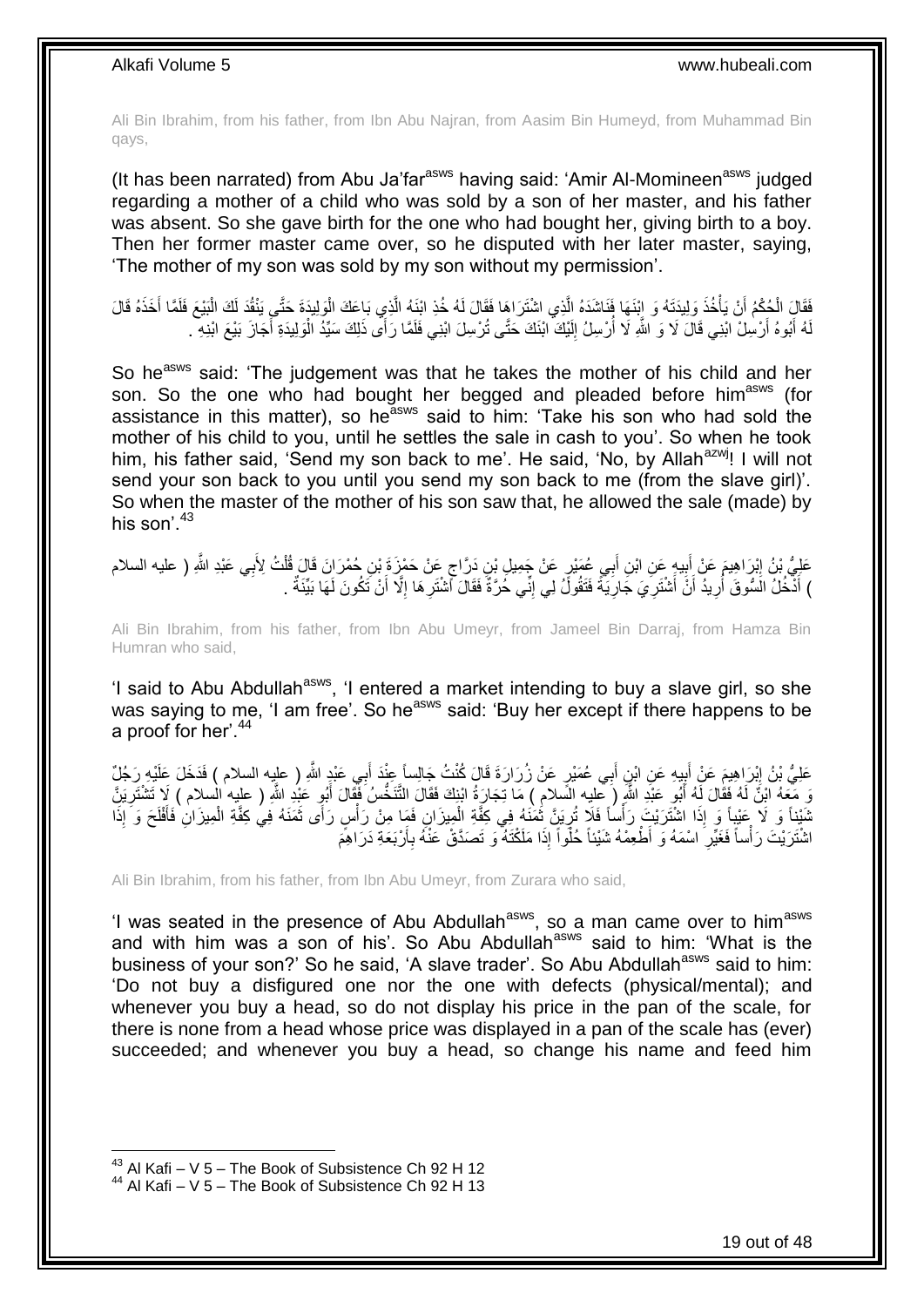Ali Bin Ibrahim, from his father, from Ibn Abu Najran, from Aasim Bin Humeyd, from Muhammad Bin qays,

(It has been narrated) from Abu Ja'far[asws] having said: 'Amir Al-Momineen[asws] judged regarding a mother of a child who was sold by a son of her master, and his father was absent. So she gave birth for the one who had bought her, giving birth to a boy. Then her former master came over, so he disputed with her later master, saying, 'The mother of my son was sold by my son without my permission'.

فَقَالَ الْحُكْمُ أَنْ يَأْخُذَ وَلِيدَتَهُ وَ ابْنَهَا فَنَاشَدَهُ الَّذِي اشْتَرَاهَا فَقَالَ لَهُ خُذِ ابْنَهُ الَّذِي بَاعَكَ الْوَلِيدَةَ حَتَّى يَنْفُذَ لَكَ الْبَيْعَ فَلَمَّا أَخَذَهُ قَالَ لَهُ أَبُوهُ أَرْسِلِ ابْنِي قَالَ لَا وَ اللَّهِ لَا أُرْسِلُ إِلَيْكَ ابْنَكَ حَتَّى تُرْسِلَ ابْنِي فَلَمَّا رَأَى ذَلِكَ سَيِّدُ الْوَلِيدَةِ أَجَازَ بَيْعَ ابْنِهِ .

So he[asws] said: 'The judgement was that he takes the mother of his child and her son. So the one who had bought her begged and pleaded before him[asws] (for assistance in this matter), so he[asws] said to him: 'Take his son who had sold the mother of his child to you, until he settles the sale in cash to you'. So when he took him, his father said, 'Send my son back to me'. He said, 'No, by Allah[azwj]! I will not send your son back to you until you send my son back to me (from the slave girl)'. So when the master of the mother of his son saw that, he allowed the sale (made) by his son'.[43]

عَلِيُّ بْنُ إِبْرَاهِيمَ عَنْ أَبِيهِ عَنِ ابْنِ أَبِي عُمَيْرٍ عَنْ جَمِيلِ بْنِ دَرَّاجٍ عَنْ حَمْزَةَ بْنِ حُمْرَانَ قَالَ قُلْتُ لِأَبِي عَبْدِ اللَّهِ ( عليه السلام ) أَدْخُلُ السُّوقَ أُرِيدُ أَنْ أَشْتَرِيَ جَارِيَةً فَتَقُولُ لِي إِنِّي حُرَّةٌ فَقَالَ اشْتَرِهَا إِلَّا أَنْ تَكُونَ لَهَا بَيِّنَةٌ .

Ali Bin Ibrahim, from his father, from Ibn Abu Umeyr, from Jameel Bin Darraj, from Hamza Bin Humran who said,

'I said to Abu Abdullah[asws], 'I entered a market intending to buy a slave girl, so she was saying to me, 'I am free'. So he[asws] said: 'Buy her except if there happens to be a proof for her'.[44]

عَلِيُّ بْنُ إِبْرَاهِيمَ عَنْ أَبِيهِ عَنِ ابْنِ أَبِي عُمَيْرٍ عَنْ زُرَارَةَ قَالَ كُنْتُ جَالِساً عِنْدَ أَبِي عَبْدِ اللَّهِ ( عليه السلام ) فَدَخَلَ عَلَيْهِ رَجُلٌ وَ مَعَهُ ابْنٌ لَهُ فَقَالَ لَهُ أَبُو عَبْدِ اللَّهِ ( عليه السلام ) مَا تِجَارَةُ ابْنِكَ فَقَالَ التَّنَخُّسُ فَقَالَ أَبُو عَبْدِ اللَّهِ ( عليه السلام ) لَا تَشْتَرِيَنَّ شَيْناً وَ لَا عَيْباً وَ إِذَا اشْتَرَيْتَ رَأْساً فَلَا تُرِيَنَّ ثَمَنَهُ فِي كِفَّةِ الْمِيزَانِ فَمَا مِنْ رَأْسٍ رَأَى ثَمَنَهُ فِي كِفَّةِ الْمِيزَانِ فَأَفْلَحَ وَ إِذَا اشْتَرَيْتَ رَأْساً فَغَيِّرِ اسْمَهُ وَ أَطْعِمْهُ شَيْئاً حُلْواً إِذَا مَلَكْتَهُ وَ تَصَدَّقْ عَنْهُ بِأَرْبَعَةِ دَرَاهِمَ

Ali Bin Ibrahim, from his father, from Ibn Abu Umeyr, from Zurara who said,

'I was seated in the presence of Abu Abdullah[asws], so a man came over to him[asws] and with him was a son of his'. So Abu Abdullah[asws] said to him: 'What is the business of your son?' So he said, 'A slave trader'. So Abu Abdullah[asws] said to him: 'Do not buy a disfigured one nor the one with defects (physical/mental); and whenever you buy a head, so do not display his price in the pan of the scale, for there is none from a head whose price was displayed in a pan of the scale has (ever) succeeded; and whenever you buy a head, so change his name and feed him

[43] Al Kafi – V 5 – The Book of Subsistence Ch 92 H 12
[44] Al Kafi – V 5 – The Book of Subsistence Ch 92 H 13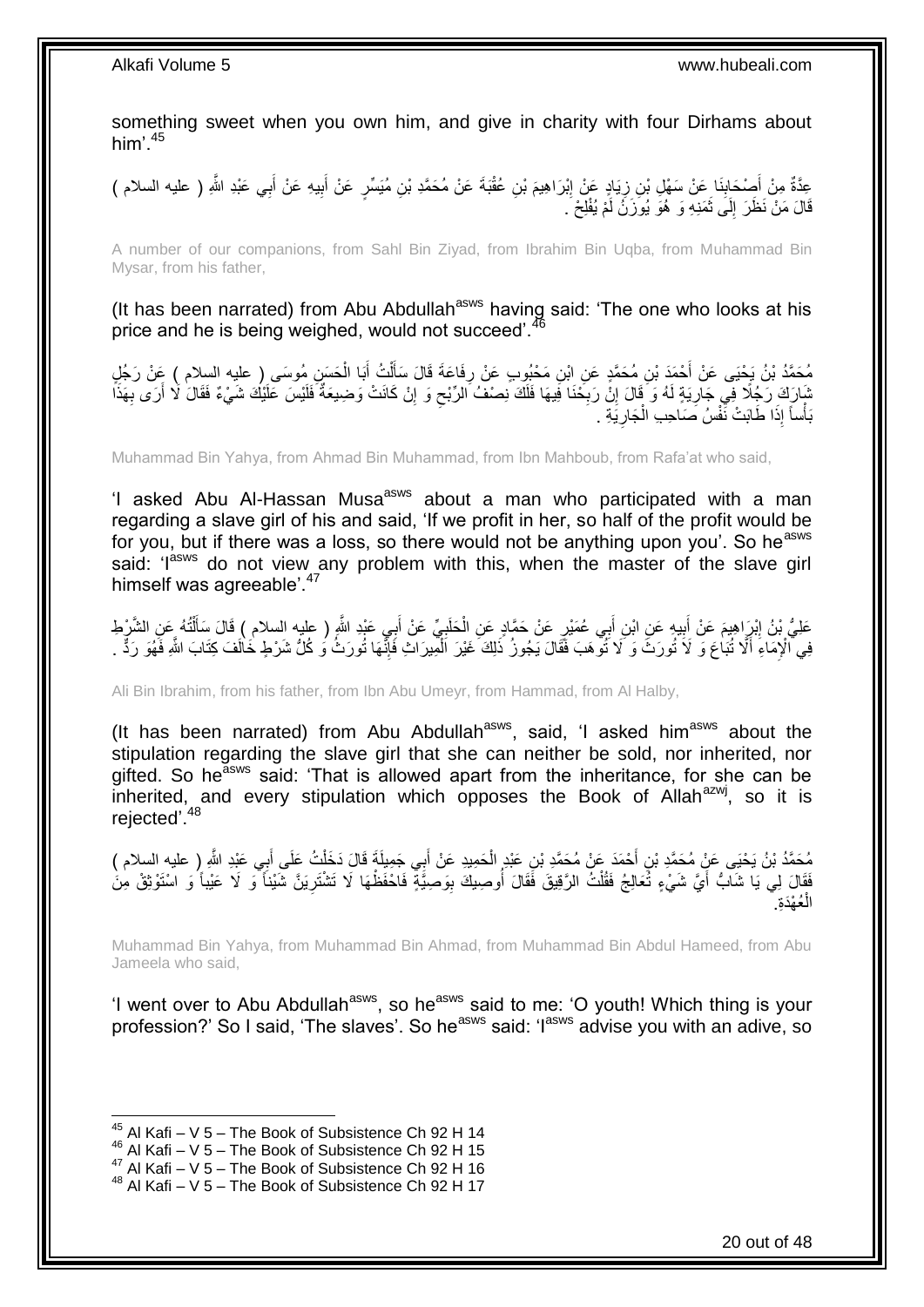something sweet when you own him, and give in charity with four Dirhams about him'.[45]

عِدَّةٌ مِنْ أَصْحَابِنَا عَنْ سَهْلِ بْنِ زِيَادٍ عَنْ إِبْرَاهِيمَ بْنِ عُقْبَةَ عَنْ مُحَمَّدِ بْنِ مُيَسِّرٍ عَنْ أَبِيهِ عَنْ أَبِي عَبْدِ اللَّهِ ( عليه السلام ) قَالَ مَنْ نَظَرَ إِلَى ثَمَنِهِ وَ هُوَ يُوزَنُ لَمْ يُفْلِحْ .

A number of our companions, from Sahl Bin Ziyad, from Ibrahim Bin Uqba, from Muhammad Bin Mysar, from his father,

(It has been narrated) from Abu Abdullah[asws] having said: 'The one who looks at his price and he is being weighed, would not succeed'.[46]

مُحَمَّدُ بْنُ يَحْيَى عَنْ أَحْمَدَ بْنِ مُحَمَّدٍ عَنِ ابْنِ مَحْبُوبٍ عَنْ رِفَاعَةَ قَالَ سَأَلْتُ أَبَا الْحَسَنِ مُوسَى ( عليه السلام ) عَنْ رَجُلٍ شَارَكَ رَجُلًا فِي جَارِيَةٍ لَهُ وَ قَالَ إِنْ رَبِحْنَا فِيهَا فَلَكَ نِصْفُ الرِّبْحِ وَ إِنْ كَانَتْ وَضِيعَةٌ فَلَيْسَ عَلَيْكَ شَيْءٌ فَقَالَ لَا أَرَى بِهَذَا بَأْساً إِذَا طَابَتْ نَفْسُ صَاحِبِ الْجَارِيَةِ .

Muhammad Bin Yahya, from Ahmad Bin Muhammad, from Ibn Mahboub, from Rafa'at who said,

'I asked Abu Al-Hassan Musa[asws] about a man who participated with a man regarding a slave girl of his and said, 'If we profit in her, so half of the profit would be for you, but if there was a loss, so there would not be anything upon you'. So he[asws] said: 'I[asws] do not view any problem with this, when the master of the slave girl himself was agreeable'.[47]

عَلِيُّ بْنُ إِبْرَاهِيمَ عَنْ أَبِيهِ عَنِ ابْنِ أَبِي عُمَيْرٍ عَنْ حَمَّادٍ عَنِ الْحَلَبِيِّ عَنْ أَبِي عَبْدِ اللَّهِ ( عليه السلام ) قَالَ سَأَلْتُهُ عَنِ الشَّرْطِ فِي الْإِمَاءِ أَلَّا تُبَاعَ وَ لَا تُورَثَ وَ لَا تُوهَبَ فَقَالَ يَجُوزُ ذَلِكَ غَيْرَ الْمِيرَاثِ فَإِنَّهَا تُورَثُ وَ كُلُّ شَرْطٍ خَالَفَ كِتَابَ اللَّهِ فَهُوَ رَدٌّ .

Ali Bin Ibrahim, from his father, from Ibn Abu Umeyr, from Hammad, from Al Halby,

(It has been narrated) from Abu Abdullah[asws], said, 'I asked him[asws] about the stipulation regarding the slave girl that she can neither be sold, nor inherited, nor gifted. So he[asws] said: 'That is allowed apart from the inheritance, for she can be inherited, and every stipulation which opposes the Book of Allah[azwj], so it is rejected'.[48]

مُحَمَّدُ بْنُ يَحْيَى عَنْ مُحَمَّدِ بْنِ أَحْمَدَ عَنْ مُحَمَّدِ بْنِ عَبْدِ الْحَمِيدِ عَنْ أَبِي جَمِيلَةَ قَالَ دَخَلْتُ عَلَى أَبِي عَبْدِ اللَّهِ ( عليه السلام ) فَقَالَ لِي يَا شَابُّ أَيَّ شَيْءٍ تُعَالِجُ فَقُلْتُ الرَّقِيقَ فَقَالَ أُوصِيكَ بِوَصِيَّةٍ فَاحْفَظْهَا لَا تَشْتَرِيَنَّ شَيْناً وَ لَا عَيْباً وَ اسْتَوْثِقْ مِنَ الْعُهْدَةِ.

Muhammad Bin Yahya, from Muhammad Bin Ahmad, from Muhammad Bin Abdul Hameed, from Abu Jameela who said,

'I went over to Abu Abdullah[asws], so he[asws] said to me: 'O youth! Which thing is your profession?' So I said, 'The slaves'. So he[asws] said: 'I[asws] advise you with an adive, so

[45] Al Kafi – V 5 – The Book of Subsistence Ch 92 H 14
[46] Al Kafi – V 5 – The Book of Subsistence Ch 92 H 15
[47] Al Kafi – V 5 – The Book of Subsistence Ch 92 H 16
[48] Al Kafi – V 5 – The Book of Subsistence Ch 92 H 17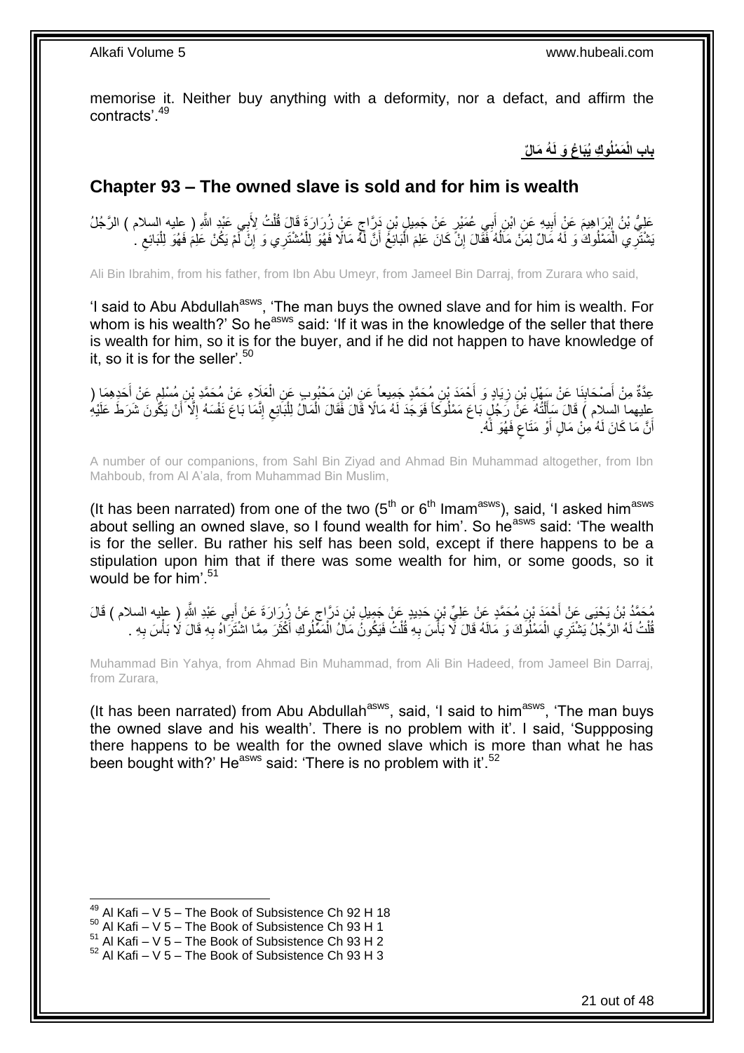memorise it. Neither buy anything with a deformity, nor a defect, and affirm the contracts'.[49]

**باب الْمَمْلُوكِ يُبَاعُ وَ لَهُ مَالٌ**

## Chapter 93 – The owned slave is sold and for him is wealth

عَلِيُّ بْنُ إِبْرَاهِيمَ عَنْ أَبِيهِ عَنِ ابْنِ أَبِي عُمَيْرٍ عَنْ جَمِيلِ بْنِ دَرَّاجٍ عَنْ زُرَارَةَ قَالَ قُلْتُ لِأَبِي عَبْدِ اللَّهِ ( عليه السلام ) الرَّجُلُ يَشْتَرِي الْمَمْلُوكَ وَ لَهُ مَالٌ لِمَنْ مَالُهُ فَقَالَ إِنْ كَانَ عَلِمَ الْبَائِعُ أَنَّ لَهُ مَالًا فَهُوَ لِلْمُشْتَرِي وَ إِنْ لَمْ يَكُنْ عَلِمَ فَهُوَ لِلْبَائِعِ .

Ali Bin Ibrahim, from his father, from Ibn Abu Umeyr, from Jameel Bin Darraj, from Zurara who said,

'I said to Abu Abdullah[asws], 'The man buys the owned slave and for him is wealth. For whom is his wealth?' So he[asws] said: 'If it was in the knowledge of the seller that there is wealth for him, so it is for the buyer, and if he did not happen to have knowledge of it, so it is for the seller'.[50]

عِدَّةٌ مِنْ أَصْحَابِنَا عَنْ سَهْلِ بْنِ زِيَادٍ وَ أَحْمَدَ بْنِ مُحَمَّدٍ جَمِيعاً عَنِ ابْنِ مَحْبُوبٍ عَنِ الْعَلَاءِ عَنْ مُحَمَّدِ بْنِ مُسْلِمٍ عَنْ أَحَدِهِمَا ( عليهما السلام ) قَالَ سَأَلْتُهُ عَنْ رَجُلٍ بَاعَ مَمْلُوكاً فَوَجَدَ لَهُ مَالًا قَالَ فَقَالَ الْمَالُ لِلْبَائِعِ إِنَّمَا بَاعَ نَفْسَهُ إِلَّا أَنْ يَكُونَ شَرَطَ عَلَيْهِ أَنَّ مَا كَانَ لَهُ مِنْ مَالٍ أَوْ مَتَاعٍ فَهُوَ لَهُ.

A number of our companions, from Sahl Bin Ziyad and Ahmad Bin Muhammad altogether, from Ibn Mahboub, from Al A'ala, from Muhammad Bin Muslim,

(It has been narrated) from one of the two ($5^{th}$ or $6^{th}$ Imam[asws]), said, 'I asked him[asws] about selling an owned slave, so I found wealth for him'. So he[asws] said: 'The wealth is for the seller. Bu rather his self has been sold, except if there happens to be a stipulation upon him that if there was some wealth for him, or some goods, so it would be for him'.[51]

مُحَمَّدُ بْنُ يَحْيَى عَنْ أَحْمَدَ بْنِ مُحَمَّدٍ عَنْ عَلِيِّ بْنِ حَدِيدٍ عَنْ جَمِيلِ بْنِ دَرَّاجٍ عَنْ زُرَارَةَ عَنْ أَبِي عَبْدِ اللَّهِ ( عليه السلام ) قَالَ قُلْتُ لَهُ الرَّجُلُ يَشْتَرِي الْمَمْلُوكَ وَ مَالَهُ قَالَ لَا بَأْسَ بِهِ قُلْتُ فَيَكُونُ مَالُ الْمَمْلُوكِ أَكْثَرَ مِمَّا اشْتَرَاهُ بِهِ قَالَ لَا بَأْسَ بِهِ .

Muhammad Bin Yahya, from Ahmad Bin Muhammad, from Ali Bin Hadeed, from Jameel Bin Darraj, from Zurara,

(It has been narrated) from Abu Abdullah[asws], said, 'I said to him[asws], 'The man buys the owned slave and his wealth'. There is no problem with it'. I said, 'Suppposing there happens to be wealth for the owned slave which is more than what he has been bought with?' He[asws] said: 'There is no problem with it'.[52]

---

[49] Al Kafi – V 5 – The Book of Subsistence Ch 92 H 18
[50] Al Kafi – V 5 – The Book of Subsistence Ch 93 H 1
[51] Al Kafi – V 5 – The Book of Subsistence Ch 93 H 2
[52] Al Kafi – V 5 – The Book of Subsistence Ch 93 H 3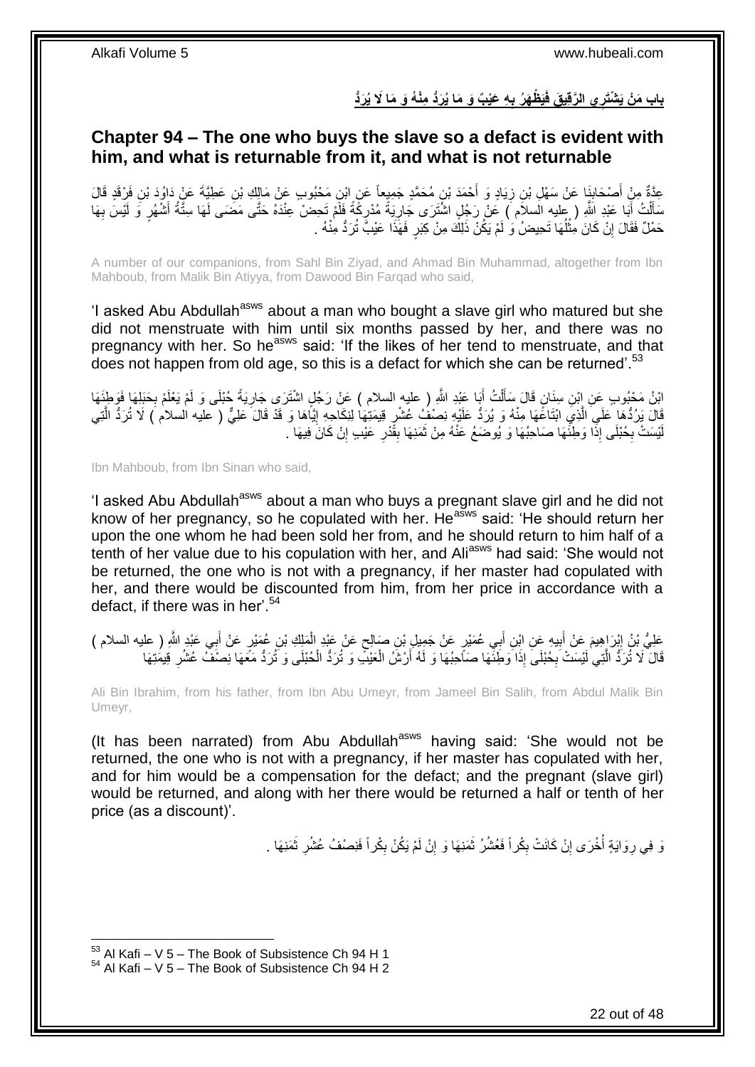## بابِ مَنْ يَشْتَرِي الرَّقِيقَ فَيَظْهَرُ بِهِ عَيْبٌ وَ مَا يُرَدُّ مِنْهُ وَ مَا لَا يُرَدُّ

## Chapter 94 – The one who buys the slave so a defact is evident with him, and what is returnable from it, and what is not returnable

عِدَّةٌ مِنْ أَصْحَابِنَا عَنْ سَهْلِ بْنِ زِيَادٍ وَ أَحْمَدَ بْنِ مُحَمَّدٍ جَمِيعاً عَنِ ابْنِ مَحْبُوبٍ عَنْ مَالِكِ بْنِ عَطِيَّةَ عَنْ دَاوُدَ بْنِ فَرْقَدٍ قَالَ سَأَلْتُ أَبَا عَبْدِ اللَّهِ ( عليه السلام ) عَنْ رَجُلٍ اشْتَرَى جَارِيَةً مُدْرِكَةً فَلَمْ تَحِضْ عِنْدَهُ حَتَّى مَضَى لَهَا سِتَّةُ أَشْهُرٍ وَ لَيْسَ بِهَا حَمْلٌ فَقَالَ إِنْ كَانَ مِثْلُهَا تَحِيضُ وَ لَمْ يَكُنْ ذَلِكَ مِنْ كِبَرٍ فَهَذَا عَيْبٌ تُرَدُّ مِنْهُ .

A number of our companions, from Sahl Bin Ziyad, and Ahmad Bin Muhammad, altogether from Ibn Mahboub, from Malik Bin Atiyya, from Dawood Bin Farqad who said,

'I asked Abu Abdullah[asws] about a man who bought a slave girl who matured but she did not menstruate with him until six months passed by her, and there was no pregnancy with her. So he[asws] said: 'If the likes of her tend to menstruate, and that does not happen from old age, so this is a defact for which she can be returned'.[53]

ابْنُ مَحْبُوبٍ عَنِ ابْنِ سِنَانٍ قَالَ سَأَلْتُ أَبَا عَبْدِ اللَّهِ ( عليه السلام ) عَنْ رَجُلٍ اشْتَرَى جَارِيَةً حُبْلَى وَ لَمْ يَعْلَمْ بِحَبَلِهَا فَوَطِئَهَا قَالَ يَرُدُّهَا عَلَى الَّذِي ابْتَاعَهَا مِنْهُ وَ يُرَدُّ عَلَيْهِ نِصْفُ عُشْرِ قِيمَتِهَا لِنِكَاحِهِ إِيَّاهَا وَ قَدْ قَالَ عَلِيٌّ ( عليه السلام ) لَا تُرَدُّ الَّتِي لَيْسَتْ بِحُبْلَى إِذَا وَطِئَهَا صَاحِبُهَا وَ يُوضَعُ عَنْهُ مِنْ ثَمَنِهَا بِقَدْرِ عَيْبٍ إِنْ كَانَ فِيهَا .

Ibn Mahboub, from Ibn Sinan who said,

'I asked Abu Abdullah[asws] about a man who buys a pregnant slave girl and he did not know of her pregnancy, so he copulated with her. He[asws] said: 'He should return her upon the one whom he had been sold her from, and he should return to him half of a tenth of her value due to his copulation with her, and Ali[asws] had said: 'She would not be returned, the one who is not with a pregnancy, if her master had copulated with her, and there would be discounted from him, from her price in accordance with a defact, if there was in her'.[54]

عَلِيُّ بْنُ إِبْرَاهِيمَ عَنْ أَبِيهِ عَنِ ابْنِ أَبِي عُمَيْرٍ عَنْ جَمِيلِ بْنِ صَالِحٍ عَنْ عَبْدِ الْمَلِكِ بْنِ عُمَيْرٍ عَنْ أَبِي عَبْدِ اللَّهِ ( عليه السلام ) قَالَ لَا تُرَدُّ الَّتِي لَيْسَتْ بِحُبْلَى إِذَا وَطِئَهَا صَاحِبُهَا وَ لَهُ أَرْشُ الْعَيْبِ وَ تُرَدُّ الْحُبْلَى وَ تُرَدُّ مَعَهَا نِصْفُ عُشْرِ قِيمَتِهَا

Ali Bin Ibrahim, from his father, from Ibn Abu Umeyr, from Jameel Bin Salih, from Abdul Malik Bin Umeyr,

(It has been narrated) from Abu Abdullah[asws] having said: 'She would not be returned, the one who is not with a pregnancy, if her master has copulated with her, and for him would be a compensation for the defact; and the pregnant (slave girl) would be returned, and along with her there would be returned a half or tenth of her price (as a discount)'.

وَ فِي رِوَايَةٍ أُخْرَى إِنْ كَانَتْ بِكْراً فَعُشْرُ ثَمَنِهَا وَ إِنْ لَمْ يَكُنْ بِكْراً فَنِصْفُ عُشْرِ ثَمَنِهَا .

[53] Al Kafi – V 5 – The Book of Subsistence Ch 94 H 1
[54] Al Kafi – V 5 – The Book of Subsistence Ch 94 H 2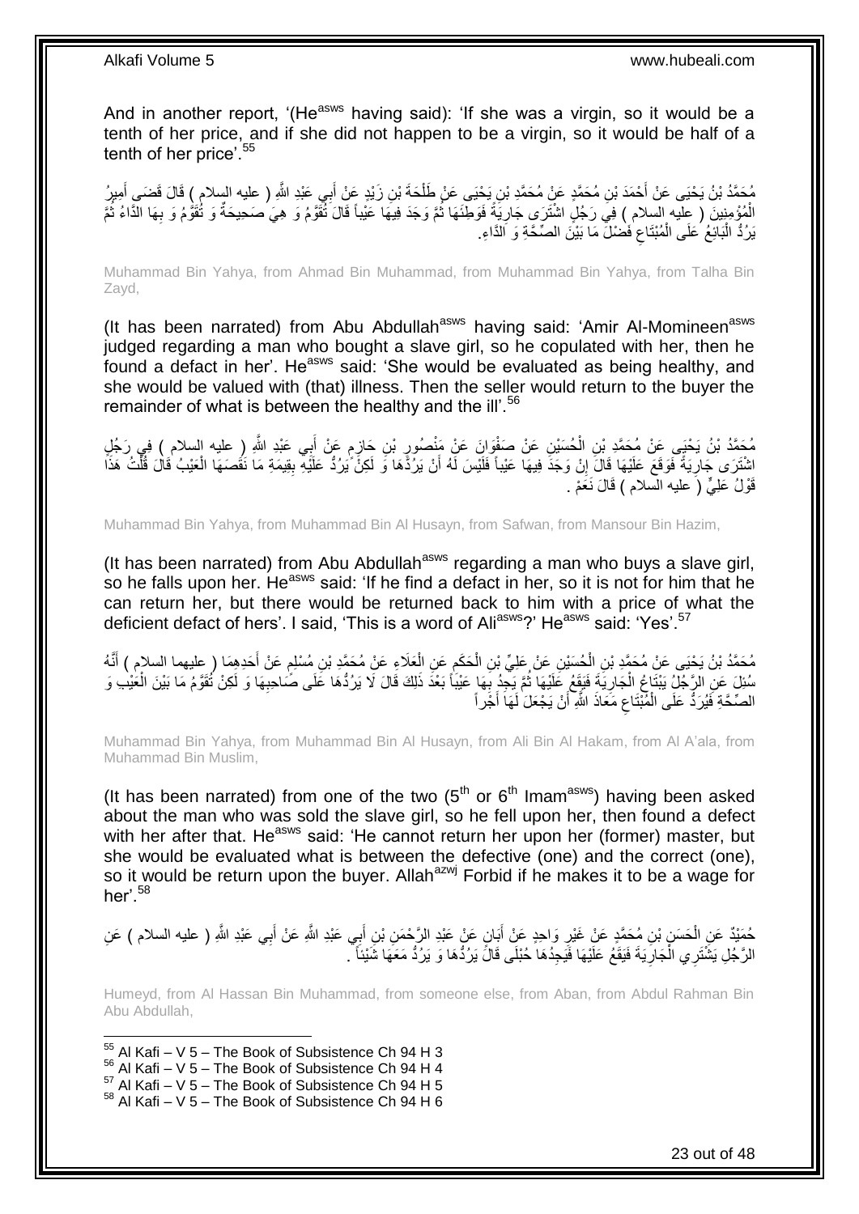And in another report, '(He[asws] having said): 'If she was a virgin, so it would be a tenth of her price, and if she did not happen to be a virgin, so it would be half of a tenth of her price'.[55]

مُحَمَّدُ بْنُ يَحْيَى عَنْ أَحْمَدَ بْنِ مُحَمَّدٍ عَنْ مُحَمَّدِ بْنِ يَحْيَى عَنْ طَلْحَةَ بْنِ زَيْدٍ عَنْ أَبِي عَبْدِ اللَّهِ ( عليه السلام ) قَالَ قَضَى أَمِيرُ الْمُؤْمِنِينَ ( عليه السلام ) فِي رَجُلٍ اشْتَرَى جَارِيَةً فَوَطِئَهَا ثُمَّ وَجَدَ فِيهَا عَيْباً قَالَ تُقَوَّمُ وَ هِيَ صَحِيحَةٌ وَ تُقَوَّمُ وَ بِهَا الدَّاءُ ثُمَّ يَرُدُّ الْبَائِعُ عَلَى الْمُبْتَاعِ فَضْلَ مَا بَيْنَ الصِّحَّةِ وَ الدَّاءِ.

Muhammad Bin Yahya, from Ahmad Bin Muhammad, from Muhammad Bin Yahya, from Talha Bin Zayd,

(It has been narrated) from Abu Abdullah[asws] having said: 'Amir Al-Momineen[asws] judged regarding a man who bought a slave girl, so he copulated with her, then he found a defect in her'. He[asws] said: 'She would be evaluated as being healthy, and she would be valued with (that) illness. Then the seller would return to the buyer the remainder of what is between the healthy and the ill'.[56]

مُحَمَّدُ بْنُ يَحْيَى عَنْ مُحَمَّدِ بْنِ الْحُسَيْنِ عَنْ صَفْوَانَ عَنْ مَنْصُورِ بْنِ حَازِمٍ عَنْ أَبِي عَبْدِ اللَّهِ ( عليه السلام ) فِي رَجُلٍ اشْتَرَى جَارِيَةً فَوَقَعَ عَلَيْهَا قَالَ إِنْ وَجَدَ فِيهَا عَيْباً فَلَيْسَ لَهُ أَنْ يَرُدَّهَا وَ لَكِنْ يَرُدُّ عَلَيْهِ بِقِيمَةِ مَا نَقَصَهَا الْعَيْبُ قَالَ قُلْتُ هَذَا قَوْلُ عَلِيٍّ ( عليه السلام ) قَالَ نَعَمْ .

Muhammad Bin Yahya, from Muhammad Bin Al Husayn, from Safwan, from Mansour Bin Hazim,

(It has been narrated) from Abu Abdullah[asws] regarding a man who buys a slave girl, so he falls upon her. He[asws] said: 'If he find a defect in her, so it is not for him that he can return her, but there would be returned back to him with a price of what the deficient defact of hers'. I said, 'This is a word of Ali[asws]?' He[asws] said: 'Yes'.[57]

مُحَمَّدُ بْنُ يَحْيَى عَنْ مُحَمَّدِ بْنِ الْحُسَيْنِ عَنْ عَلِيِّ بْنِ الْحَكَمِ عَنِ الْعَلَاءِ عَنْ مُحَمَّدِ بْنِ مُسْلِمٍ عَنْ أَحَدِهِمَا ( عليهما السلام ) أَنَّهُ سُئِلَ عَنِ الرَّجُلِ يَبْتَاعُ الْجَارِيَةَ فَيَقَعُ عَلَيْهَا ثُمَّ يَجِدُ بِهَا عَيْباً بَعْدَ ذَلِكَ قَالَ لَا يَرُدُّهَا عَلَى صَاحِبِهَا وَ لَكِنْ تُقَوَّمُ مَا بَيْنَ الْعَيْبِ وَ الصِّحَّةِ فَيُرَدُّ عَلَى الْمُبْتَاعِ مَعَاذَ اللَّهِ أَنْ يَجْعَلَ لَهَا أَجْراً

Muhammad Bin Yahya, from Muhammad Bin Al Husayn, from Ali Bin Al Hakam, from Al A'ala, from Muhammad Bin Muslim,

(It has been narrated) from one of the two (5[th] or 6[th] Imam[asws]) having been asked about the man who was sold the slave girl, so he fell upon her, then found a defect with her after that. He[asws] said: 'He cannot return her upon her (former) master, but she would be evaluated what is between the defective (one) and the correct (one), so it would be return upon the buyer. Allah[azwj] Forbid if he makes it to be a wage for her'.[58]

حُمَيْدٌ عَنِ الْحَسَنِ بْنِ مُحَمَّدٍ عَنْ غَيْرِ وَاحِدٍ عَنْ أَبَانٍ عَنْ عَبْدِ الرَّحْمَنِ بْنِ أَبِي عَبْدِ اللَّهِ عَنْ أَبِي عَبْدِ اللَّهِ ( عليه السلام ) عَنِ الرَّجُلِ يَشْتَرِي الْجَارِيَةَ فَيَقَعُ عَلَيْهَا فَيَجِدُهَا حُبْلَى قَالَ يَرُدُّهَا وَ يَرُدُّ مَعَهَا شَيْئاً .

Humeyd, from Al Hassan Bin Muhammad, from someone else, from Aban, from Abdul Rahman Bin Abu Abdullah,

[55] Al Kafi – V 5 – The Book of Subsistence Ch 94 H 3
[56] Al Kafi – V 5 – The Book of Subsistence Ch 94 H 4
[57] Al Kafi – V 5 – The Book of Subsistence Ch 94 H 5
[58] Al Kafi – V 5 – The Book of Subsistence Ch 94 H 6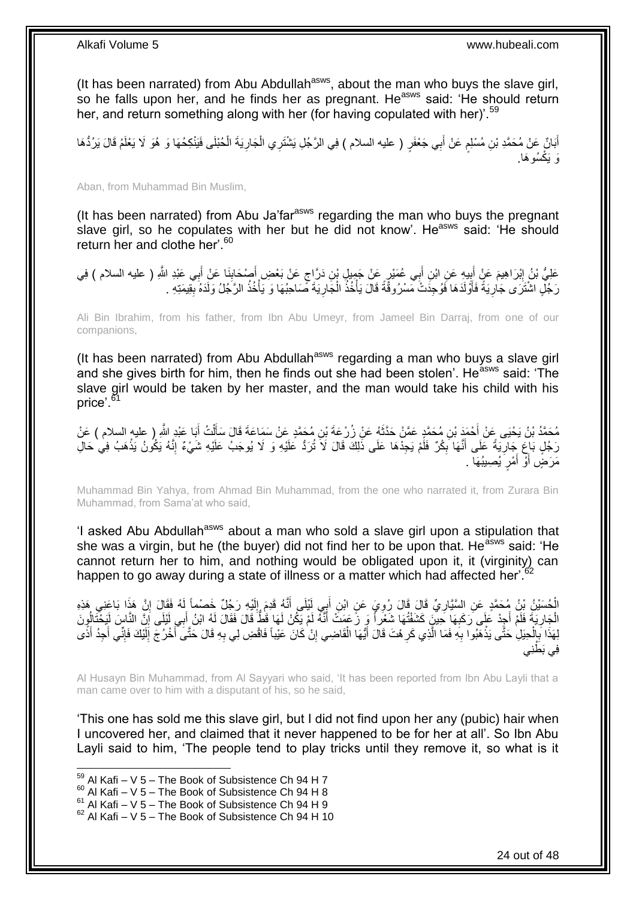(It has been narrated) from Abu Abdullah[asws], about the man who buys the slave girl, so he falls upon her, and he finds her as pregnant. He[asws] said: 'He should return her, and return something along with her (for having copulated with her)'.[59]

أَبَانٌ عَنْ مُحَمَّدِ بْنِ مُسْلِمٍ عَنْ أَبِي جَعْفَرٍ ( عليه السلام ) فِي الرَّجُلِ يَشْتَرِي الْجَارِيَةَ الْحُبْلَى فَيَنْكِحُهَا وَ هُوَ لَا يَعْلَمُ قَالَ يَرُدُّهَا وَ يَكْسُوهَا.

Aban, from Muhammad Bin Muslim,

(It has been narrated) from Abu Ja'far[asws] regarding the man who buys the pregnant slave girl, so he copulates with her but he did not know'. He[asws] said: 'He should return her and clothe her'.[60]

عَلِيُّ بْنُ إِبْرَاهِيمَ عَنْ أَبِيهِ عَنِ ابْنِ أَبِي عُمَيْرٍ عَنْ جَمِيلِ بْنِ دَرَّاجٍ عَنْ بَعْضِ أَصْحَابِنَا عَنْ أَبِي عَبْدِ اللَّهِ ( عليه السلام ) فِي رَجُلٍ اشْتَرَى جَارِيَةً فَأَوْلَدَهَا فَوُجِدَتْ مَسْرُوقَةً قَالَ يَأْخُذُ الْجَارِيَةَ صَاحِبُهَا وَ يَأْخُذُ الرَّجُلُ وَلَدَهُ بِقِيمَتِهِ .

Ali Bin Ibrahim, from his father, from Ibn Abu Umeyr, from Jameel Bin Darraj, from one of our companions,

(It has been narrated) from Abu Abdullah[asws] regarding a man who buys a slave girl and she gives birth for him, then he finds out she had been stolen'. He[asws] said: 'The slave girl would be taken by her master, and the man would take his child with his price'.[61]

مُحَمَّدُ بْنُ يَحْيَى عَنْ أَحْمَدَ بْنِ مُحَمَّدٍ عَمَّنْ حَدَّثَهُ عَنْ زُرْعَةَ بْنِ مُحَمَّدٍ عَنْ سَمَاعَةَ قَالَ سَأَلْتُ أَبَا عَبْدِ اللَّهِ ( عليه السلام ) عَنْ رَجُلٍ بَاعَ جَارِيَةً عَلَى أَنَّهَا بِكْرٌ فَلَمْ يَجِدْهَا عَلَى ذَلِكَ قَالَ لَا تُرَدُّ عَلَيْهِ وَ لَا يُوجَبُ عَلَيْهِ شَيْءٌ إِنَّهُ يَكُونُ يَذْهَبُ فِي حَالِ مَرَضٍ أَوْ أَمْرٍ يُصِيبُهَا .

Muhammad Bin Yahya, from Ahmad Bin Muhammad, from the one who narrated it, from Zurara Bin Muhammad, from Sama'at who said,

'I asked Abu Abdullah[asws] about a man who sold a slave girl upon a stipulation that she was a virgin, but he (the buyer) did not find her to be upon that. He[asws] said: 'He cannot return her to him, and nothing would be obligated upon it, it (virginity) can happen to go away during a state of illness or a matter which had affected her'.[62]

الْحُسَيْنُ بْنُ مُحَمَّدٍ عَنِ السَّيَّارِيِّ قَالَ قَالَ رُوِيَ عَنِ ابْنِ أَبِي لَيْلَى أَنَّهُ قَدِمَ إِلَيْهِ رَجُلٌ خَصْماً لَهُ فَقَالَ إِنَّ هَذَا بَاعَنِي هَذِهِ الْجَارِيَةَ فَلَمْ أَجِدْ عَلَى رَكَبِهَا حِينَ كَشَفْتُهَا شَعْراً وَ زَعَمَتْ أَنَّهُ لَمْ يَكُنْ لَهَا قَطُّ قَالَ فَقَالَ لَهُ ابْنُ أَبِي لَيْلَى إِنَّ النَّاسَ لَيَحْتَالُونَ لِهَذَا بِالْحِيَلِ حَتَّى يَذْهَبُوا بِهِ فَمَا الَّذِي كَرِهْتَ قَالَ أَيُّهَا الْقَاضِي إِنْ كَانَ عَيْباً فَاقْضِ لِي بِهِ قَالَ حَتَّى أَخْرُجَ إِلَيْكَ فَإِنِّي أَجِدُ أَذًى فِي بَطْنِي

Al Husayn Bin Muhammad, from Al Sayyari who said, 'It has been reported from Ibn Abu Layli that a man came over to him with a disputant of his, so he said,

'This one has sold me this slave girl, but I did not find upon her any (pubic) hair when I uncovered her, and claimed that it never happened to be for her at all'. So Ibn Abu Layli said to him, 'The people tend to play tricks until they remove it, so what is it

[59] Al Kafi – V 5 – The Book of Subsistence Ch 94 H 7
[60] Al Kafi – V 5 – The Book of Subsistence Ch 94 H 8
[61] Al Kafi – V 5 – The Book of Subsistence Ch 94 H 9
[62] Al Kafi – V 5 – The Book of Subsistence Ch 94 H 10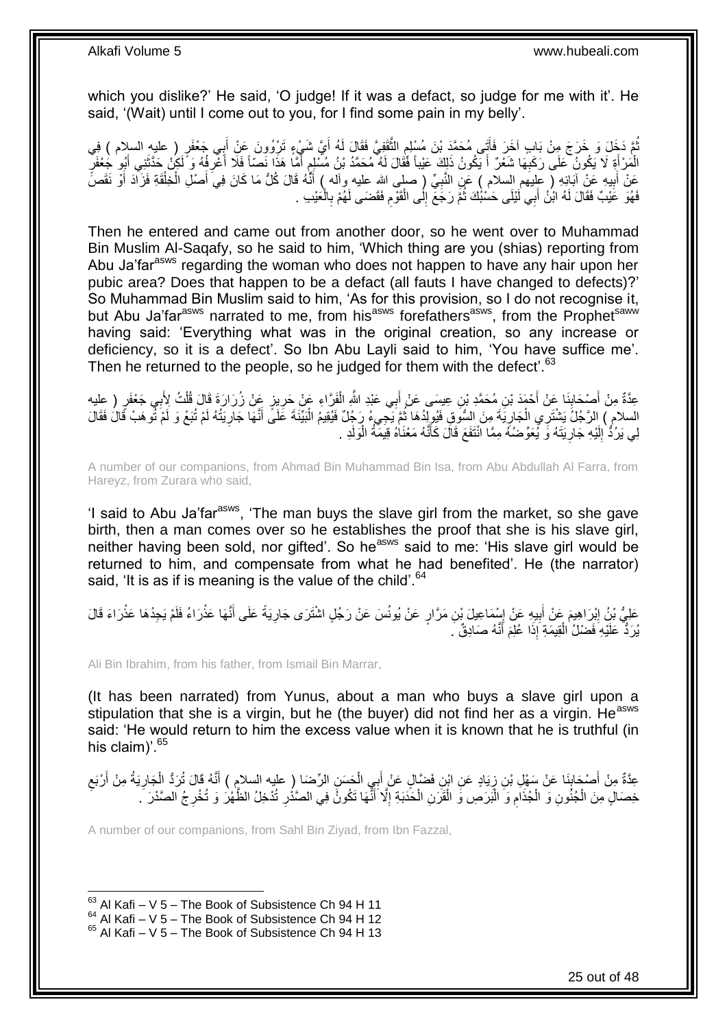which you dislike?' He said, 'O judge! If it was a defact, so judge for me with it'. He said, '(Wait) until I come out to you, for I find some pain in my belly'.

ثُمَّ دَخَلَ وَ خَرَجَ مِنْ بَابٍ آخَرَ فَأَتَى مُحَمَّدَ بْنَ مُسْلِمٍ الثَّقَفِيَّ فَقَالَ لَهُ أَيَّ شَيْءٍ تَرْوُونَ عَنْ أَبِي جَعْفَرٍ ( عليه السلام ) فِي الْمَرْأَةِ لَا يَكُونُ عَلَى رَكَبِهَا شَعْرٌ أَ يَكُونُ ذَلِكَ عَيْباً فَقَالَ لَهُ مُحَمَّدُ بْنُ مُسْلِمٍ أَمَّا هَذَا نَصّاً فَلَا أَعْرِفُهُ وَ لَكِنْ حَدَّثَنِي أَبُو جَعْفَرٍ عَنْ أَبِيهِ عَنْ آبَائِهِ ( عليهم السلام ) عَنِ النَّبِيِّ ( صلى الله عليه وآله ) أَنَّهُ قَالَ كُلُّ مَا كَانَ فِي أَصْلِ الْخِلْقَةِ فَزَادَ أَوْ نَقَصَ فَهُوَ عَيْبٌ فَقَالَ لَهُ ابْنُ أَبِي لَيْلَى حَسْبُكَ ثُمَّ رَجَعَ إِلَى الْقَوْمِ فَقَضَى لَهُمْ بِالْعَيْبِ .

Then he entered and came out from another door, so he went over to Muhammad Bin Muslim Al-Saqafy, so he said to him, 'Which thing are you (shias) reporting from Abu Ja'far[asws] regarding the woman who does not happen to have any hair upon her pubic area? Does that happen to be a defact (all fauts I have changed to defects)?' So Muhammad Bin Muslim said to him, 'As for this provision, so I do not recognise it, but Abu Ja'far[asws] narrated to me, from his[asws] forefathers[asws], from the Prophet[saww] having said: 'Everything what was in the original creation, so any increase or deficiency, so it is a defect'. So Ibn Abu Layli said to him, 'You have suffice me'. Then he returned to the people, so he judged for them with the defect'.[63]

عِدَّةٌ مِنْ أَصْحَابِنَا عَنْ أَحْمَدَ بْنِ مُحَمَّدِ بْنِ عِيسَى عَنْ أَبِي عَبْدِ اللَّهِ الْفَرَّاءِ عَنْ حَرِيزٍ عَنْ زُرَارَةَ قَالَ قُلْتُ لِأَبِي جَعْفَرٍ ( عليه السلام ) الرَّجُلُ يَشْتَرِي الْجَارِيَةَ مِنَ السُّوقِ فَيُولِدُهَا ثُمَّ يَجِيءُ رَجُلٌ فَيُقِيمُ الْبَيِّنَةَ عَلَى أَنَّهَا جَارِيَتُهُ لَمْ تُبَعْ وَ لَمْ تُوهَبْ قَالَ فَقَالَ لِي يَرُدُّ إِلَيْهِ جَارِيَتَهُ وَ يُعَوِّضُهُ مِمَّا انْتَفَعَ قَالَ كَأَنَّهُ مَعْنَاهُ قِيمَةُ الْوَلَدِ .

A number of our companions, from Ahmad Bin Muhammad Bin Isa, from Abu Abdullah Al Farra, from Hareyz, from Zurara who said,

'I said to Abu Ja'far[asws], 'The man buys the slave girl from the market, so she gave birth, then a man comes over so he establishes the proof that she is his slave girl, neither having been sold, nor gifted'. So he[asws] said to me: 'His slave girl would be returned to him, and compensate from what he had benefited'. He (the narrator) said, 'It is as if is meaning is the value of the child'.[64]

عَلِيُّ بْنُ إِبْرَاهِيمَ عَنْ أَبِيهِ عَنْ إِسْمَاعِيلَ بْنِ مَرَّارٍ عَنْ يُونُسَ عَنْ رَجُلٍ اشْتَرَى جَارِيَةً عَلَى أَنَّهَا عَذْرَاءُ فَلَمْ يَجِدْهَا عَذْرَاءَ قَالَ يُرَدُّ عَلَيْهِ فَضْلُ الْقِيمَةِ إِذَا عُلِمَ أَنَّهُ صَادِقٌ .

Ali Bin Ibrahim, from his father, from Ismail Bin Marrar,

(It has been narrated) from Yunus, about a man who buys a slave girl upon a stipulation that she is a virgin, but he (the buyer) did not find her as a virgin. He[asws] said: 'He would return to him the excess value when it is known that he is truthful (in his claim)'.[65]

عِدَّةٌ مِنْ أَصْحَابِنَا عَنْ سَهْلِ بْنِ زِيَادٍ عَنِ ابْنِ فَضَّالٍ عَنْ أَبِي الْحَسَنِ الرِّضَا ( عليه السلام ) أَنَّهُ قَالَ تُرَدُّ الْجَارِيَةُ مِنْ أَرْبَعِ خِصَالٍ مِنَ الْجُنُونِ وَ الْجُذَامِ وَ الْبَرَصِ وَ الْقَرَنِ الْحَدَبَةِ إِلَّا أَنَّهَا تَكُونُ فِي الصَّدْرِ تُدْخِلُ الظَّهْرَ وَ تُخْرِجُ الصَّدْرَ .

A number of our companions, from Sahl Bin Ziyad, from Ibn Fazzal,

[63] Al Kafi – V 5 – The Book of Subsistence Ch 94 H 11
[64] Al Kafi – V 5 – The Book of Subsistence Ch 94 H 12
[65] Al Kafi – V 5 – The Book of Subsistence Ch 94 H 13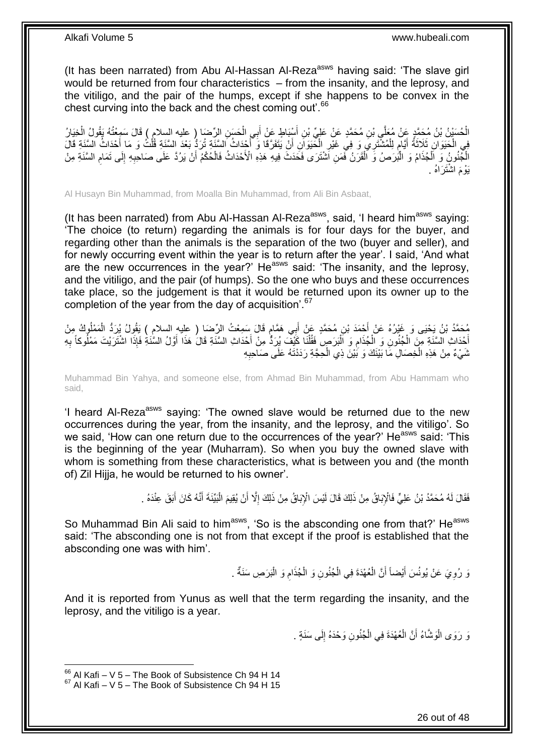(It has been narrated) from Abu Al-Hassan Al-Reza[asws] having said: 'The slave girl would be returned from four characteristics – from the insanity, and the leprosy, and the vitiligo, and the pair of the humps, except if she happens to be convex in the chest curving into the back and the chest coming out'.[66]

الْحُسَيْنُ بْنُ مُحَمَّدٍ عَنْ مُعَلَّى بْنِ مُحَمَّدٍ عَنْ عَلِيِّ بْنِ أَسْبَاطٍ عَنْ أَبِي الْحَسَنِ الرِّضَا ( عليه السلام ) قَالَ سَمِعْتُهُ يَقُولُ الْخِيَارُ فِي الْحَيَوَانِ ثَلَاثَةُ أَيَّامٍ لِلْمُشْتَرِي وَ فِي غَيْرِ الْحَيَوَانِ أَنْ يَتَفَرَّقَا وَ أَحْدَاثُ السَّنَةِ تُرَدُّ بَعْدَ السَّنَةِ قُلْتُ وَ مَا أَحْدَاثُ السَّنَةِ قَالَ الْجُنُونُ وَ الْجُذَامُ وَ الْبَرَصُ وَ الْقَرَنُ فَمَنِ اشْتَرَى فَحَدَثَ فِيهِ هَذِهِ الْأَحْدَاثُ فَالْحُكْمُ أَنْ يَرُدَّ عَلَى صَاحِبِهِ إِلَى تَمَامِ السَّنَةِ مِنْ يَوْمَ اشْتَرَاهُ .

Al Husayn Bin Muhammad, from Moalla Bin Muhammad, from Ali Bin Asbaat,

(It has been narrated) from Abu Al-Hassan Al-Reza[asws], said, 'I heard him[asws] saying: 'The choice (to return) regarding the animals is for four days for the buyer, and regarding other than the animals is the separation of the two (buyer and seller), and for newly occurring event within the year is to return after the year'. I said, 'And what are the new occurrences in the year?' He[asws] said: 'The insanity, and the leprosy, and the vitiligo, and the pair (of humps). So the one who buys and these occurrences take place, so the judgement is that it would be returned upon its owner up to the completion of the year from the day of acquisition'.[67]

مُحَمَّدُ بْنُ يَحْيَى وَ غَيْرُهُ عَنْ أَحْمَدَ بْنِ مُحَمَّدٍ عَنْ أَبِي هَمَّامٍ قَالَ سَمِعْتُ الرِّضَا ( عليه السلام ) يَقُولُ يُرَدُّ الْمَمْلُوكُ مِنْ أَحْدَاثِ السَّنَةِ مِنَ الْجُنُونِ وَ الْجُذَامِ وَ الْبَرَصِ فَقُلْنَا كَيْفَ يُرَدُّ مِنْ أَحْدَاثِ السَّنَةِ قَالَ هَذَا أَوَّلُ السَّنَةِ فَإِذَا اشْتَرَيْتَ مَمْلُوكاً بِهِ شَيْءٌ مِنْ هَذِهِ الْخِصَالِ مَا بَيْنَكَ وَ بَيْنَ ذِي الْحِجَّةِ رَدَدْتَهُ عَلَى صَاحِبِهِ

Muhammad Bin Yahya, and someone else, from Ahmad Bin Muhammad, from Abu Hammam who said,

'I heard Al-Reza[asws] saying: 'The owned slave would be returned due to the new occurrences during the year, from the insanity, and the leprosy, and the vitiligo'. So we said, 'How can one return due to the occurrences of the year?' He[asws] said: 'This is the beginning of the year (Muharram). So when you buy the owned slave with whom is something from these characteristics, what is between you and (the month of) Zil Hijja, he would be returned to his owner'.

فَقَالَ لَهُ مُحَمَّدُ بْنُ عَلِيٍّ فَالْإِبَاقُ مِنْ ذَلِكَ قَالَ لَيْسَ الْإِبَاقُ مِنْ ذَلِكَ إِلَّا أَنْ يُقِيمَ الْبَيِّنَةَ أَنَّهُ كَانَ أَبَقَ عِنْدَهُ .

So Muhammad Bin Ali said to him[asws], 'So is the absconding one from that?' He[asws] said: 'The absconding one is not from that except if the proof is established that the absconding one was with him'.

وَ رُوِيَ عَنْ يُونُسَ أَيْضاً أَنَّ الْعُهْدَةَ فِي الْجُنُونِ وَ الْجُذَامِ وَ الْبَرَصِ سَنَةٌ .

And it is reported from Yunus as well that the term regarding the insanity, and the leprosy, and the vitiligo is a year.

وَ رَوَى الْوَشَّاءُ أَنَّ الْعُهْدَةَ فِي الْجُنُونِ وَحْدَهُ إِلَى سَنَةٍ .

[66] Al Kafi – V 5 – The Book of Subsistence Ch 94 H 14
[67] Al Kafi – V 5 – The Book of Subsistence Ch 94 H 15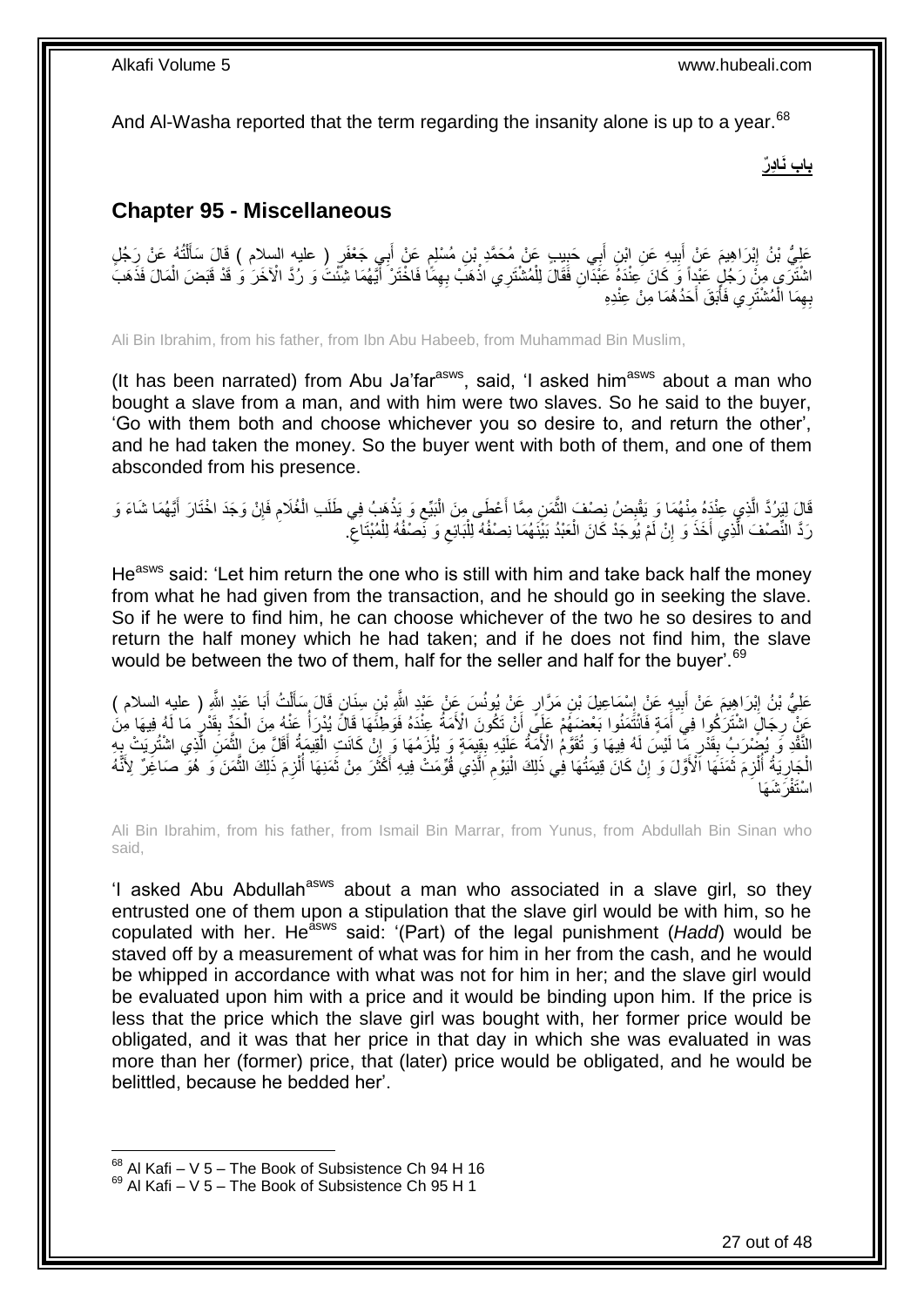And Al-Washa reported that the term regarding the insanity alone is up to a year.[68]

**باب نَادِرٌ**

## Chapter 95 - Miscellaneous

عَلِيُّ بْنُ إِبْرَاهِيمَ عَنْ أَبِيهِ عَنِ ابْنِ أَبِي حَبِيبٍ عَنْ مُحَمَّدِ بْنِ مُسْلِمٍ عَنْ أَبِي جَعْفَرٍ ( عليه السلام ) قَالَ سَأَلْتُهُ عَنْ رَجُلٍ اشْتَرَى مِنْ رَجُلٍ عَبْداً وَ كَانَ عِنْدَهُ عَبْدَانِ فَقَالَ لِلْمُشْتَرِي اذْهَبْ بِهِمَا فَاخْتَرْ أَيَّهُمَا شِئْتَ وَ رُدَّ الْآخَرَ وَ قَدْ قَبَضَ الْمَالَ فَذَهَبَ بِهِمَا الْمُشْتَرِي فَأَبَقَ أَحَدُهُمَا مِنْ عِنْدِهِ

Ali Bin Ibrahim, from his father, from Ibn Abu Habeeb, from Muhammad Bin Muslim,

(It has been narrated) from Abu Ja'far[asws], said, 'I asked him[asws] about a man who bought a slave from a man, and with him were two slaves. So he said to the buyer, 'Go with them both and choose whichever you so desire to, and return the other', and he had taken the money. So the buyer went with both of them, and one of them absconded from his presence.

قَالَ لِيَرُدَّ الَّذِي عِنْدَهُ مِنْهُمَا وَ يَقْبِضُ نِصْفَ الثَّمَنِ مِمَّا أَعْطَى مِنَ الْبَيْعِ وَ يَذْهَبُ فِي طَلَبِ الْغُلَامِ فَإِنْ وَجَدَ اخْتَارَ أَيَّهُمَا شَاءَ وَ رَدَّ النِّصْفَ الَّذِي أَخَذَ وَ إِنْ لَمْ يُوجَدْ كَانَ الْعَبْدُ بَيْنَهُمَا نِصْفُهُ لِلْبَائِعِ وَ نِصْفُهُ لِلْمُبْتَاعِ.

He[asws] said: 'Let him return the one who is still with him and take back half the money from what he had given from the transaction, and he should go in seeking the slave. So if he were to find him, he can choose whichever of the two he so desires to and return the half money which he had taken; and if he does not find him, the slave would be between the two of them, half for the seller and half for the buyer'.[69]

عَلِيُّ بْنُ إِبْرَاهِيمَ عَنْ أَبِيهِ عَنْ إِسْمَاعِيلَ بْنِ مَرَّارٍ عَنْ يُونُسَ عَنْ عَبْدِ اللَّهِ بْنِ سِنَانٍ قَالَ سَأَلْتُ أَبَا عَبْدِ اللَّهِ ( عليه السلام ) عَنْ رِجَالٍ اشْتَرَكُوا فِي أَمَةٍ فَائْتَمَنُوا بَعْضَهُمْ عَلَى أَنْ تَكُونَ الْأَمَةُ عِنْدَهُ فَوَطِئَهَا قَالَ يُدْرَأُ عَنْهُ مِنَ الْحَدِّ بِقَدْرِ مَا لَهُ فِيهَا مِنَ النَّقْدِ وَ يُضْرَبُ بِقَدْرِ مَا لَيْسَ لَهُ فِيهَا وَ تُقَوَّمُ الْأَمَةُ عَلَيْهِ بِقِيمَةٍ وَ يُلْزَمُهَا وَ إِنْ كَانَتِ الْقِيمَةُ أَقَلَّ مِنَ الثَّمَنِ الَّذِي اشْتُرِيَتْ بِهِ الْجَارِيَةُ أُلْزِمَ ثَمَنَهَا الْأَوَّلَ وَ إِنْ كَانَ قِيمَتُهَا فِي ذَلِكَ الْيَوْمِ الَّذِي قُوِّمَتْ فِيهِ أَكْثَرَ مِنْ ثَمَنِهَا أُلْزِمَ ذَلِكَ الثَّمَنَ وَ هُوَ صَاغِرٌ لِأَنَّهُ اسْتَفْرَشَهَا

Ali Bin Ibrahim, from his father, from Ismail Bin Marrar, from Yunus, from Abdullah Bin Sinan who said,

'I asked Abu Abdullah[asws] about a man who associated in a slave girl, so they entrusted one of them upon a stipulation that the slave girl would be with him, so he copulated with her. He[asws] said: '(Part) of the legal punishment (*Hadd*) would be staved off by a measurement of what was for him in her from the cash, and he would be whipped in accordance with what was not for him in her; and the slave girl would be evaluated upon him with a price and it would be binding upon him. If the price is less that the price which the slave girl was bought with, her former price would be obligated, and it was that her price in that day in which she was evaluated in was more than her (former) price, that (later) price would be obligated, and he would be belittled, because he bedded her'.

[68] Al Kafi – V 5 – The Book of Subsistence Ch 94 H 16
[69] Al Kafi – V 5 – The Book of Subsistence Ch 95 H 1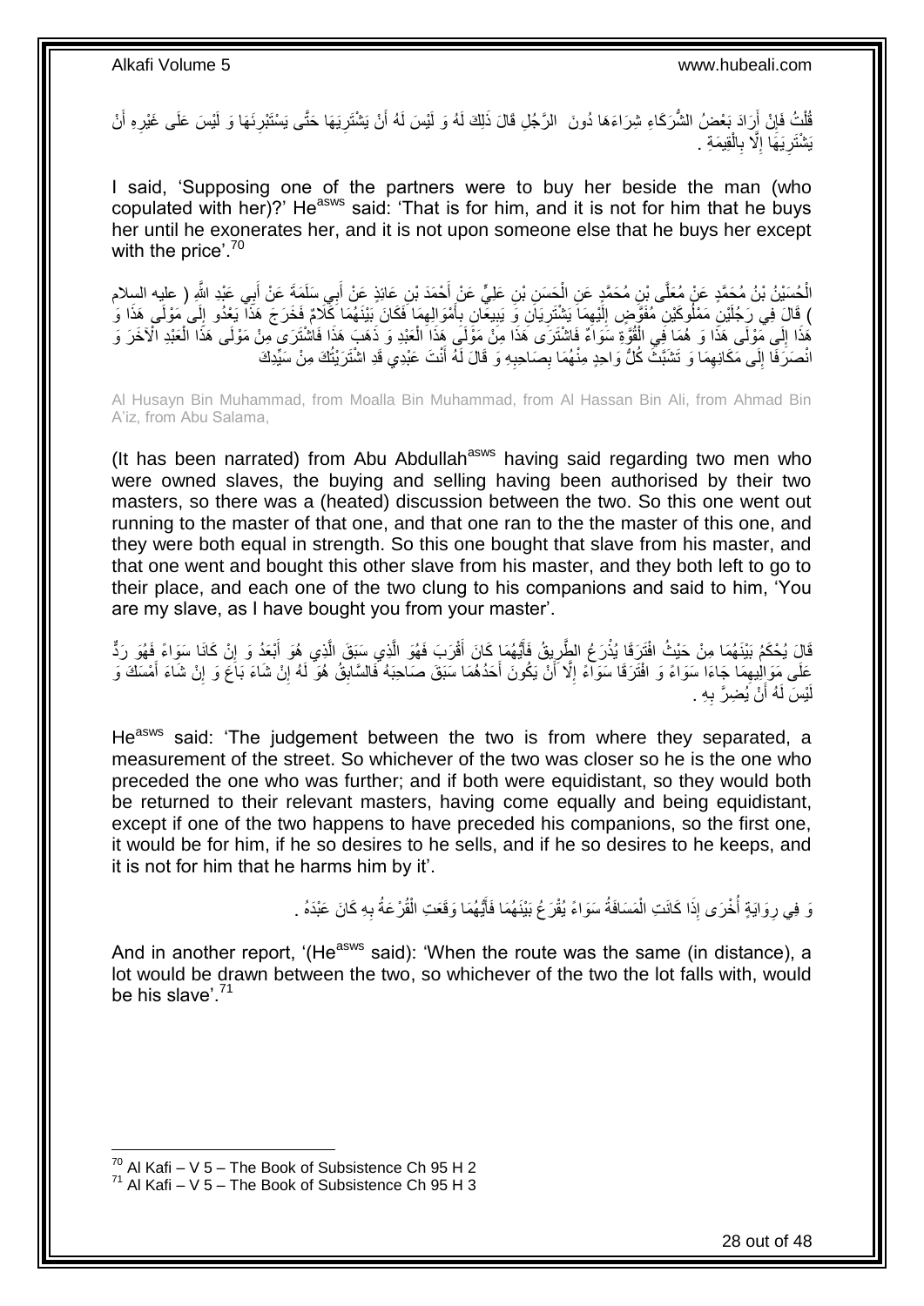قُلْتُ فَإِنْ أَرَادَ بَعْضُ الشُّرَكَاءِ شِرَاءَهَا دُونَ الرَّجُلِ قَالَ ذَلِكَ لَهُ وَ لَيْسَ لَهُ أَنْ يَشْتَرِيَهَا حَتَّى يَسْتَبْرِئَهَا وَ لَيْسَ عَلَى غَيْرِهِ أَنْ يَشْتَرِيَهَا إِلَّا بِالْقِيمَةِ .

I said, 'Supposing one of the partners were to buy her beside the man (who copulated with her)?' He[asws] said: 'That is for him, and it is not for him that he buys her until he exonerates her, and it is not upon someone else that he buys her except with the price'.[70]

الْحُسَيْنُ بْنُ مُحَمَّدٍ عَنْ مُعَلَّى بْنِ مُحَمَّدٍ عَنِ الْحَسَنِ بْنِ عَلِيٍّ عَنْ أَحْمَدَ بْنِ عَائِذٍ عَنْ أَبِي سَلَمَةَ عَنْ أَبِي عَبْدِ اللَّهِ ( عليه السلام ) قَالَ فِي رَجُلَيْنِ مَمْلُوكَيْنِ مُفَوَّضٍ إِلَيْهِمَا يَشْتَرِيَانِ وَ يَبِيعَانِ بِأَمْوَالِهِمَا فَكَانَ بَيْنَهُمَا كَلَامٌ فَخَرَجَ هَذَا يَعْدُو إِلَى مَوْلَى هَذَا وَ هَذَا إِلَى مَوْلَى هَذَا وَ هُمَا فِي الْقُوَّةِ سَوَاءٌ فَاشْتَرَى هَذَا مِنْ مَوْلَى هَذَا الْعَبْدِ وَ ذَهَبَ هَذَا فَاشْتَرَى مِنْ مَوْلَى هَذَا الْعَبْدِ الْآخَرَ وَ انْصَرَفَا إِلَى مَكَانِهِمَا وَ تَشَبَّثَ كُلُّ وَاحِدٍ مِنْهُمَا بِصَاحِبِهِ وَ قَالَ لَهُ أَنْتَ عَبْدِي قَدِ اشْتَرَيْتُكَ مِنْ سَيِّدِكَ

Al Husayn Bin Muhammad, from Moalla Bin Muhammad, from Al Hassan Bin Ali, from Ahmad Bin A'iz, from Abu Salama,

(It has been narrated) from Abu Abdullah[asws] having said regarding two men who were owned slaves, the buying and selling having been authorised by their two masters, so there was a (heated) discussion between the two. So this one went out running to the master of that one, and that one ran to the the master of this one, and they were both equal in strength. So this one bought that slave from his master, and that one went and bought this other slave from his master, and they both left to go to their place, and each one of the two clung to his companions and said to him, 'You are my slave, as I have bought you from your master'.

قَالَ يُحْكَمُ بَيْنَهُمَا مِنْ حَيْثُ افْتَرَقَا يُذْرَعُ الطَّرِيقُ فَأَيُّهُمَا كَانَ أَقْرَبَ فَهُوَ الَّذِي سَبَقَ الَّذِي هُوَ أَبْعَدُ وَ إِنْ كَانَا سَوَاءً فَهُوَ رَدٌّ عَلَى مَوَالِيهِمَا جَاءَا سَوَاءً وَ افْتَرَقَا سَوَاءً إِلَّا أَنْ يَكُونَ أَحَدُهُمَا سَبَقَ صَاحِبَهُ فَالسَّابِقُ هُوَ لَهُ إِنْ شَاءَ بَاعَ وَ إِنْ شَاءَ أَمْسَكَ وَ لَيْسَ لَهُ أَنْ يُضِرَّ بِهِ .

He[asws] said: 'The judgement between the two is from where they separated, a measurement of the street. So whichever of the two was closer so he is the one who preceded the one who was further; and if both were equidistant, so they would both be returned to their relevant masters, having come equally and being equidistant, except if one of the two happens to have preceded his companions, so the first one, it would be for him, if he so desires to he sells, and if he so desires to he keeps, and it is not for him that he harms him by it'.

وَ فِي رِوَايَةٍ أُخْرَى إِذَا كَانَتِ الْمَسَافَةُ سَوَاءً يُقْرَعُ بَيْنَهُمَا فَأَيُّهُمَا وَقَعَتِ الْقُرْعَةُ بِهِ كَانَ عَبْدَهُ .

And in another report, '(He[asws] said): 'When the route was the same (in distance), a lot would be drawn between the two, so whichever of the two the lot falls with, would be his slave'.[71]

[70] Al Kafi – V 5 – The Book of Subsistence Ch 95 H 2
[71] Al Kafi – V 5 – The Book of Subsistence Ch 95 H 3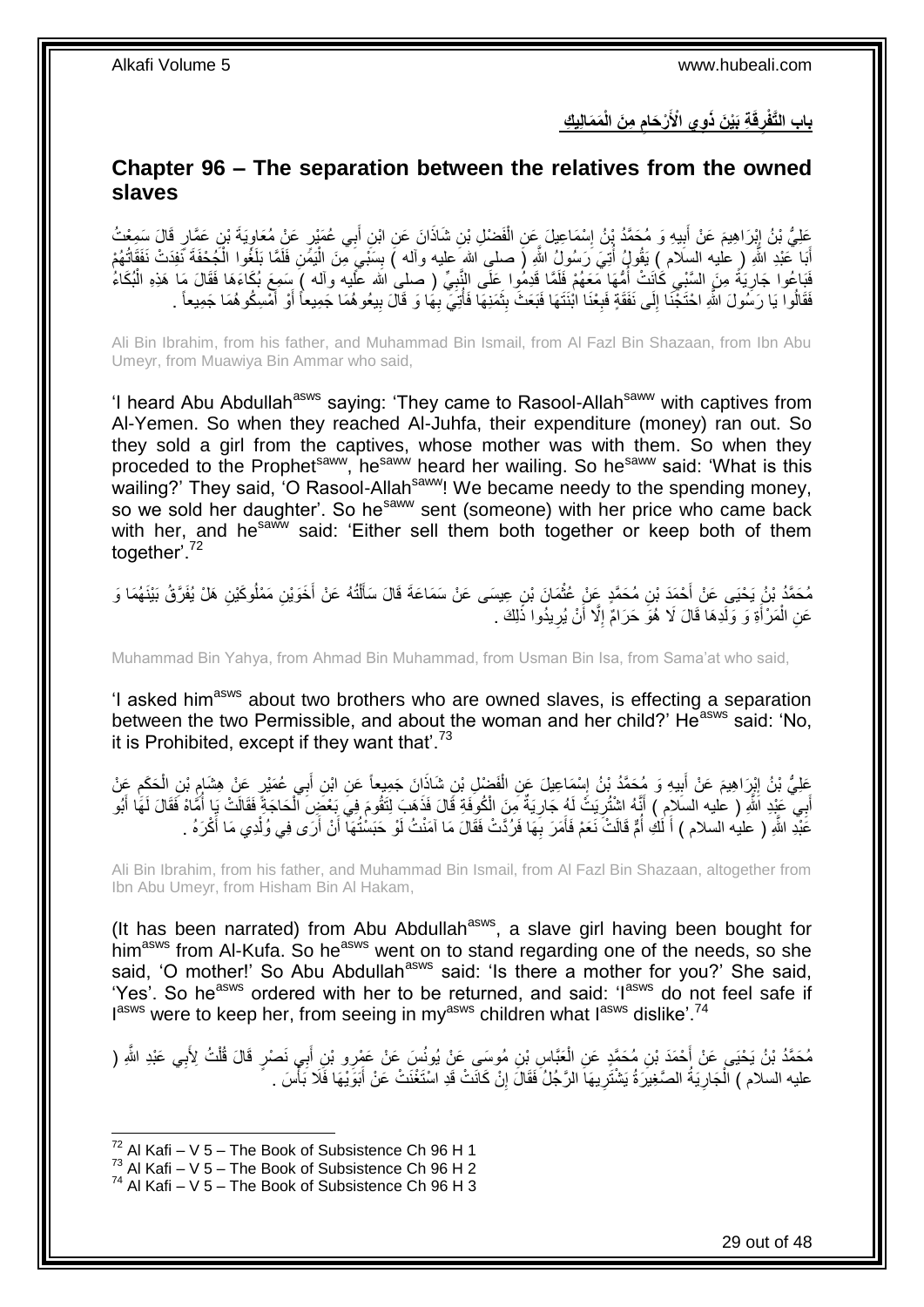## بابِ التَّفْرِقَةِ بَيْنَ ذَوِي الْأَرْحَامِ مِنَ الْمَمَالِيكِ

## Chapter 96 – The separation between the relatives from the owned slaves

عَلِيُّ بْنُ إِبْرَاهِيمَ عَنْ أَبِيهِ وَ مُحَمَّدُ بْنُ إِسْمَاعِيلَ عَنِ الْفَضْلِ بْنِ شَاذَانَ عَنِ ابْنِ أَبِي عُمَيْرٍ عَنْ مُعَاوِيَةَ بْنِ عَمَّارٍ قَالَ سَمِعْتُ أَبَا عَبْدِ اللَّهِ ( عليه السلام ) يَقُولُ أُتِيَ رَسُولُ اللَّهِ ( صلى الله عليه وآله ) بِسَبْيٍ مِنَ الْيَمَنِ فَلَمَّا بَلَغُوا الْجُحْفَةَ نَفِدَتْ نَفَقَاتُهُمْ فَبَاعُوا جَارِيَةً مِنَ السَّبْيِ كَانَتْ أُمُّهَا مَعَهُمْ فَلَمَّا قَدِمُوا عَلَى النَّبِيِّ ( صلى الله عليه وآله ) سَمِعَ بُكَاءَهَا فَقَالَ مَا هَذِهِ الْبُكَاءُ فَقَالُوا يَا رَسُولَ اللَّهِ احْتَجْنَا إِلَى نَفَقَةٍ فَبِعْنَا ابْنَتَهَا فَبَعَثَ بِثَمَنِهَا فَأُتِيَ بِهَا وَ قَالَ بِيعُوهُمَا جَمِيعاً أَوْ أَمْسِكُوهُمَا جَمِيعاً .

Ali Bin Ibrahim, from his father, and Muhammad Bin Ismail, from Al Fazl Bin Shazaan, from Ibn Abu Umeyr, from Muawiya Bin Ammar who said,

'I heard Abu Abdullah[asws] saying: 'They came to Rasool-Allah[saww] with captives from Al-Yemen. So when they reached Al-Juhfa, their expenditure (money) ran out. So they sold a girl from the captives, whose mother was with them. So when they proceeded to the Prophet[saww], he[saww] heard her wailing. So he[saww] said: 'What is this wailing?' They said, 'O Rasool-Allah[saww]! We became needy to the spending money, so we sold her daughter'. So he[saww] sent (someone) with her price who came back with her, and he[saww] said: 'Either sell them both together or keep both of them together'.[72]

مُحَمَّدُ بْنُ يَحْيَى عَنْ أَحْمَدَ بْنِ مُحَمَّدٍ عَنْ عُثْمَانَ بْنِ عِيسَى عَنْ سَمَاعَةَ قَالَ سَأَلْتُهُ عَنْ أَخَوَيْنِ مَمْلُوكَيْنِ هَلْ يُفَرَّقُ بَيْنَهُمَا وَ عَنِ الْمَرْأَةِ وَ وَلَدِهَا قَالَ لَا هُوَ حَرَامٌ إِلَّا أَنْ يُرِيدُوا ذَلِكَ .

Muhammad Bin Yahya, from Ahmad Bin Muhammad, from Usman Bin Isa, from Sama'at who said,

'I asked him[asws] about two brothers who are owned slaves, is effecting a separation between the two Permissible, and about the woman and her child?' He[asws] said: 'No, it is Prohibited, except if they want that'.[73]

عَلِيُّ بْنُ إِبْرَاهِيمَ عَنْ أَبِيهِ وَ مُحَمَّدُ بْنُ إِسْمَاعِيلَ عَنِ الْفَضْلِ بْنِ شَاذَانَ جَمِيعاً عَنِ ابْنِ أَبِي عُمَيْرٍ عَنْ هِشَامِ بْنِ الْحَكَمِ عَنْ أَبِي عَبْدِ اللَّهِ ( عليه السلام ) أَنَّهُ اشْتُرِيَتْ لَهُ جَارِيَةٌ مِنَ الْكُوفَةِ قَالَ فَذَهَبَ لِتَقُومَ فِي بَعْضِ الْحَاجَةِ فَقَالَتْ يَا أُمَّاهْ فَقَالَ لَهَا أَبُو عَبْدِ اللَّهِ ( عليه السلام ) أَ لَكِ أُمٌّ قَالَتْ نَعَمْ فَأَمَرَ بِهَا فَرُدَّتْ فَقَالَ مَا آمَنْتُ لَوْ حَبَسْتُهَا أَنْ أَرَى فِي وُلْدِي مَا أَكْرَهُ .

Ali Bin Ibrahim, from his father, and Muhammad Bin Ismail, from Al Fazl Bin Shazaan, altogether from Ibn Abu Umeyr, from Hisham Bin Al Hakam,

(It has been narrated) from Abu Abdullah[asws], a slave girl having been bought for him[asws] from Al-Kufa. So he[asws] went on to stand regarding one of the needs, so she said, 'O mother!' So Abu Abdullah[asws] said: 'Is there a mother for you?' She said, 'Yes'. So he[asws] ordered with her to be returned, and said: 'I[asws] do not feel safe if I[asws] were to keep her, from seeing in my[asws] children what I[asws] dislike'.[74]

مُحَمَّدُ بْنُ يَحْيَى عَنْ أَحْمَدَ بْنِ مُحَمَّدٍ عَنِ الْعَبَّاسِ بْنِ مُوسَى عَنْ يُونُسَ عَنْ عَمْرِو بْنِ أَبِي نَصْرٍ قَالَ قُلْتُ لِأَبِي عَبْدِ اللَّهِ ( عليه السلام ) الْجَارِيَةُ الصَّغِيرَةُ يَشْتَرِيهَا الرَّجُلُ فَقَالَ إِنْ كَانَتْ قَدِ اسْتَغْنَتْ عَنْ أَبَوَيْهَا فَلَا بَأْسَ .

---

[72] Al Kafi – V 5 – The Book of Subsistence Ch 96 H 1
[73] Al Kafi – V 5 – The Book of Subsistence Ch 96 H 2
[74] Al Kafi – V 5 – The Book of Subsistence Ch 96 H 3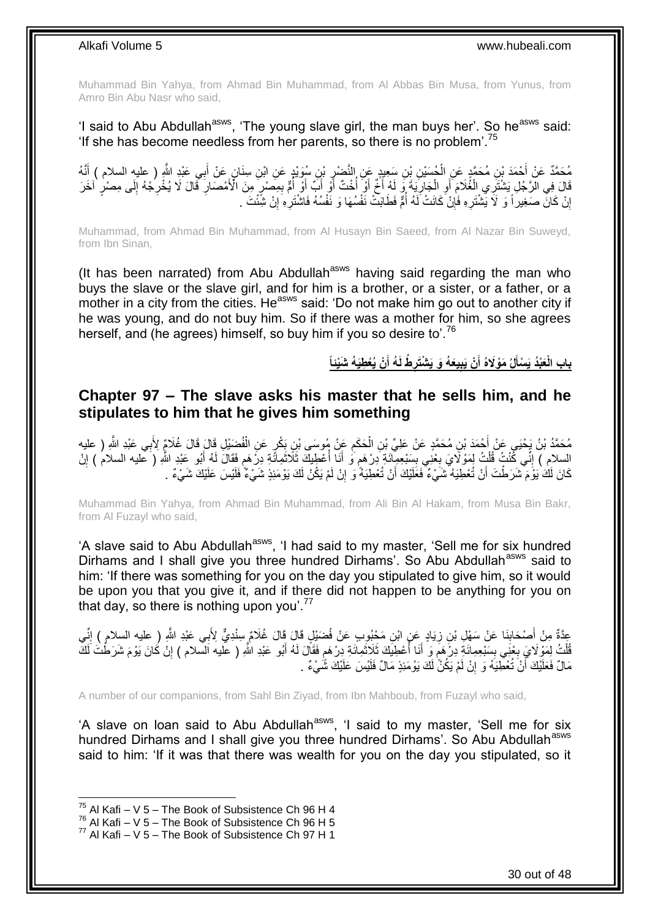Muhammad Bin Yahya, from Ahmad Bin Muhammad, from Al Abbas Bin Musa, from Yunus, from Amro Bin Abu Nasr who said,

'I said to Abu Abdullah[asws], 'The young slave girl, the man buys her'. So he[asws] said: 'If she has become needless from her parents, so there is no problem'.[75]

مُحَمَّدٌ عَنْ أَحْمَدَ بْنِ مُحَمَّدٍ عَنِ الْحُسَيْنِ بْنِ سَعِيدٍ عَنِ النَّضْرِ بْنِ سُوَيْدٍ عَنِ ابْنِ سِنَانٍ عَنْ أَبِي عَبْدِ اللَّهِ ( عليه السلام ) أَنَّهُ قَالَ فِي الرَّجُلِ يَشْتَرِي الْغُلَامَ أَوِ الْجَارِيَةَ وَ لَهُ أَخٌ أَوْ أُخْتٌ أَوْ أَبٌ أَوْ أُمٌّ بِمِصْرٍ مِنَ الْأَمْصَارِ قَالَ لَا يُخْرِجْهُ إِلَى مِصْرٍ آخَرَ إِنْ كَانَ صَغِيراً وَ لَا يَشْتَرِهِ فَإِنْ كَانَتْ لَهُ أُمٌّ فَطَابَتْ نَفْسُهَا وَ نَفْسُهُ فَاشْتَرِهِ إِنْ شِئْتَ .

Muhammad, from Ahmad Bin Muhammad, from Al Husayn Bin Saeed, from Al Nazar Bin Suweyd, from Ibn Sinan,

(It has been narrated) from Abu Abdullah[asws] having said regarding the man who buys the slave or the slave girl, and for him is a brother, or a sister, or a father, or a mother in a city from the cities. He[asws] said: 'Do not make him go out to another city if he was young, and do not buy him. So if there was a mother for him, so she agrees herself, and (he agrees) himself, so buy him if you so desire to'.[76]

## بَابُ الْعَبْدُ يَسْأَلُ مَوْلَاهُ أَنْ يَبِيعَهُ وَ يَشْتَرِطُ لَهُ أَنْ يُعْطِيَهُ شَيْئاً

## Chapter 97 – The slave asks his master that he sells him, and he stipulates to him that he gives him something

مُحَمَّدُ بْنُ يَحْيَى عَنْ أَحْمَدَ بْنِ مُحَمَّدٍ عَنْ عَلِيِّ بْنِ الْحَكَمِ عَنْ مُوسَى بْنِ بَكْرٍ عَنِ الْفُضَيْلِ قَالَ قَالَ غُلَامٌ لِأَبِي عَبْدِ اللَّهِ ( عليه السلام ) إِنِّي كُنْتُ قُلْتُ لِمَوْلَايَ بِعْنِي بِسَبْعِمِائَةِ دِرْهَمٍ وَ أَنَا أُعْطِيكَ ثَلَاثَمِائَةِ دِرْهَمٍ فَقَالَ لَهُ أَبُو عَبْدِ اللَّهِ ( عليه السلام ) إِنْ كَانَ لَكَ يَوْمَ شَرَطْتَ أَنْ تُعْطِيَهُ شَيْءٌ فَعَلَيْكَ أَنْ تُعْطِيَهُ وَ إِنْ لَمْ يَكُنْ لَكَ يَوْمَئِذٍ شَيْءٌ فَلَيْسَ عَلَيْكَ شَيْءٌ .

Muhammad Bin Yahya, from Ahmad Bin Muhammad, from Ali Bin Al Hakam, from Musa Bin Bakr, from Al Fuzayl who said,

'A slave said to Abu Abdullah[asws], 'I had said to my master, 'Sell me for six hundred Dirhams and I shall give you three hundred Dirhams'. So Abu Abdullah[asws] said to him: 'If there was something for you on the day you stipulated to give him, so it would be upon you that you give it, and if there did not happen to be anything for you on that day, so there is nothing upon you'.[77]

عِدَّةٌ مِنْ أَصْحَابِنَا عَنْ سَهْلِ بْنِ زِيَادٍ عَنِ ابْنِ مَحْبُوبٍ عَنْ فُضَيْلٍ قَالَ قَالَ غُلَامٌ سِنْدِيٌّ لِأَبِي عَبْدِ اللَّهِ ( عليه السلام ) إِنِّي قُلْتُ لِمَوْلَايَ بِعْنِي بِسَبْعِمِائَةِ دِرْهَمٍ وَ أَنَا أُعْطِيكَ ثَلَاثَمِائَةِ دِرْهَمٍ فَقَالَ لَهُ أَبُو عَبْدِ اللَّهِ ( عليه السلام ) إِنْ كَانَ يَوْمَ شَرَطْتَ لَكَ مَالٌ فَعَلَيْكَ أَنْ تُعْطِيَهُ وَ إِنْ لَمْ يَكُنْ لَكَ يَوْمَئِذٍ مَالٌ فَلَيْسَ عَلَيْكَ شَيْءٌ .

A number of our companions, from Sahl Bin Ziyad, from Ibn Mahboub, from Fuzayl who said,

'A slave on loan said to Abu Abdullah[asws], 'I said to my master, 'Sell me for six hundred Dirhams and I shall give you three hundred Dirhams'. So Abu Abdullah[asws] said to him: 'If it was that there was wealth for you on the day you stipulated, so it

---

[75] Al Kafi – V 5 – The Book of Subsistence Ch 96 H 4
[76] Al Kafi – V 5 – The Book of Subsistence Ch 96 H 5
[77] Al Kafi – V 5 – The Book of Subsistence Ch 97 H 1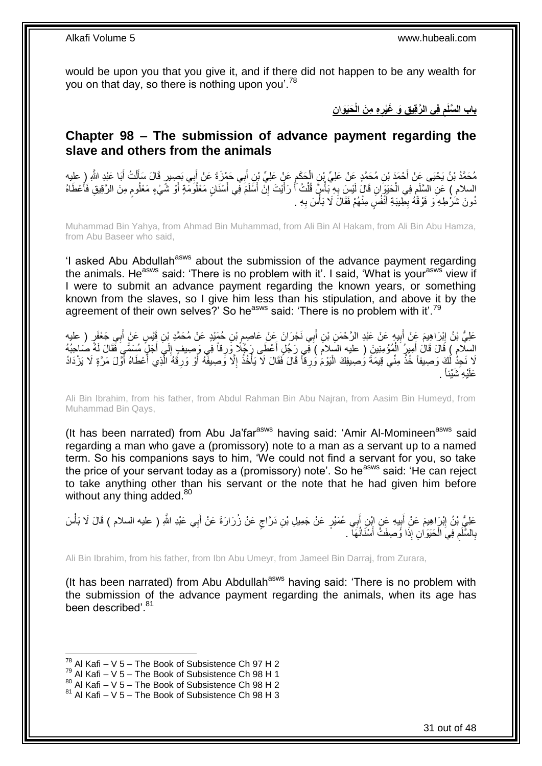would be upon you that you give it, and if there did not happen to be any wealth for you on that day, so there is nothing upon you'.[78]

## باب السَّلَمِ فِي الرَّقِيقِ وَ غَيْرِهِ مِنَ الْحَيَوَانِ

## Chapter 98 – The submission of advance payment regarding the slave and others from the animals

مُحَمَّدُ بْنُ يَحْيَى عَنْ أَحْمَدَ بْنِ مُحَمَّدٍ عَنْ عَلِيِّ بْنِ الْحَكَمِ عَنْ عَلِيِّ بْنِ أَبِي حَمْزَةَ عَنْ أَبِي بَصِيرٍ قَالَ سَأَلْتُ أَبَا عَبْدِ اللَّهِ ( عليه السلام ) عَنِ السَّلَمِ فِي الْحَيَوَانِ قَالَ لَيْسَ بِهِ بَأْسٌ قُلْتُ أَ رَأَيْتَ إِنْ أَسْلَمَ فِي أَسْنَانٍ مَعْلُومَةٍ أَوْ شَيْءٍ مَعْلُومٍ مِنَ الرَّقِيقِ فَأَعْطَاهُ دُونَ شَرْطِهِ وَ فَوْقَهُ بِطِيبَةِ أَنْفُسٍ مِنْهُمْ فَقَالَ لَا بَأْسَ بِهِ .

Muhammad Bin Yahya, from Ahmad Bin Muhammad, from Ali Bin Al Hakam, from Ali Bin Abu Hamza, from Abu Baseer who said,

'I asked Abu Abdullah[asws] about the submission of the advance payment regarding the animals. He[asws] said: 'There is no problem with it'. I said, 'What is your[asws] view if I were to submit an advance payment regarding the known years, or something known from the slaves, so I give him less than his stipulation, and above it by the agreement of their own selves?' So he[asws] said: 'There is no problem with it'.[79]

عَلِيُّ بْنُ إِبْرَاهِيمَ عَنْ أَبِيهِ عَنْ عَبْدِ الرَّحْمَنِ بْنِ أَبِي نَجْرَانَ عَنْ عَاصِمِ بْنِ حُمَيْدٍ عَنْ مُحَمَّدِ بْنِ قَيْسٍ عَنْ أَبِي جَعْفَرٍ ( عليه السلام ) قَالَ قَالَ أَمِيرُ الْمُؤْمِنِينَ ( عليه السلام ) فِي رَجُلٍ أَعْطَى رَجُلًا وَرِقاً فِي وَصِيفٍ إِلَى أَجَلٍ مُسَمًّى فَقَالَ لَهُ صَاحِبُهُ لَا نَجِدُ لَكَ وَصِيفاً خُذْ مِنِّي قِيمَةَ وَصِيفِكَ الْيَوْمَ وَرِقاً قَالَ فَقَالَ لَا يَأْخُذُ إِلَّا وَصِيفَهُ أَوْ وَرِقَهُ الَّذِي أَعْطَاهُ أَوَّلَ مَرَّةٍ لَا يَزْدَادُ عَلَيْهِ شَيْئاً .

Ali Bin Ibrahim, from his father, from Abdul Rahman Bin Abu Najran, from Aasim Bin Humeyd, from Muhammad Bin Qays,

(It has been narrated) from Abu Ja'far[asws] having said: 'Amir Al-Momineen[asws] said regarding a man who gave a (promissory) note to a man as a servant up to a named term. So his companions says to him, 'We could not find a servant for you, so take the price of your servant today as a (promissory) note'. So he[asws] said: 'He can reject to take anything other than his servant or the note that he had given him before without any thing added.[80]

عَلِيُّ بْنُ إِبْرَاهِيمَ عَنْ أَبِيهِ عَنِ ابْنِ أَبِي عُمَيْرٍ عَنْ جَمِيلِ بْنِ دَرَّاجٍ عَنْ زُرَارَةَ عَنْ أَبِي عَبْدِ اللَّهِ ( عليه السلام ) قَالَ لَا بَأْسَ بِالسَّلَمِ فِي الْحَيَوَانِ إِذَا وُصِفَتْ أَسْنَانُهَا .

Ali Bin Ibrahim, from his father, from Ibn Abu Umeyr, from Jameel Bin Darraj, from Zurara,

(It has been narrated) from Abu Abdullah[asws] having said: 'There is no problem with the submission of the advance payment regarding the animals, when its age has been described'.[81]

---

[78] Al Kafi – V 5 – The Book of Subsistence Ch 97 H 2
[79] Al Kafi – V 5 – The Book of Subsistence Ch 98 H 1
[80] Al Kafi – V 5 – The Book of Subsistence Ch 98 H 2
[81] Al Kafi – V 5 – The Book of Subsistence Ch 98 H 3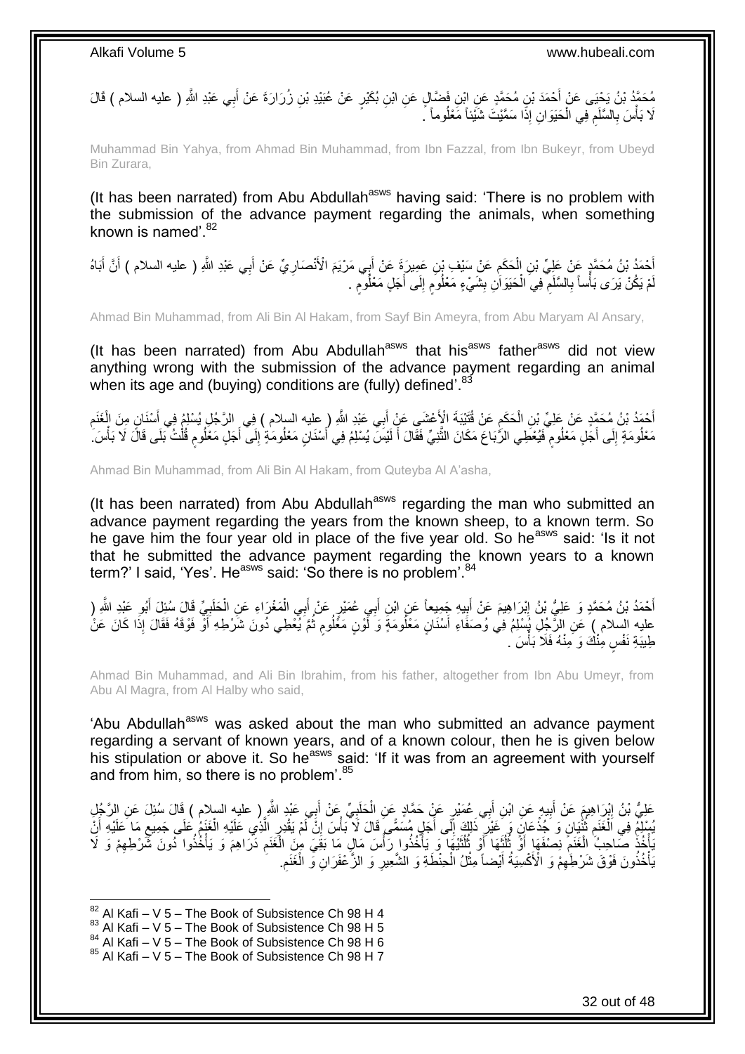مُحَمَّدُ بْنُ يَحْيَى عَنْ أَحْمَدَ بْنِ مُحَمَّدٍ عَنِ ابْنِ فَضَّالٍ عَنِ ابْنِ بُكَيْرٍ عَنْ عُبَيْدِ بْنِ زُرَارَةَ عَنْ أَبِي عَبْدِ اللَّهِ ( عليه السلام ) قَالَ لَا بَأْسَ بِالسَّلَمِ فِي الْحَيَوَانِ إِذَا سَمَّيْتَ شَيْئاً مَعْلُوماً .

Muhammad Bin Yahya, from Ahmad Bin Muhammad, from Ibn Fazzal, from Ibn Bukeyr, from Ubeyd Bin Zurara,

(It has been narrated) from Abu Abdullah[asws] having said: 'There is no problem with the submission of the advance payment regarding the animals, when something known is named'.[82]

أَحْمَدُ بْنُ مُحَمَّدٍ عَنْ عَلِيِّ بْنِ الْحَكَمِ عَنْ سَيْفِ بْنِ عَمِيرَةَ عَنْ أَبِي مَرْيَمَ الْأَنْصَارِيِّ عَنْ أَبِي عَبْدِ اللَّهِ ( عليه السلام ) أَنَّ أَبَاهُ لَمْ يَكُنْ يَرَى بَأْساً بِالسَّلَمِ فِي الْحَيَوَانِ بِشَيْءٍ مَعْلُومٍ إِلَى أَجَلٍ مَعْلُومٍ .

Ahmad Bin Muhammad, from Ali Bin Al Hakam, from Sayf Bin Ameyra, from Abu Maryam Al Ansary,

(It has been narrated) from Abu Abdullah[asws] that his[asws] father[asws] did not view anything wrong with the submission of the advance payment regarding an animal when its age and (buying) conditions are (fully) defined'.[83]

أَحْمَدُ بْنُ مُحَمَّدٍ عَنْ عَلِيِّ بْنِ الْحَكَمِ عَنْ قُتَيْبَةَ الْأَعْشَى عَنْ أَبِي عَبْدِ اللَّهِ ( عليه السلام ) فِي الرَّجُلِ يُسْلِمُ فِي أَسْنَانٍ مِنَ الْغَنَمِ مَعْلُومَةٍ إِلَى أَجَلٍ مَعْلُومٍ فَيُعْطِي الرَّبَاعَ مَكَانَ الثَّنِيِّ فَقَالَ أَ لَيْسَ يُسْلِمُ فِي أَسْنَانٍ مَعْلُومَةٍ إِلَى أَجَلٍ مَعْلُومٍ قُلْتُ بَلَى قَالَ لَا بَأْسَ.

Ahmad Bin Muhammad, from Ali Bin Al Hakam, from Quteyba Al A'asha,

(It has been narrated) from Abu Abdullah[asws] regarding the man who submitted an advance payment regarding the years from the known sheep, to a known term. So he gave him the four year old in place of the five year old. So he[asws] said: 'Is it not that he submitted the advance payment regarding the known years to a known term?' I said, 'Yes'. He[asws] said: 'So there is no problem'.[84]

أَحْمَدُ بْنُ مُحَمَّدٍ وَ عَلِيُّ بْنُ إِبْرَاهِيمَ عَنْ أَبِيهِ جَمِيعاً عَنِ ابْنِ أَبِي عُمَيْرٍ عَنْ أَبِي الْمَغْرَاءِ عَنِ الْحَلَبِيِّ قَالَ سُئِلَ أَبُو عَبْدِ اللَّهِ ( عليه السلام ) عَنِ الرَّجُلِ يُسْلِمُ فِي وُصَفَاءِ أَسْنَانٍ مَعْلُومَةٍ وَ لَوْنٍ مَعْلُومٍ ثُمَّ يُعْطِي دُونَ شَرْطِهِ أَوْ فَوْقَهُ فَقَالَ إِذَا كَانَ عَنْ طِيبَةِ نَفْسٍ مِنْكَ وَ مِنْهُ فَلَا بَأْسَ .

Ahmad Bin Muhammad, and Ali Bin Ibrahim, from his father, altogether from Ibn Abu Umeyr, from Abu Al Magra, from Al Halby who said,

'Abu Abdullah[asws] was asked about the man who submitted an advance payment regarding a servant of known years, and of a known colour, then he is given below his stipulation or above it. So he[asws] said: 'If it was from an agreement with yourself and from him, so there is no problem'.[85]

عَلِيُّ بْنُ إِبْرَاهِيمَ عَنْ أَبِيهِ عَنِ ابْنِ أَبِي عُمَيْرٍ عَنْ حَمَّادٍ عَنِ الْحَلَبِيِّ عَنْ أَبِي عَبْدِ اللَّهِ ( عليه السلام ) قَالَ سُئِلَ عَنِ الرَّجُلِ يُسْلِمُ فِي الْغَنَمِ ثُنْيَانٍ وَ جُذْعَانٍ وَ غَيْرِ ذَلِكَ إِلَى أَجَلٍ مُسَمًّى قَالَ لَا بَأْسَ إِنْ لَمْ يَقْدِرِ الَّذِي عَلَيْهِ الْغَنَمُ عَلَى جَمِيعِ مَا عَلَيْهِ أَنْ يَأْخُذَ صَاحِبُ الْغَنَمِ نِصْفَهَا أَوْ ثُلُثَهَا أَوْ ثُلُثَيْهَا وَ يَأْخُذُوا رَأْسَ مَالِ مَا بَقِيَ مِنَ الْغَنَمِ دَرَاهِمَ وَ يَأْخُذُوا دُونَ شَرْطِهِمْ وَ لَا يَأْخُذُونَ فَوْقَ شَرْطِهِمْ وَ الْأَكْسِيَةُ أَيْضاً مِثْلُ الْحِنْطَةِ وَ الشَّعِيرِ وَ الزَّعْفَرَانِ وَ الْغَنَمِ.

[82] Al Kafi – V 5 – The Book of Subsistence Ch 98 H 4
[83] Al Kafi – V 5 – The Book of Subsistence Ch 98 H 5
[84] Al Kafi – V 5 – The Book of Subsistence Ch 98 H 6
[85] Al Kafi – V 5 – The Book of Subsistence Ch 98 H 7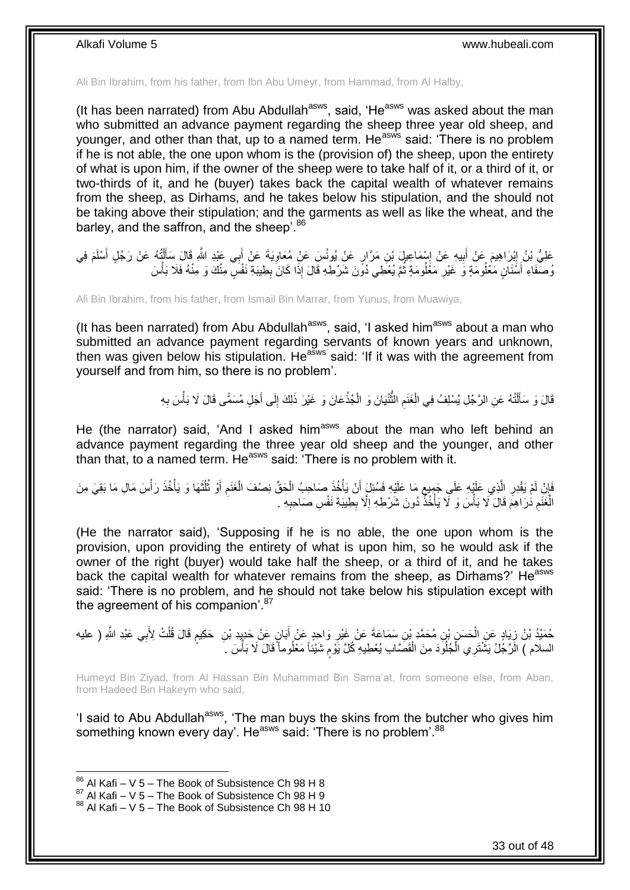Ali Bin Ibrahim, from his father, from Ibn Abu Umeyr, from Hammad, from Al Halby,

(It has been narrated) from Abu Abdullah[asws], said, 'He[asws] was asked about the man who submitted an advance payment regarding the sheep three year old sheep, and younger, and other than that, up to a named term. He[asws] said: 'There is no problem if he is not able, the one upon whom is the (provision of) the sheep, upon the entirety of what is upon him, if the owner of the sheep were to take half of it, or a third of it, or two-thirds of it, and he (buyer) takes back the capital wealth of whatever remains from the sheep, as Dirhams, and he takes below his stipulation, and the should not be taking above their stipulation; and the garments as well as like the wheat, and the barley, and the saffron, and the sheep'.[86]

عَلِيُّ بْنُ إِبْرَاهِيمَ عَنْ أَبِيهِ عَنْ إِسْمَاعِيلَ بْنِ مَرَّارٍ عَنْ يُونُسَ عَنْ مُعَاوِيَةَ عَنْ أَبِي عَبْدِ اللَّهِ قَالَ سَأَلْتُهُ عَنْ رَجُلٍ أَسْلَمَ فِي وُصَفَاءِ أَسْنَانٍ مَعْلُومَةٍ وَ غَيْرِ مَعْلُومَةٍ ثُمَّ يُعْطِي دُونَ شَرْطِهِ قَالَ إِذَا كَانَ بِطِيبَةِ نَفْسٍ مِنْكَ وَ مِنْهُ فَلَا بَأْسَ

Ali Bin Ibrahim, from his father, from Ismail Bin Marrar, from Yunus, from Muawiya,

(It has been narrated) from Abu Abdullah[asws], said, 'I asked him[asws] about a man who submitted an advance payment regarding servants of known years and unknown, then was given below his stipulation. He[asws] said: 'If it was with the agreement from yourself and from him, so there is no problem'.

قَالَ وَ سَأَلْتُهُ عَنِ الرَّجُلِ يُسْلِفُ فِي الْغَنَمِ الثُّنْيَانَ وَ الْجُذْعَانَ وَ غَيْرَ ذَلِكَ إِلَى أَجَلٍ مُسَمًّى قَالَ لَا بَأْسَ بِهِ

He (the narrator) said, 'And I asked him[asws] about the man who left behind an advance payment regarding the three year old sheep and the younger, and other than that, to a named term. He[asws] said: 'There is no problem with it.

فَإِنْ لَمْ يَقْدِرِ الَّذِي عَلَيْهِ عَلَى جَمِيعِ مَا عَلَيْهِ فَسُئِلَ أَنْ يَأْخُذَ صَاحِبُ الْحَقِّ نِصْفَ الْغَنَمِ أَوْ ثُلُثَهَا وَ يَأْخُذَ رَأْسَ مَالِ مَا بَقِيَ مِنَ الْغَنَمِ دَرَاهِمَ قَالَ لَا بَأْسَ وَ لَا يَأْخُذْ دُونَ شَرْطِهِ إِلَّا بِطِيبَةِ نَفْسِ صَاحِبِهِ .

(He the narrator said), 'Supposing if he is no able, the one upon whom is the provision, upon providing the entirety of what is upon him, so he would ask if the owner of the right (buyer) would take half the sheep, or a third of it, and he takes back the capital wealth for whatever remains from the sheep, as Dirhams?' He[asws] said: 'There is no problem, and he should not take below his stipulation except with the agreement of his companion'.[87]

حُمَيْدُ بْنُ زِيَادٍ عَنِ الْحَسَنِ بْنِ مُحَمَّدِ بْنِ سَمَاعَةَ عَنْ غَيْرِ وَاحِدٍ عَنْ أَبَانٍ عَنْ حَدِيدِ بْنِ حَكِيمٍ قَالَ قُلْتُ لِأَبِي عَبْدِ اللَّهِ ( عليه السلام ) الرَّجُلُ يَشْتَرِي الْجُلُودَ مِنَ الْقَصَّابِ يُعْطِيهِ كُلَّ يَوْمٍ شَيْئاً مَعْلُوماً قَالَ لَا بَأْسَ .

Humeyd Bin Ziyad, from Al Hassan Bin Muhammad Bin Sama'at, from someone else, from Aban, from Hadeed Bin Hakeym who said,

'I said to Abu Abdullah[asws], 'The man buys the skins from the butcher who gives him something known every day'. He[asws] said: 'There is no problem'.[88]

---

[86] Al Kafi – V 5 – The Book of Subsistence Ch 98 H 8
[87] Al Kafi – V 5 – The Book of Subsistence Ch 98 H 9
[88] Al Kafi – V 5 – The Book of Subsistence Ch 98 H 10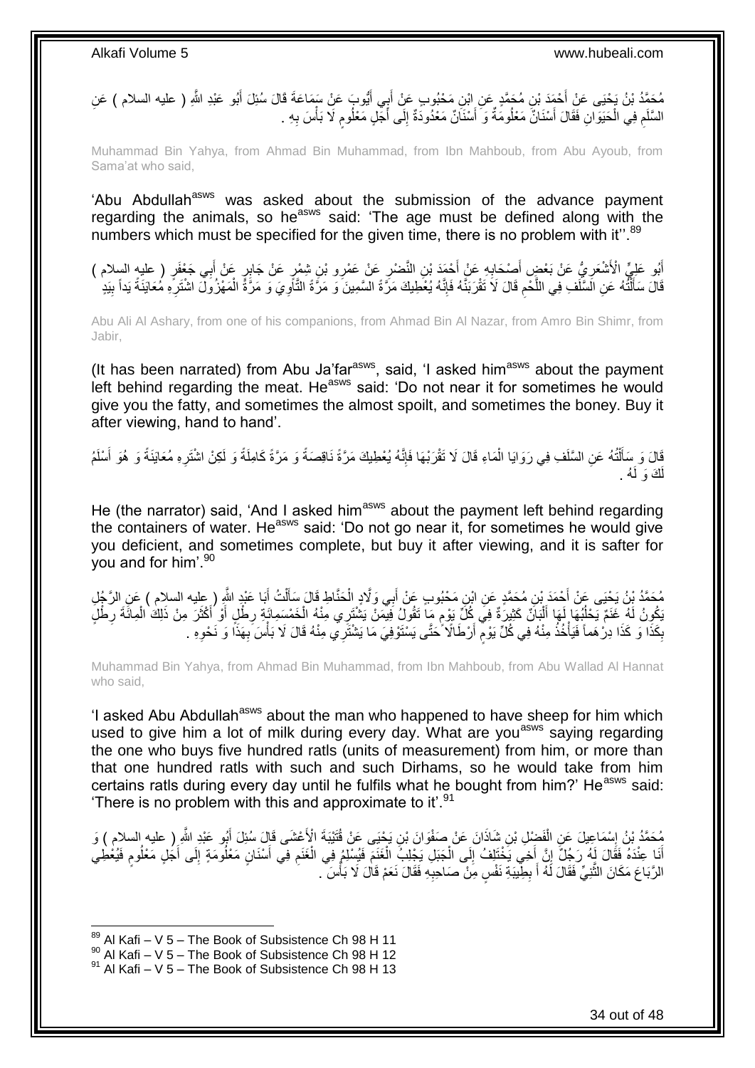مُحَمَّدُ بْنُ يَحْيَى عَنْ أَحْمَدَ بْنِ مُحَمَّدٍ عَنِ ابْنِ مَحْبُوبٍ عَنْ أَبِي أَيُّوبَ عَنْ سَمَاعَةَ قَالَ سُئِلَ أَبُو عَبْدِ اللَّهِ ( عليه السلام ) عَنِ السَّلَمِ فِي الْحَيَوَانِ فَقَالَ أَسْنَانٌ مَعْلُومَةٌ وَ أَسْنَانٌ مَعْدُودَةٌ إِلَى أَجَلٍ مَعْلُومٍ لَا بَأْسَ بِهِ .

Muhammad Bin Yahya, from Ahmad Bin Muhammad, from Ibn Mahboub, from Abu Ayoub, from Sama'at who said,

'Abu Abdullah[asws] was asked about the submission of the advance payment regarding the animals, so he[asws] said: 'The age must be defined along with the numbers which must be specified for the given time, there is no problem with it''.[89]

أَبُو عَلِيٍّ الْأَشْعَرِيُّ عَنْ بَعْضِ أَصْحَابِهِ عَنْ أَحْمَدَ بْنِ النَّضْرِ عَنْ عَمْرِو بْنِ شِمْرٍ عَنْ جَابِرٍ عَنْ أَبِي جَعْفَرٍ ( عليه السلام ) قَالَ سَأَلْتُهُ عَنِ السَّلَفِ فِي اللَّحْمِ قَالَ لَا تَقْرَبَنَّهُ فَإِنَّهُ يُعْطِيكَ مَرَّةً السَّمِينَ وَ مَرَّةً التَّاوِيَ وَ مَرَّةً الْمَهْزُولَ اشْتَرِهِ مُعَايَنَةً يَداً بِيَدٍ

Abu Ali Al Ashary, from one of his companions, from Ahmad Bin Al Nazar, from Amro Bin Shimr, from Jabir,

(It has been narrated) from Abu Ja'far[asws], said, 'I asked him[asws] about the payment left behind regarding the meat. He[asws] said: 'Do not near it for sometimes he would give you the fatty, and sometimes the almost spoilt, and sometimes the boney. Buy it after viewing, hand to hand'.

قَالَ وَ سَأَلْتُهُ عَنِ السَّلَفِ فِي رَوَايَا الْمَاءِ قَالَ لَا تَقْرَبْهَا فَإِنَّهُ يُعْطِيكَ مَرَّةً نَاقِصَةً وَ مَرَّةً كَامِلَةً وَ لَكِنِ اشْتَرِهِ مُعَايَنَةً وَ هُوَ أَسْلَمُ لَكَ وَ لَهُ .

He (the narrator) said, 'And I asked him[asws] about the payment left behind regarding the containers of water. He[asws] said: 'Do not go near it, for sometimes he would give you deficient, and sometimes complete, but buy it after viewing, and it is safter for you and for him'.[90]

مُحَمَّدُ بْنُ يَحْيَى عَنْ أَحْمَدَ بْنِ مُحَمَّدٍ عَنِ ابْنِ مَحْبُوبٍ عَنْ أَبِي وَلَّادٍ الْحَنَّاطِ قَالَ سَأَلْتُ أَبَا عَبْدِ اللَّهِ ( عليه السلام ) عَنِ الرَّجُلِ يَكُونُ لَهُ غَنَمٌ يَحْلُبُهَا لَهَا أَلْبَانٌ كَثِيرَةٌ فِي كُلِّ يَوْمٍ مَا تَقُولُ فِيمَنْ يَشْتَرِي مِنْهُ الْخَمْسَمِائَةِ رِطْلٍ أَوْ أَكْثَرَ مِنْ ذَلِكَ الْمِائَةَ رِطْلٍ بِكَذَا وَ كَذَا دِرْهَماً فَيَأْخُذُ مِنْهُ فِي كُلِّ يَوْمٍ أَرْطَالًا حَتَّى يَسْتَوْفِيَ مَا يَشْتَرِي مِنْهُ قَالَ لَا بَأْسَ بِهَذَا وَ نَحْوِهِ .

Muhammad Bin Yahya, from Ahmad Bin Muhammad, from Ibn Mahboub, from Abu Wallad Al Hannat who said,

'I asked Abu Abdullah[asws] about the man who happened to have sheep for him which used to give him a lot of milk during every day. What are you[asws] saying regarding the one who buys five hundred ratls (units of measurement) from him, or more than that one hundred ratls with such and such Dirhams, so he would take from him certains ratls during every day until he fulfils what he bought from him?' He[asws] said: 'There is no problem with this and approximate to it'.[91]

مُحَمَّدُ بْنُ إِسْمَاعِيلَ عَنِ الْفَضْلِ بْنِ شَاذَانَ عَنْ صَفْوَانَ بْنِ يَحْيَى عَنْ قُتَيْبَةَ الْأَعْشَى قَالَ سُئِلَ أَبُو عَبْدِ اللَّهِ ( عليه السلام ) وَ أَنَا عِنْدَهُ فَقَالَ لَهُ رَجُلٌ إِنَّ أَخِي يَخْتَلِفُ إِلَى الْجَبَلِ يَجْلِبُ الْغَنَمَ فَيُسْلِمُ فِي الْغَنَمِ فِي أَسْنَانٍ مَعْلُومَةٍ إِلَى أَجَلٍ مَعْلُومٍ فَيُعْطِي الرَّبَاعَ مَكَانَ الثَّنِيِّ فَقَالَ لَهُ أَ بِطِيبَةِ نَفْسٍ مِنْ صَاحِبِهِ فَقَالَ نَعَمْ قَالَ لَا بَأْسَ .

[89] Al Kafi – V 5 – The Book of Subsistence Ch 98 H 11
[90] Al Kafi – V 5 – The Book of Subsistence Ch 98 H 12
[91] Al Kafi – V 5 – The Book of Subsistence Ch 98 H 13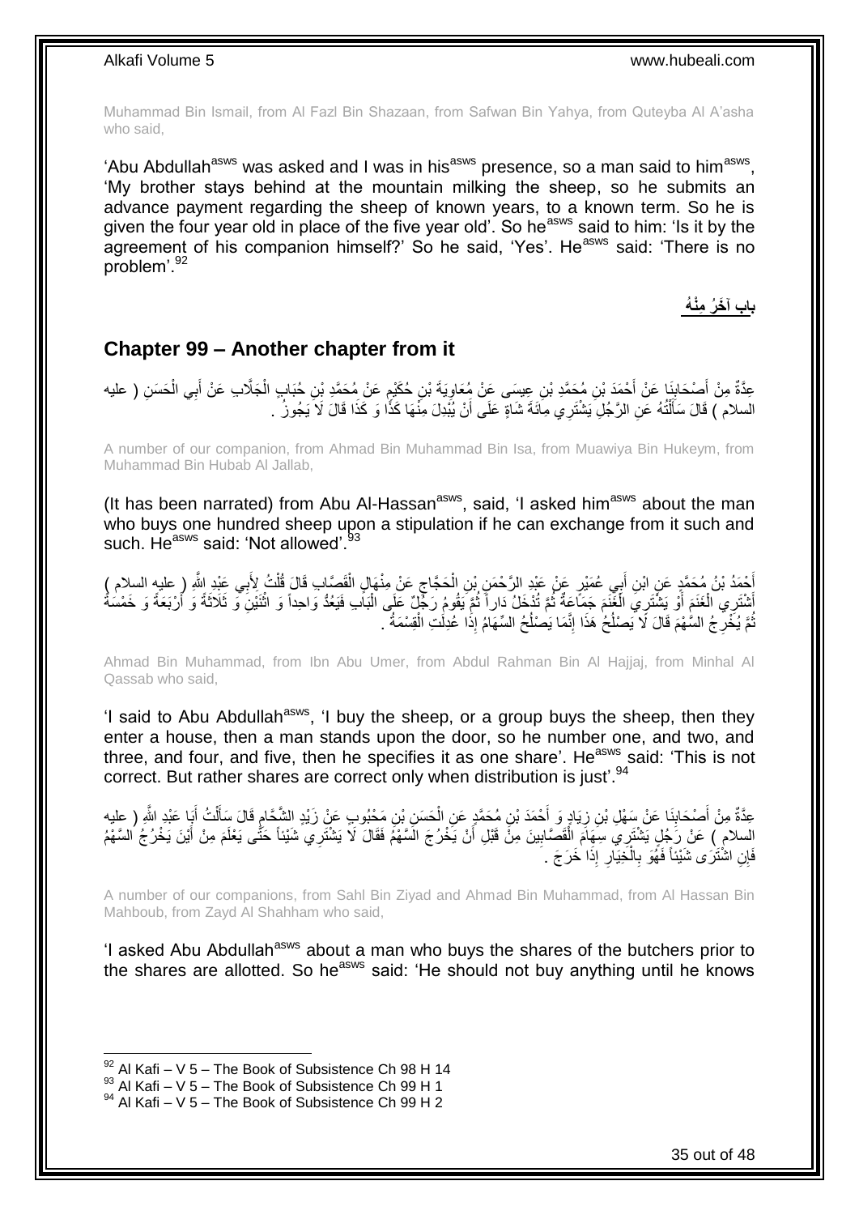Muhammad Bin Ismail, from Al Fazl Bin Shazaan, from Safwan Bin Yahya, from Quteyba Al A'asha who said,

'Abu Abdullah[asws] was asked and I was in his[asws] presence, so a man said to him[asws], 'My brother stays behind at the mountain milking the sheep, so he submits an advance payment regarding the sheep of known years, to a known term. So he is given the four year old in place of the five year old'. So he[asws] said to him: 'Is it by the agreement of his companion himself?' So he said, 'Yes'. He[asws] said: 'There is no problem'.[92]

**باب آخَرُ مِنْهُ**

## Chapter 99 – Another chapter from it

عِدَّةٌ مِنْ أَصْحَابِنَا عَنْ أَحْمَدَ بْنِ مُحَمَّدِ بْنِ عِيسَى عَنْ مُعَاوِيَةَ بْنِ حُكَيْمٍ عَنْ مُحَمَّدِ بْنِ حُبَابٍ الْجَلَّابِ عَنْ أَبِي الْحَسَنِ ( عليه السلام ) قَالَ سَأَلْتُهُ عَنِ الرَّجُلِ يَشْتَرِي مِائَةَ شَاةٍ عَلَى أَنْ يُبْدِلَ مِنْهَا كَذَا وَ كَذَا قَالَ لَا يَجُوزُ .

A number of our companion, from Ahmad Bin Muhammad Bin Isa, from Muawiya Bin Hukeym, from Muhammad Bin Hubab Al Jallab,

(It has been narrated) from Abu Al-Hassan[asws], said, 'I asked him[asws] about the man who buys one hundred sheep upon a stipulation if he can exchange from it such and such. He[asws] said: 'Not allowed'.[93]

أَحْمَدُ بْنُ مُحَمَّدٍ عَنِ ابْنِ أَبِي عُمَيْرٍ عَنْ عَبْدِ الرَّحْمَنِ بْنِ الْحَجَّاجِ عَنْ مِنْهَالٍ الْقَصَّابِ قَالَ قُلْتُ لِأَبِي عَبْدِ اللَّهِ ( عليه السلام ) أَشْتَرِي الْغَنَمَ أَوْ يَشْتَرِي الْغَنَمَ جَمَاعَةٌ ثُمَّ تُدْخَلُ دَاراً ثُمَّ يَقُومُ رَجُلٌ عَلَى الْبَابِ فَيَعُدُّ وَاحِداً وَ اثْنَيْنِ وَ ثَلَاثَةً وَ أَرْبَعَةً وَ خَمْسَةً ثُمَّ يُخْرِجُ السَّهْمَ قَالَ لَا يَصْلُحُ هَذَا إِنَّمَا يَصْلُحُ السِّهَامُ إِذَا عُدِلَتِ الْقِسْمَةُ .

Ahmad Bin Muhammad, from Ibn Abu Umer, from Abdul Rahman Bin Al Hajjaj, from Minhal Al Qassab who said,

'I said to Abu Abdullah[asws], 'I buy the sheep, or a group buys the sheep, then they enter a house, then a man stands upon the door, so he number one, and two, and three, and four, and five, then he specifies it as one share'. He[asws] said: 'This is not correct. But rather shares are correct only when distribution is just'.[94]

عِدَّةٌ مِنْ أَصْحَابِنَا عَنْ سَهْلِ بْنِ زِيَادٍ وَ أَحْمَدَ بْنِ مُحَمَّدٍ عَنِ الْحَسَنِ بْنِ مَحْبُوبٍ عَنْ زَيْدٍ الشَّحَّامِ قَالَ سَأَلْتُ أَبَا عَبْدِ اللَّهِ ( عليه السلام ) عَنْ رَجُلٍ يَشْتَرِي سِهَامَ الْقَصَّابِينَ مِنْ قَبْلِ أَنْ يَخْرُجَ السَّهْمُ فَقَالَ لَا يَشْتَرِي شَيْئاً حَتَّى يَعْلَمَ مِنْ أَيْنَ يَخْرُجُ السَّهْمُ فَإِنِ اشْتَرَى شَيْئاً فَهُوَ بِالْخِيَارِ إِذَا خَرَجَ .

A number of our companions, from Sahl Bin Ziyad and Ahmad Bin Muhammad, from Al Hassan Bin Mahboub, from Zayd Al Shahham who said,

'I asked Abu Abdullah[asws] about a man who buys the shares of the butchers prior to the shares are allotted. So he[asws] said: 'He should not buy anything until he knows

---

[92] Al Kafi – V 5 – The Book of Subsistence Ch 98 H 14
[93] Al Kafi – V 5 – The Book of Subsistence Ch 99 H 1
[94] Al Kafi – V 5 – The Book of Subsistence Ch 99 H 2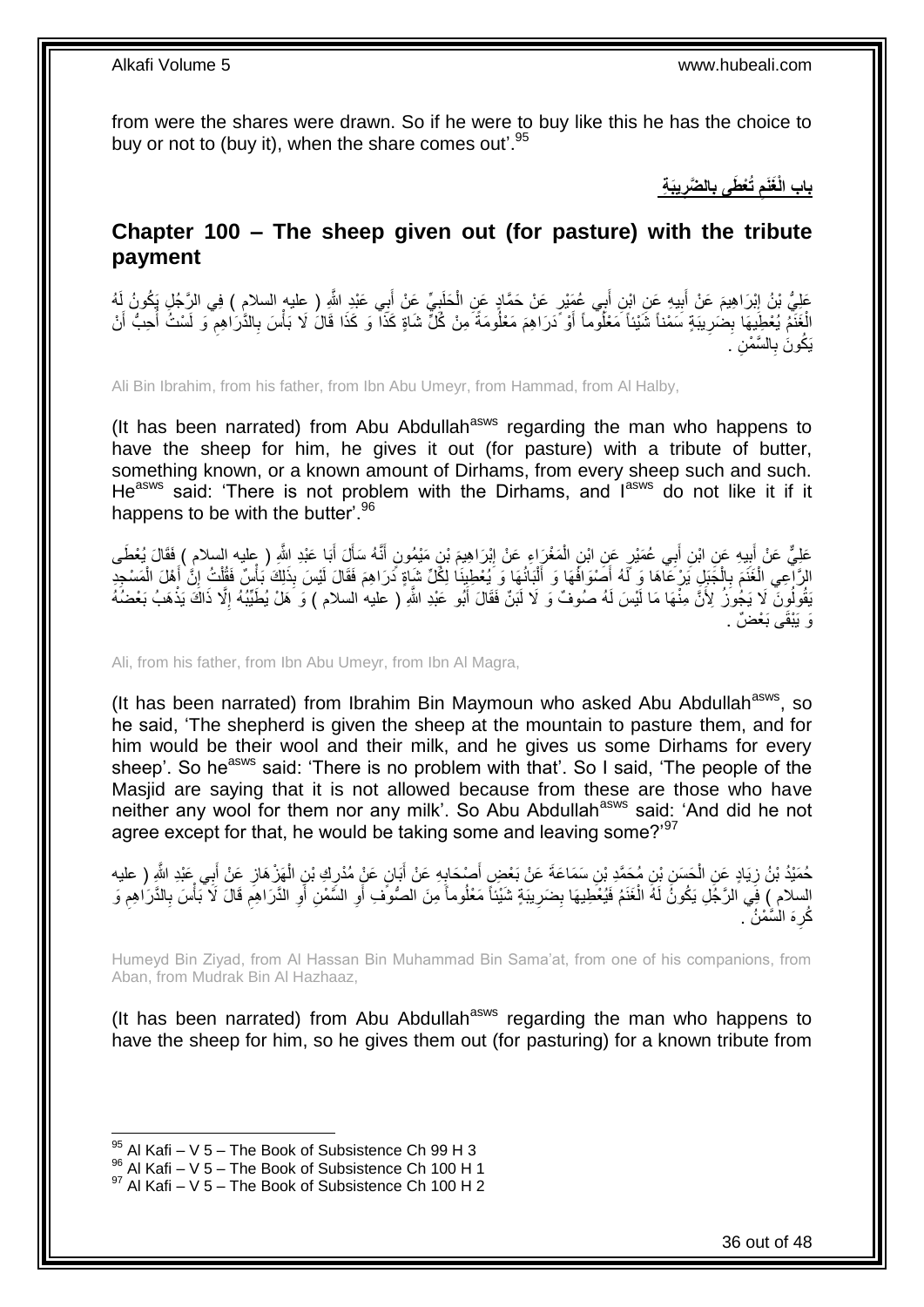from were the shares were drawn. So if he were to buy like this he has the choice to buy or not to (buy it), when the share comes out'.[95]

## باب الْغَنَمِ تُعْطَى بِالضَّرِيبَةِ

## **Chapter 100 – The sheep given out (for pasture) with the tribute payment**

عَلِيُّ بْنُ إِبْرَاهِيمَ عَنْ أَبِيهِ عَنِ ابْنِ أَبِي عُمَيْرٍ عَنْ حَمَّادٍ عَنِ الْحَلَبِيِّ عَنْ أَبِي عَبْدِ اللَّهِ ( عليه السلام ) فِي الرَّجُلِ يَكُونُ لَهُ الْغَنَمُ يُعْطِيهَا بِضَرِيبَةٍ سَمْناً شَيْئاً مَعْلُوماً أَوْ دَرَاهِمَ مَعْلُومَةً مِنْ كُلِّ شَاةٍ كَذَا وَ كَذَا قَالَ لَا بَأْسَ بِالدَّرَاهِمِ وَ لَسْتُ أُحِبُّ أَنْ يَكُونَ بِالسَّمْنِ .

Ali Bin Ibrahim, from his father, from Ibn Abu Umeyr, from Hammad, from Al Halby,

(It has been narrated) from Abu Abdullah[asws] regarding the man who happens to have the sheep for him, he gives it out (for pasture) with a tribute of butter, something known, or a known amount of Dirhams, from every sheep such and such. He[asws] said: 'There is not problem with the Dirhams, and I[asws] do not like it if it happens to be with the butter'.[96]

عَلِيٌّ عَنْ أَبِيهِ عَنِ ابْنِ أَبِي عُمَيْرٍ عَنِ ابْنِ الْمَغْرَاءِ عَنْ إِبْرَاهِيمَ بْنِ مَيْمُونٍ أَنَّهُ سَأَلَ أَبَا عَبْدِ اللَّهِ ( عليه السلام ) فَقَالَ يُعْطَى الرَّاعِي الْغَنَمَ بِالْجَبَلِ يَرْعَاهَا وَ لَهُ أَصْوَافُهَا وَ أَلْبَانُهَا وَ يُعْطِينَا لِكُلِّ شَاةٍ دَرَاهِمَ فَقَالَ لَيْسَ بِذَلِكَ بَأْسٌ فَقُلْتُ إِنَّ أَهْلَ الْمَسْجِدِ يَقُولُونَ لَا يَجُوزُ لِأَنَّ مِنْهَا مَا لَيْسَ لَهُ صُوفٌ وَ لَا لَبَنٌ فَقَالَ أَبُو عَبْدِ اللَّهِ ( عليه السلام ) وَ هَلْ يُطَيِّبُهُ إِلَّا ذَاكَ يَذْهَبُ بَعْضُهُ وَ يَبْقَى بَعْضٌ .

Ali, from his father, from Ibn Abu Umeyr, from Ibn Al Magra,

(It has been narrated) from Ibrahim Bin Maymoun who asked Abu Abdullah[asws], so he said, 'The shepherd is given the sheep at the mountain to pasture them, and for him would be their wool and their milk, and he gives us some Dirhams for every sheep'. So he[asws] said: 'There is no problem with that'. So I said, 'The people of the Masjid are saying that it is not allowed because from these are those who have neither any wool for them nor any milk'. So Abu Abdullah[asws] said: 'And did he not agree except for that, he would be taking some and leaving some?'[97]

حُمَيْدُ بْنُ زِيَادٍ عَنِ الْحَسَنِ بْنِ مُحَمَّدِ بْنِ سَمَاعَةَ عَنْ بَعْضِ أَصْحَابِهِ عَنْ أَبَانٍ عَنْ مُدْرِكِ بْنِ الْهَزْهَازِ عَنْ أَبِي عَبْدِ اللَّهِ ( عليه السلام ) فِي الرَّجُلِ يَكُونُ لَهُ الْغَنَمُ فَيُعْطِيهَا بِضَرِيبَةٍ شَيْئاً مَعْلُوماً مِنَ الصُّوفِ أَوِ السَّمْنِ أَوِ الدَّرَاهِمِ قَالَ لَا بَأْسَ بِالدَّرَاهِمِ وَ كُرِهَ السَّمْنُ .

Humeyd Bin Ziyad, from Al Hassan Bin Muhammad Bin Sama'at, from one of his companions, from Aban, from Mudrak Bin Al Hazhaaz,

(It has been narrated) from Abu Abdullah[asws] regarding the man who happens to have the sheep for him, so he gives them out (for pasturing) for a known tribute from

[95] Al Kafi – V 5 – The Book of Subsistence Ch 99 H 3
[96] Al Kafi – V 5 – The Book of Subsistence Ch 100 H 1
[97] Al Kafi – V 5 – The Book of Subsistence Ch 100 H 2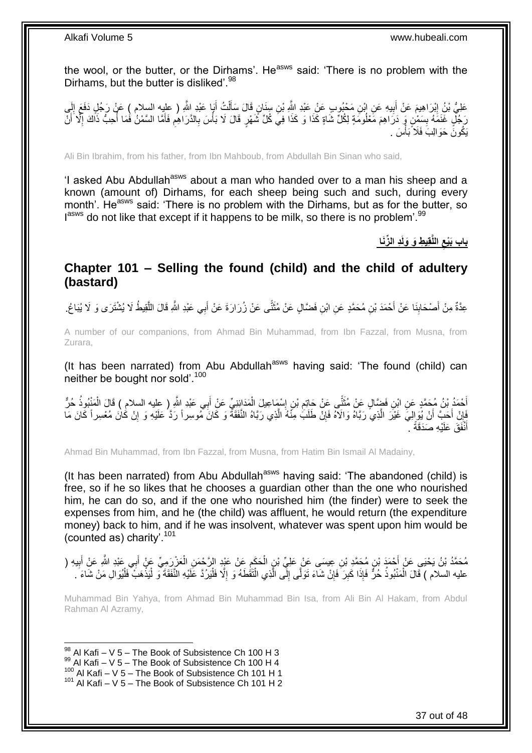the wool, or the butter, or the Dirhams'. He[asws] said: 'There is no problem with the Dirhams, but the butter is disliked'.[98]

عَلِيُّ بْنُ إِبْرَاهِيمَ عَنْ أَبِيهِ عَنِ ابْنِ مَحْبُوبٍ عَنْ عَبْدِ اللَّهِ بْنِ سِنَانٍ قَالَ سَأَلْتُ أَبَا عَبْدِ اللَّهِ ( عليه السلام ) عَنْ رَجُلٍ دَفَعَ إِلَى رَجُلٍ غَنَمَهُ بِسَمْنٍ وَ دَرَاهِمَ مَعْلُومَةٍ لِكُلِّ شَاةٍ كَذَا وَ كَذَا فِي كُلِّ شَهْرٍ قَالَ لَا بَأْسَ بِالدَّرَاهِمِ فَأَمَّا السَّمْنُ فَمَا أُحِبُّ ذَاكَ إِلَّا أَنْ يَكُونَ حَوَالِبَ فَلَا بَأْسَ .

Ali Bin Ibrahim, from his father, from Ibn Mahboub, from Abdullah Bin Sinan who said,

'I asked Abu Abdullah[asws] about a man who handed over to a man his sheep and a known (amount of) Dirhams, for each sheep being such and such, during every month'. He[asws] said: 'There is no problem with the Dirhams, but as for the butter, so I[asws] do not like that except if it happens to be milk, so there is no problem'.[99]

## باب بَيْعِ اللَّقِيطِ وَ وَلَدِ الزِّنَا

## Chapter 101 – Selling the found (child) and the child of adultery (bastard)

عِدَّةٌ مِنْ أَصْحَابِنَا عَنْ أَحْمَدَ بْنِ مُحَمَّدٍ عَنِ ابْنِ فَضَّالٍ عَنْ مُثَنًّى عَنْ زُرَارَةَ عَنْ أَبِي عَبْدِ اللَّهِ قَالَ اللَّقِيطُ لَا يُشْتَرَى وَ لَا يُبَاعُ.

A number of our companions, from Ahmad Bin Muhammad, from Ibn Fazzal, from Musna, from Zurara,

(It has been narrated) from Abu Abdullah[asws] having said: 'The found (child) can neither be bought nor sold'.[100]

أَحْمَدُ بْنُ مُحَمَّدٍ عَنِ ابْنِ فَضَّالٍ عَنْ مُثَنًّى عَنْ حَاتِمِ بْنِ إِسْمَاعِيلَ الْمَدَائِنِيِّ عَنْ أَبِي عَبْدِ اللَّهِ ( عليه السلام ) قَالَ الْمَنْبُوذُ حُرٌّ فَإِنْ أَحَبَّ أَنْ يُوَالِيَ غَيْرَ الَّذِي رَبَّاهُ وَالاهُ فَإِنْ طَلَبَ مِنْهُ الَّذِي رَبَّاهُ النَّفَقَةَ وَ كَانَ مُوسِراً رَدَّ عَلَيْهِ وَ إِنْ كَانَ مُعْسِراً كَانَ مَا أَنْفَقَ عَلَيْهِ صَدَقَةً .

Ahmad Bin Muhammad, from Ibn Fazzal, from Musna, from Hatim Bin Ismail Al Madainy,

(It has been narrated) from Abu Abdullah[asws] having said: 'The abandoned (child) is free, so if he so likes that he chooses a guardian other than the one who nourished him, he can do so, and if the one who nourished him (the finder) were to seek the expenses from him, and he (the child) was affluent, he would return (the expenditure money) back to him, and if he was insolvent, whatever was spent upon him would be (counted as) charity'.[101]

مُحَمَّدُ بْنُ يَحْيَى عَنْ أَحْمَدَ بْنِ مُحَمَّدِ بْنِ عِيسَى عَنْ عَلِيِّ بْنِ الْحَكَمِ عَنْ عَبْدِ الرَّحْمَنِ الْعَزْرَمِيِّ عَنْ أَبِي عَبْدِ اللَّهِ عَنْ أَبِيهِ ( عليه السلام ) قَالَ الْمَنْبُوذُ حُرٌّ فَإِذَا كَبِرَ فَإِنْ شَاءَ تَوَلَّى إِلَى الَّذِي الْتَقَطَهُ وَ إِلَّا فَلْيَرُدَّ عَلَيْهِ النَّفَقَةَ وَ لْيَذْهَبْ فَلْيُوَالِ مَنْ شَاءَ .

Muhammad Bin Yahya, from Ahmad Bin Muhammad Bin Isa, from Ali Bin Al Hakam, from Abdul Rahman Al Azramy,

[98] Al Kafi – V 5 – The Book of Subsistence Ch 100 H 3
[99] Al Kafi – V 5 – The Book of Subsistence Ch 100 H 4
[100] Al Kafi – V 5 – The Book of Subsistence Ch 101 H 1
[101] Al Kafi – V 5 – The Book of Subsistence Ch 101 H 2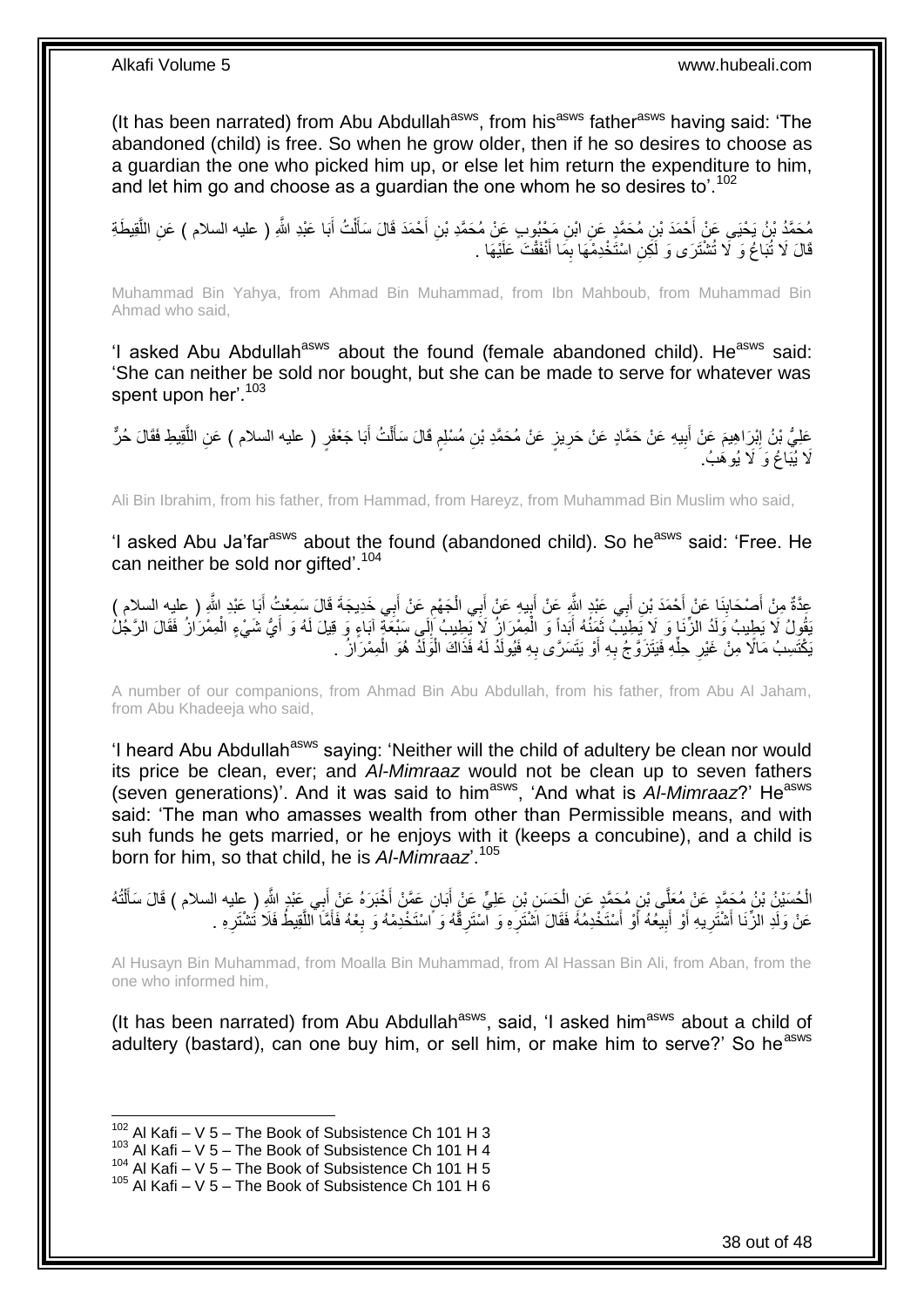(It has been narrated) from Abu Abdullah[asws], from his[asws] father[asws] having said: 'The abandoned (child) is free. So when he grow older, then if he so desires to choose as a guardian the one who picked him up, or else let him return the expenditure to him, and let him go and choose as a guardian the one whom he so desires to'.[102]

مُحَمَّدُ بْنُ يَحْيَى عَنْ أَحْمَدَ بْنِ مُحَمَّدٍ عَنِ ابْنِ مَحْبُوبٍ عَنْ مُحَمَّدِ بْنِ أَحْمَدَ قَالَ سَأَلْتُ أَبَا عَبْدِ اللَّهِ ( عليه السلام ) عَنِ اللَّقِيطَةِ قَالَ لَا تُبَاعُ وَ لَا تُشْتَرَى وَ لَكِنِ اسْتَخْدِمْهَا بِمَا أَنْفَقْتَ عَلَيْهَا .

Muhammad Bin Yahya, from Ahmad Bin Muhammad, from Ibn Mahboub, from Muhammad Bin Ahmad who said,

'I asked Abu Abdullah[asws] about the found (female abandoned child). He[asws] said: 'She can neither be sold nor bought, but she can be made to serve for whatever was spent upon her'.[103]

عَلِيُّ بْنُ إِبْرَاهِيمَ عَنْ أَبِيهِ عَنْ حَمَّادٍ عَنْ حَرِيزٍ عَنْ مُحَمَّدِ بْنِ مُسْلِمٍ قَالَ سَأَلْتُ أَبَا جَعْفَرٍ ( عليه السلام ) عَنِ اللَّقِيطِ فَقَالَ حُرٌّ لَا يُبَاعُ وَ لَا يُوهَبُ.

Ali Bin Ibrahim, from his father, from Hammad, from Hareyz, from Muhammad Bin Muslim who said,

'I asked Abu Ja'far[asws] about the found (abandoned child). So he[asws] said: 'Free. He can neither be sold nor gifted'.[104]

عِدَّةٌ مِنْ أَصْحَابِنَا عَنْ أَحْمَدَ بْنِ أَبِي عَبْدِ اللَّهِ عَنْ أَبِيهِ عَنْ أَبِي الْجَهْمِ عَنْ أَبِي خَدِيجَةَ قَالَ سَمِعْتُ أَبَا عَبْدِ اللَّهِ ( عليه السلام ) يَقُولُ لَا يَطِيبُ وَلَدُ الزِّنَا وَ لَا يَطِيبُ ثَمَنُهُ أَبَداً وَ الْمِمْرَازُ لَا يَطِيبُ إِلَى سَبْعَةِ آبَاءٍ وَ قِيلَ لَهُ وَ أَيُّ شَيْءٍ الْمِمْرَازُ فَقَالَ الرَّجُلُ يَكْتَسِبُ مَالًا مِنْ غَيْرِ حِلِّهِ فَيَتَزَوَّجُ بِهِ أَوْ يَتَسَرَّى بِهِ فَيُولَدُ لَهُ فَذَاكَ الْوَلَدُ هُوَ الْمِمْرَازُ .

A number of our companions, from Ahmad Bin Abu Abdullah, from his father, from Abu Al Jaham, from Abu Khadeeja who said,

'I heard Abu Abdullah[asws] saying: 'Neither will the child of adultery be clean nor would its price be clean, ever; and *Al-Mimraaz* would not be clean up to seven fathers (seven generations)'. And it was said to him[asws], 'And what is *Al-Mimraaz*?' He[asws] said: 'The man who amasses wealth from other than Permissible means, and with suh funds he gets married, or he enjoys with it (keeps a concubine), and a child is born for him, so that child, he is *Al-Mimraaz*'.[105]

الْحُسَيْنُ بْنُ مُحَمَّدٍ عَنْ مُعَلَّى بْنِ مُحَمَّدٍ عَنِ الْحَسَنِ بْنِ عَلِيٍّ عَنْ أَبَانٍ عَمَّنْ أَخْبَرَهُ عَنْ أَبِي عَبْدِ اللَّهِ ( عليه السلام ) قَالَ سَأَلْتُهُ عَنْ وَلَدِ الزِّنَا أَشْتَرِيهِ أَوْ أَبِيعُهُ أَوْ أَسْتَخْدِمُهُ فَقَالَ اشْتَرِهِ وَ اسْتَرِقَّهُ وَ اسْتَخْدِمْهُ وَ بِعْهُ فَأَمَّا اللَّقِيطُ فَلَا تَشْتَرِهِ .

Al Husayn Bin Muhammad, from Moalla Bin Muhammad, from Al Hassan Bin Ali, from Aban, from the one who informed him,

(It has been narrated) from Abu Abdullah[asws], said, 'I asked him[asws] about a child of adultery (bastard), can one buy him, or sell him, or make him to serve?' So he[asws]

[102] Al Kafi – V 5 – The Book of Subsistence Ch 101 H 3
[103] Al Kafi – V 5 – The Book of Subsistence Ch 101 H 4
[104] Al Kafi – V 5 – The Book of Subsistence Ch 101 H 5
[105] Al Kafi – V 5 – The Book of Subsistence Ch 101 H 6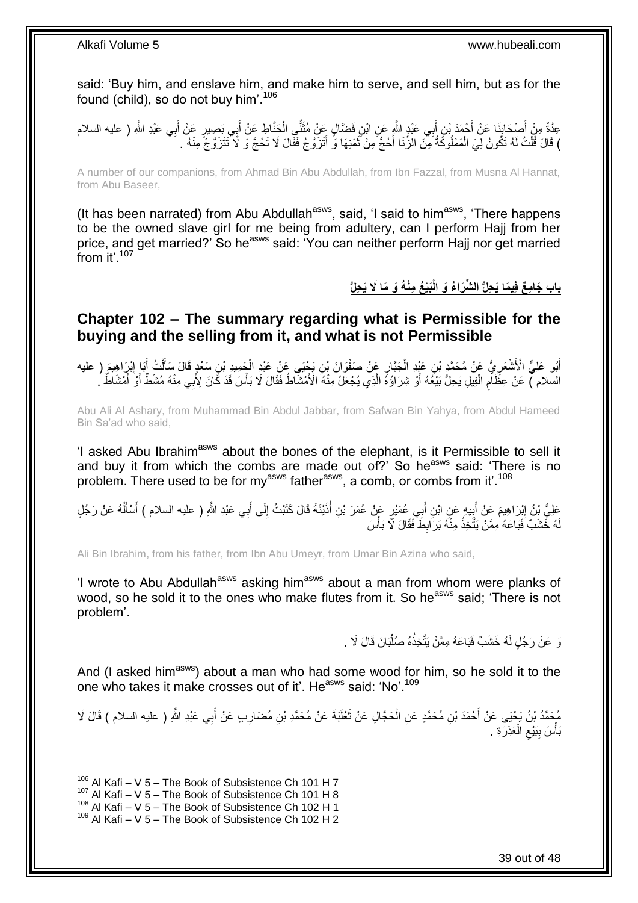said: 'Buy him, and enslave him, and make him to serve, and sell him, but as for the found (child), so do not buy him'.[106]

عِدَّةٌ مِنْ أَصْحَابِنَا عَنْ أَحْمَدَ بْنِ أَبِي عَبْدِ اللَّهِ عَنِ ابْنِ فَضَّالٍ عَنْ مُثَنًّى الْحَنَّاطِ عَنْ أَبِي بَصِيرٍ عَنْ أَبِي عَبْدِ اللَّهِ ( عليه السلام ) قَالَ قُلْتُ لَهُ تَكُونُ لِيَ الْمَمْلُوكَةُ مِنَ الزِّنَا أَحُجُّ مِنْ ثَمَنِهَا وَ أَتَزَوَّجُ فَقَالَ لَا تَحُجَّ وَ لَا تَتَزَوَّجْ مِنْهُ .

A number of our companions, from Ahmad Bin Abu Abdullah, from Ibn Fazzal, from Musna Al Hannat, from Abu Baseer,

(It has been narrated) from Abu Abdullah[asws], said, 'I said to him[asws], 'There happens to be the owned slave girl for me being from adultery, can I perform Hajj from her price, and get married?' So he[asws] said: 'You can neither perform Hajj nor get married from it'.[107]

## بَابُ جَامِعٍ فِيمَا يَحِلُّ الشِّرَاءُ وَ الْبَيْعُ مِنْهُ وَ مَا لَا يَحِلُّ

## Chapter 102 – The summary regarding what is Permissible for the buying and the selling from it, and what is not Permissible

أَبُو عَلِيٍّ الْأَشْعَرِيُّ عَنْ مُحَمَّدِ بْنِ عَبْدِ الْجَبَّارِ عَنْ صَفْوَانَ بْنِ يَحْيَى عَنْ عَبْدِ الْحَمِيدِ بْنِ سَعْدٍ قَالَ سَأَلْتُ أَبَا إِبْرَاهِيمَ ( عليه السلام ) عَنْ عِظَامِ الْفِيلِ يَحِلُّ بَيْعُهُ أَوْ شِرَاؤُهُ الَّذِي يُجْعَلُ مِنْهُ الْأَمْشَاطُ فَقَالَ لَا بَأْسَ قَدْ كَانَ لِأَبِي مِنْهُ مُشْطٌ أَوْ أَمْشَاطٌ .

Abu Ali Al Ashary, from Muhammad Bin Abdul Jabbar, from Safwan Bin Yahya, from Abdul Hameed Bin Sa'ad who said,

'I asked Abu Ibrahim[asws] about the bones of the elephant, is it Permissible to sell it and buy it from which the combs are made out of?' So he[asws] said: 'There is no problem. There used to be for my[asws] father[asws], a comb, or combs from it'.[108]

عَلِيُّ بْنُ إِبْرَاهِيمَ عَنْ أَبِيهِ عَنِ ابْنِ أَبِي عُمَيْرٍ عَنْ عُمَرَ بْنِ أُذَيْنَةَ قَالَ كَتَبْتُ إِلَى أَبِي عَبْدِ اللَّهِ ( عليه السلام ) أَسْأَلُهُ عَنْ رَجُلٍ لَهُ خَشَبٌ فَبَاعَهُ مِمَّنْ يَتَّخِذُ مِنْهُ بَرَابِطَ فَقَالَ لَا بَأْسَ

Ali Bin Ibrahim, from his father, from Ibn Abu Umeyr, from Umar Bin Azina who said,

'I wrote to Abu Abdullah[asws] asking him[asws] about a man from whom were planks of wood, so he sold it to the ones who make flutes from it. So he[asws] said; 'There is not problem'.

وَ عَنْ رَجُلٍ لَهُ خَشَبٌ فَبَاعَهُ مِمَّنْ يَتَّخِذُهُ صُلْبَانَ قَالَ لَا .

And (I asked him[asws]) about a man who had some wood for him, so he sold it to the one who takes it make crosses out of it'. He[asws] said: 'No'.[109]

مُحَمَّدُ بْنُ يَحْيَى عَنْ أَحْمَدَ بْنِ مُحَمَّدٍ عَنِ الْحَجَّالِ عَنْ ثَعْلَبَةَ عَنْ مُحَمَّدِ بْنِ مُضَارِبٍ عَنْ أَبِي عَبْدِ اللَّهِ ( عليه السلام ) قَالَ لَا بَأْسَ بِبَيْعِ الْعَذِرَةِ .

[106] Al Kafi – V 5 – The Book of Subsistence Ch 101 H 7
[107] Al Kafi – V 5 – The Book of Subsistence Ch 101 H 8
[108] Al Kafi – V 5 – The Book of Subsistence Ch 102 H 1
[109] Al Kafi – V 5 – The Book of Subsistence Ch 102 H 2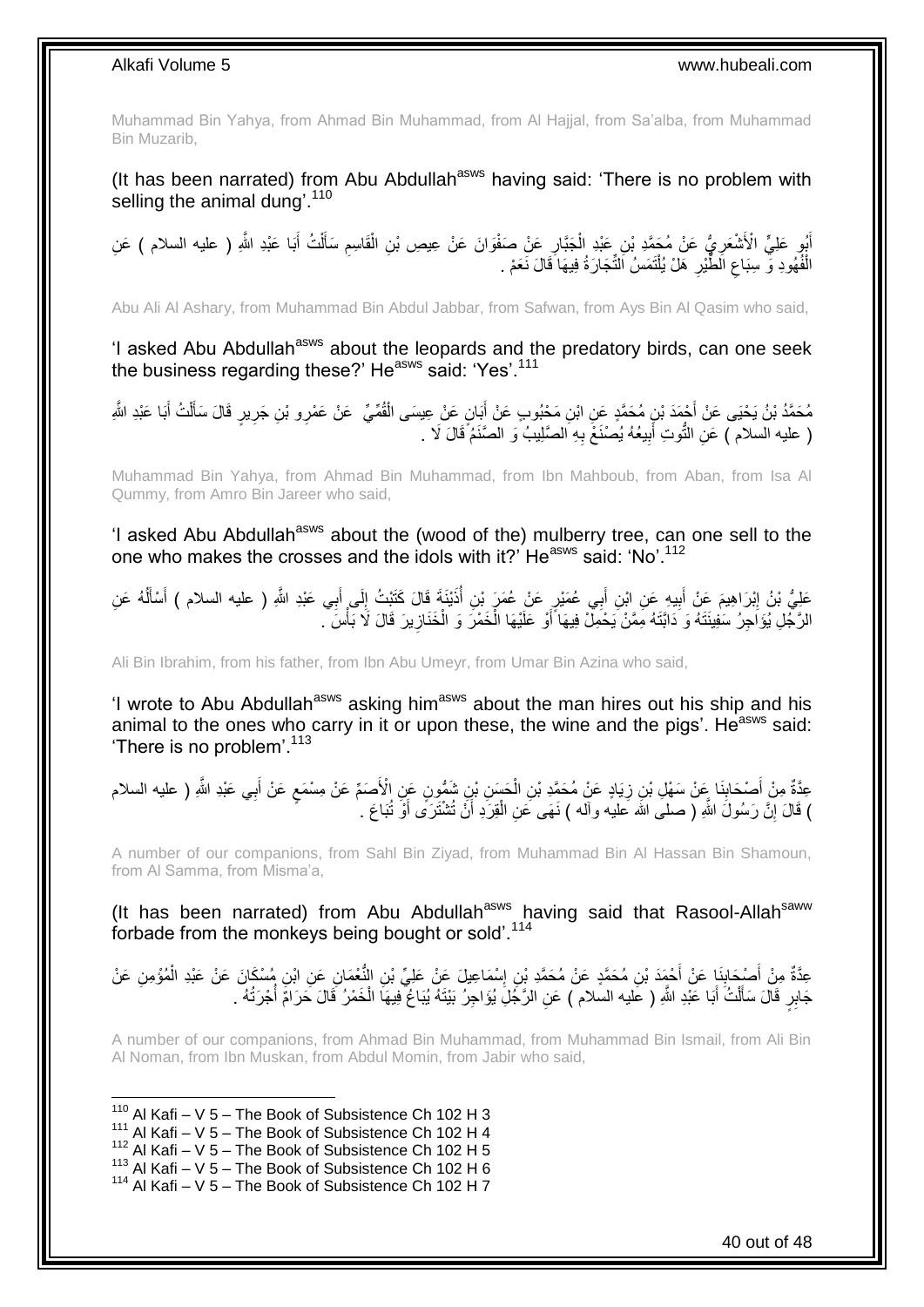Muhammad Bin Yahya, from Ahmad Bin Muhammad, from Al Hajjal, from Sa'alba, from Muhammad Bin Muzarib,

(It has been narrated) from Abu Abdullah[asws] having said: 'There is no problem with selling the animal dung'.[110]

أَبُو عَلِيٍّ الْأَشْعَرِيُّ عَنْ مُحَمَّدِ بْنِ عَبْدِ الْجَبَّارِ عَنْ صَفْوَانَ عَنْ عِيصِ بْنِ الْقَاسِمِ سَأَلْتُ أَبَا عَبْدِ اللَّهِ ( عليه السلام ) عَنِ الْفُهُودِ وَ سِبَاعِ الطَّيْرِ هَلْ يُلْتَمَسُ التِّجَارَةُ فِيهَا قَالَ نَعَمْ .

Abu Ali Al Ashary, from Muhammad Bin Abdul Jabbar, from Safwan, from Ays Bin Al Qasim who said,

'I asked Abu Abdullah[asws] about the leopards and the predatory birds, can one seek the business regarding these?' He[asws] said: 'Yes'.[111]

مُحَمَّدُ بْنُ يَحْيَى عَنْ أَحْمَدَ بْنِ مُحَمَّدٍ عَنِ ابْنِ مَحْبُوبٍ عَنْ أَبَانٍ عَنْ عِيسَى الْقُمِّيِّ عَنْ عَمْرِو بْنِ جَرِيرٍ قَالَ سَأَلْتُ أَبَا عَبْدِ اللَّهِ ( عليه السلام ) عَنِ التُّوتِ أَبِيعُهُ يُصْنَعُ بِهِ الصَّلِيبُ وَ الصَّنَمُ قَالَ لَا .

Muhammad Bin Yahya, from Ahmad Bin Muhammad, from Ibn Mahboub, from Aban, from Isa Al Qummy, from Amro Bin Jareer who said,

'I asked Abu Abdullah[asws] about the (wood of the) mulberry tree, can one sell to the one who makes the crosses and the idols with it?' He[asws] said: 'No'.[112]

عَلِيُّ بْنُ إِبْرَاهِيمَ عَنْ أَبِيهِ عَنِ ابْنِ أَبِي عُمَيْرٍ عَنْ عُمَرَ بْنِ أُذَيْنَةَ قَالَ كَتَبْتُ إِلَى أَبِي عَبْدِ اللَّهِ ( عليه السلام ) أَسْأَلُهُ عَنِ الرَّجُلِ يُؤَاجِرُ سَفِينَتَهُ وَ دَابَّتَهُ مِمَّنْ يَحْمِلُ فِيهَا أَوْ عَلَيْهَا الْخَمْرَ وَ الْخَنَازِيرَ قَالَ لَا بَأْسَ .

Ali Bin Ibrahim, from his father, from Ibn Abu Umeyr, from Umar Bin Azina who said,

'I wrote to Abu Abdullah[asws] asking him[asws] about the man hires out his ship and his animal to the ones who carry in it or upon these, the wine and the pigs'. He[asws] said: 'There is no problem'.[113]

عِدَّةٌ مِنْ أَصْحَابِنَا عَنْ سَهْلِ بْنِ زِيَادٍ عَنْ مُحَمَّدِ بْنِ الْحَسَنِ بْنِ شَمُّونٍ عَنِ الْأَصَمِّ عَنْ مِسْمَعٍ عَنْ أَبِي عَبْدِ اللَّهِ ( عليه السلام ) قَالَ إِنَّ رَسُولَ اللَّهِ ( صلى الله عليه وآله ) نَهَى عَنِ الْقِرَدِ أَنْ تُشْتَرَى أَوْ تُبَاعَ .

A number of our companions, from Sahl Bin Ziyad, from Muhammad Bin Al Hassan Bin Shamoun, from Al Samma, from Misma'a,

(It has been narrated) from Abu Abdullah[asws] having said that Rasool-Allah[saww] forbade from the monkeys being bought or sold'.[114]

عِدَّةٌ مِنْ أَصْحَابِنَا عَنْ أَحْمَدَ بْنِ مُحَمَّدٍ عَنْ مُحَمَّدِ بْنِ إِسْمَاعِيلَ عَنْ عَلِيِّ بْنِ النُّعْمَانِ عَنِ ابْنِ مُسْكَانَ عَنْ عَبْدِ الْمُؤْمِنِ عَنْ جَابِرٍ قَالَ سَأَلْتُ أَبَا عَبْدِ اللَّهِ ( عليه السلام ) عَنِ الرَّجُلِ يُؤَاجِرُ بَيْتَهُ يُبَاعُ فِيهَا الْخَمْرُ قَالَ حَرَامٌ أُجْرَتُهُ .

A number of our companions, from Ahmad Bin Muhammad, from Muhammad Bin Ismail, from Ali Bin Al Noman, from Ibn Muskan, from Abdul Momin, from Jabir who said,

[110] Al Kafi – V 5 – The Book of Subsistence Ch 102 H 3
[111] Al Kafi – V 5 – The Book of Subsistence Ch 102 H 4
[112] Al Kafi – V 5 – The Book of Subsistence Ch 102 H 5
[113] Al Kafi – V 5 – The Book of Subsistence Ch 102 H 6
[114] Al Kafi – V 5 – The Book of Subsistence Ch 102 H 7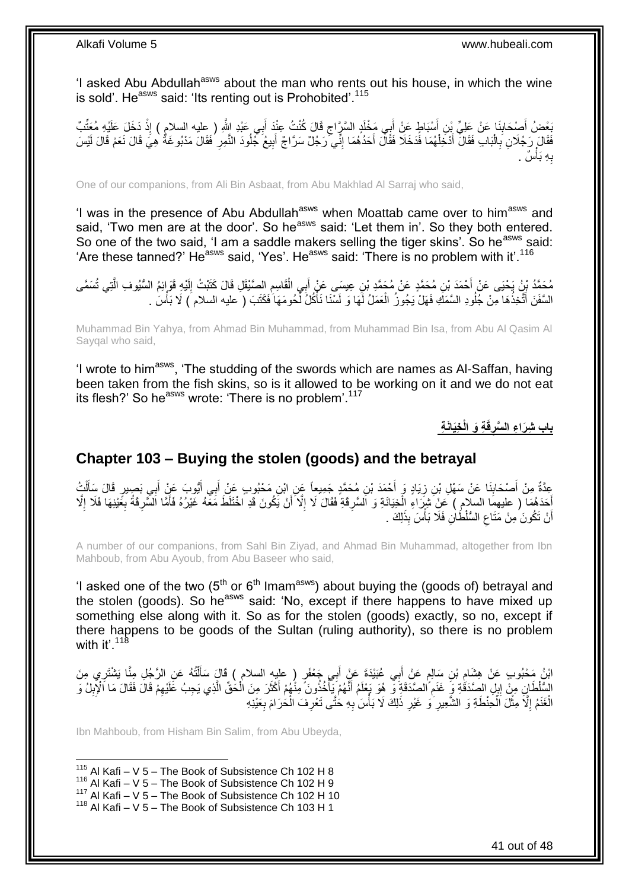'I asked Abu Abdullah[asws] about the man who rents out his house, in which the wine is sold'. He[asws] said: 'Its renting out is Prohobited'.[115]

بَعْضُ أَصْحَابِنَا عَنْ عَلِيِّ بْنِ أَسْبَاطٍ عَنْ أَبِي مَخْلَدٍ السَّرَّاجِ قَالَ كُنْتُ عِنْدَ أَبِي عَبْدِ اللَّهِ ( عليه السلام ) إِذْ دَخَلَ عَلَيْهِ مُعَتِّبٌ فَقَالَ رَجُلَانِ بِالْبَابِ فَقَالَ أَدْخِلْهُمَا فَدَخَلَا فَقَالَ أَحَدُهُمَا إِنِّي رَجُلٌ سَرَّاجٌ أَبِيعُ جُلُودَ النَّمِرِ فَقَالَ مَدْبُوغَةٌ هِيَ قَالَ نَعَمْ قَالَ لَيْسَ بِهِ بَأْسٌ .

One of our companions, from Ali Bin Asbaat, from Abu Makhlad Al Sarraj who said,

'I was in the presence of Abu Abdullah[asws] when Moattab came over to him[asws] and said, 'Two men are at the door'. So he[asws] said: 'Let them in'. So they both entered. So one of the two said, 'I am a saddle makers selling the tiger skins'. So he[asws] said: 'Are these tanned?' He[asws] said, 'Yes'. He[asws] said: 'There is no problem with it'.[116]

مُحَمَّدُ بْنُ يَحْيَى عَنْ أَحْمَدَ بْنِ مُحَمَّدٍ عَنْ مُحَمَّدِ بْنِ عِيسَى عَنْ أَبِي الْقَاسِمِ الصَّيْقَلِ قَالَ كَتَبْتُ إِلَيْهِ قَوَائِمُ السُّيُوفِ الَّتِي تُسَمَّى السَّفَنَ أَتَّخِذُهَا مِنْ جُلُودِ السَّمَكِ فَهَلْ يَجُوزُ الْعَمَلُ لَهَا وَ لَسْنَا نَأْكُلُ لُحُومَهَا فَكَتَبَ ( عليه السلام ) لَا بَأْسَ .

Muhammad Bin Yahya, from Ahmad Bin Muhammad, from Muhammad Bin Isa, from Abu Al Qasim Al Sayqal who said,

'I wrote to him[asws], 'The studding of the swords which are names as Al-Saffan, having been taken from the fish skins, so is it allowed to be working on it and we do not eat its flesh?' So he[asws] wrote: 'There is no problem'.[117]

## باب شِرَاءِ السَّرِقَةِ وَ الْخِيَانَةِ

## Chapter 103 – Buying the stolen (goods) and the betrayal

عِدَّةٌ مِنْ أَصْحَابِنَا عَنْ سَهْلِ بْنِ زِيَادٍ وَ أَحْمَدَ بْنِ مُحَمَّدٍ جَمِيعاً عَنِ ابْنِ مَحْبُوبٍ عَنْ أَبِي أَيُّوبَ عَنْ أَبِي بَصِيرٍ قَالَ سَأَلْتُ أَحَدَهُمَا ( عليهما السلام ) عَنْ شِرَاءِ الْخِيَانَةِ وَ السَّرِقَةِ فَقَالَ لَا إِلَّا أَنْ يَكُونَ قَدِ اخْتَلَطَ مَعَهُ غَيْرُهُ فَأَمَّا السَّرِقَةُ بِعَيْنِهَا فَلَا إِلَّا أَنْ تَكُونَ مِنْ مَتَاعِ السُّلْطَانِ فَلَا بَأْسَ بِذَلِكَ .

A number of our companions, from Sahl Bin Ziyad, and Ahmad Bin Muhammad, altogether from Ibn Mahboub, from Abu Ayoub, from Abu Baseer who said,

'I asked one of the two (5th or 6th Imam[asws]) about buying the (goods of) betrayal and the stolen (goods). So he[asws] said: 'No, except if there happens to have mixed up something else along with it. So as for the stolen (goods) exactly, so no, except if there happens to be goods of the Sultan (ruling authority), so there is no problem with it'.[118]

ابْنُ مَحْبُوبٍ عَنْ هِشَامِ بْنِ سَالِمٍ عَنْ أَبِي عُبَيْدَةَ عَنْ أَبِي جَعْفَرٍ ( عليه السلام ) قَالَ سَأَلْتُهُ عَنِ الرَّجُلِ مِنَّا يَشْتَرِي مِنَ السُّلْطَانِ مِنْ إِبِلِ الصَّدَقَةِ وَ غَنَمِ الصَّدَقَةِ وَ هُوَ يَعْلَمُ أَنَّهُمْ يَأْخُذُونَ مِنْهُمْ أَكْثَرَ مِنَ الْحَقِّ الَّذِي يَجِبُ عَلَيْهِمْ قَالَ فَقَالَ مَا الْإِبِلُ وَ الْغَنَمُ إِلَّا مِثْلُ الْحِنْطَةِ وَ الشَّعِيرِ وَ غَيْرِ ذَلِكَ لَا بَأْسَ بِهِ حَتَّى تَعْرِفَ الْحَرَامَ بِعَيْنِهِ

Ibn Mahboub, from Hisham Bin Salim, from Abu Ubeyda,

---

[115] Al Kafi – V 5 – The Book of Subsistence Ch 102 H 8
[116] Al Kafi – V 5 – The Book of Subsistence Ch 102 H 9
[117] Al Kafi – V 5 – The Book of Subsistence Ch 102 H 10
[118] Al Kafi – V 5 – The Book of Subsistence Ch 103 H 1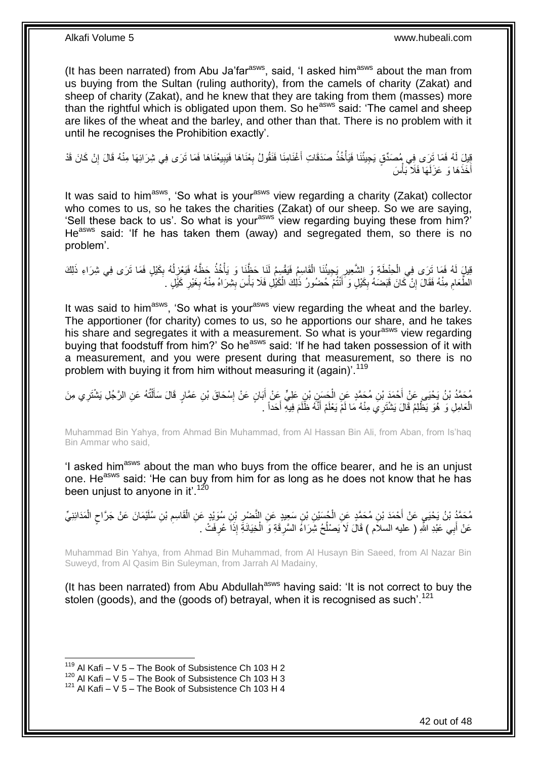(It has been narrated) from Abu Ja'far[asws], said, 'I asked him[asws] about the man from us buying from the Sultan (ruling authority), from the camels of charity (Zakat) and sheep of charity (Zakat), and he knew that they are taking from them (masses) more than the rightful which is obligated upon them. So he[asws] said: 'The camel and sheep are likes of the wheat and the barley, and other than that. There is no problem with it until he recognises the Prohibition exactly'.

قِيلَ لَهُ فَمَا تَرَى فِي مُصَدِّقٍ يَجِيئُنَا فَيَأْخُذُ صَدَقَاتِ أَغْنَامِنَا فَنَقُولُ بِعْنَاهَا فَيَبِيعُنَاهَا فَمَا تَرَى فِي شِرَائِهَا مِنْهُ قَالَ إِنْ كَانَ قَدْ أَخَذَهَا وَ عَزَلَهَا فَلَا بَأْسَ

It was said to him[asws], 'So what is your[asws] view regarding a charity (Zakat) collector who comes to us, so he takes the charities (Zakat) of our sheep. So we are saying, 'Sell these back to us'. So what is your[asws] view regarding buying these from him?' He[asws] said: 'If he has taken them (away) and segregated them, so there is no problem'.

قِيلَ لَهُ فَمَا تَرَى فِي الْحِنْطَةِ وَ الشَّعِيرِ يَجِيئُنَا الْقَاسِمُ فَيَقْسِمُ لَنَا حَظَّنَا وَ يَأْخُذُ حَظَّهُ فَيَعْزِلُهُ بِكَيْلٍ فَمَا تَرَى فِي شِرَاءِ ذَلِكَ الطَّعَامِ مِنْهُ فَقَالَ إِنْ كَانَ قَبَضَهُ بِكَيْلٍ وَ أَنْتُمْ حُضُورُ ذَلِكَ الْكَيْلِ فَلَا بَأْسَ بِشِرَاهُ مِنْهُ بِغَيْرِ كَيْلٍ .

It was said to him[asws], 'So what is your[asws] view regarding the wheat and the barley. The apportioner (for charity) comes to us, so he apportions our share, and he takes his share and segregates it with a measurement. So what is your[asws] view regarding buying that foodstuff from him?' So he[asws] said: 'If he had taken possession of it with a measurement, and you were present during that measurement, so there is no problem with buying it from him without measuring it (again)'.[119]

مُحَمَّدُ بْنُ يَحْيَى عَنْ أَحْمَدَ بْنِ مُحَمَّدٍ عَنِ الْحَسَنِ بْنِ عَلِيٍّ عَنْ أَبَانٍ عَنْ إِسْحَاقَ بْنِ عَمَّارٍ قَالَ سَأَلْتُهُ عَنِ الرَّجُلِ يَشْتَرِي مِنَ الْعَامِلِ وَ هُوَ يَظْلِمُ قَالَ يَشْتَرِي مِنْهُ مَا لَمْ يَعْلَمْ أَنَّهُ ظَلَمَ فِيهِ أَحَداً .

Muhammad Bin Yahya, from Ahmad Bin Muhammad, from Al Hassan Bin Ali, from Aban, from Is'haq Bin Ammar who said,

'I asked him[asws] about the man who buys from the office bearer, and he is an unjust one. He[asws] said: 'He can buy from him for as long as he does not know that he has been unjust to anyone in it'.[120]

مُحَمَّدُ بْنُ يَحْيَى عَنْ أَحْمَدَ بْنِ مُحَمَّدٍ عَنِ الْحُسَيْنِ بْنِ سَعِيدٍ عَنِ النَّضْرِ بْنِ سُوَيْدٍ عَنِ الْقَاسِمِ بْنِ سُلَيْمَانَ عَنْ جَرَّاحٍ الْمَدَائِنِيِّ عَنْ أَبِي عَبْدِ اللَّهِ ( عليه السلام ) قَالَ لَا يَصْلُحُ شِرَاءُ السَّرِقَةِ وَ الْخِيَانَةِ إِذَا عُرِفَتْ .

Muhammad Bin Yahya, from Ahmad Bin Muhammad, from Al Husayn Bin Saeed, from Al Nazar Bin Suweyd, from Al Qasim Bin Suleyman, from Jarrah Al Madainy,

(It has been narrated) from Abu Abdullah[asws] having said: 'It is not correct to buy the stolen (goods), and the (goods of) betrayal, when it is recognised as such'.[121]

---

[119] Al Kafi – V 5 – The Book of Subsistence Ch 103 H 2
[120] Al Kafi – V 5 – The Book of Subsistence Ch 103 H 3
[121] Al Kafi – V 5 – The Book of Subsistence Ch 103 H 4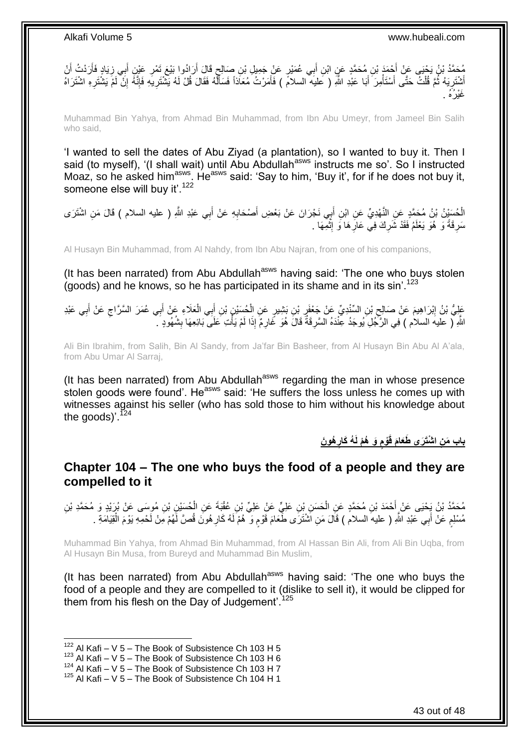مُحَمَّدُ بْنُ يَحْيَى عَنْ أَحْمَدَ بْنِ مُحَمَّدٍ عَنِ ابْنِ أَبِي عُمَيْرٍ عَنْ جَمِيلِ بْنِ صَالِحٍ قَالَ أَرَادُوا بَيْعَ تَمْرِ عَيْنِ أَبِي زِيَادٍ فَأَرَدْتُ أَنْ أَشْتَرِيَهُ ثُمَّ قُلْتُ حَتَّى أَسْتَأْمِرَ أَبَا عَبْدِ اللَّهِ ( عليه السلام ) فَأَمَرْتُ مُعَاذاً فَسَأَلَهُ فَقَالَ قُلْ لَهُ يَشْتَرِيهِ فَإِنَّهُ إِنْ لَمْ يَشْتَرِهِ اشْتَرَاهُ غَيْرُهُ .

Muhammad Bin Yahya, from Ahmad Bin Muhammad, from Ibn Abu Umeyr, from Jameel Bin Salih who said,

'I wanted to sell the dates of Abu Ziyad (a plantation), so I wanted to buy it. Then I said (to myself), '(I shall wait) until Abu Abdullah[asws] instructs me so'. So I instructed Moaz, so he asked him[asws]. He[asws] said: 'Say to him, 'Buy it', for if he does not buy it, someone else will buy it'.[122]

الْحُسَيْنُ بْنُ مُحَمَّدٍ عَنِ النَّهْدِيِّ عَنِ ابْنِ أَبِي نَجْرَانَ عَنْ بَعْضِ أَصْحَابِهِ عَنْ أَبِي عَبْدِ اللَّهِ ( عليه السلام ) قَالَ مَنِ اشْتَرَى سَرِقَةً وَ هُوَ يَعْلَمُ فَقَدْ شَرِكَ فِي عَارِهَا وَ إِثْمِهَا .

Al Husayn Bin Muhammad, from Al Nahdy, from Ibn Abu Najran, from one of his companions,

(It has been narrated) from Abu Abdullah[asws] having said: 'The one who buys stolen (goods) and he knows, so he has participated in its shame and in its sin'.[123]

عَلِيُّ بْنُ إِبْرَاهِيمَ عَنْ صَالِحِ بْنِ السِّنْدِيِّ عَنْ جَعْفَرِ بْنِ بَشِيرٍ عَنِ الْحُسَيْنِ بْنِ أَبِي الْعَلَاءِ عَنْ أَبِي عُمَرَ السَّرَّاجِ عَنْ أَبِي عَبْدِ اللَّهِ ( عليه السلام ) فِي الرَّجُلِ يُوجَدُ عِنْدَهُ السَّرِقَةُ قَالَ هُوَ غَارِمٌ إِذَا لَمْ يَأْتِ عَلَى بَائِعِهَا بِشُهُودٍ .

Ali Bin Ibrahim, from Salih, Bin Al Sandy, from Ja'far Bin Basheer, from Al Husayn Bin Abu Al A'ala, from Abu Umar Al Sarraj,

(It has been narrated) from Abu Abdullah[asws] regarding the man in whose presence stolen goods were found'. He[asws] said: 'He suffers the loss unless he comes up with witnesses against his seller (who has sold those to him without his knowledge about the goods)'.[124]

## باب مَنِ اشْتَرَى طَعَامَ قَوْمٍ وَ هُمْ لَهُ كَارِهُونَ

## Chapter 104 – The one who buys the food of a people and they are compelled to it

مُحَمَّدُ بْنُ يَحْيَى عَنْ أَحْمَدَ بْنِ مُحَمَّدٍ عَنِ الْحَسَنِ بْنِ عَلِيٍّ عَنْ عَلِيِّ بْنِ عُقْبَةَ عَنِ الْحُسَيْنِ بْنِ مُوسَى عَنْ بُرَيْدٍ وَ مُحَمَّدِ بْنِ مُسْلِمٍ عَنْ أَبِي عَبْدِ اللَّهِ ( عليه السلام ) قَالَ مَنِ اشْتَرَى طَعَامَ قَوْمٍ وَ هُمْ لَهُ كَارِهُونَ قُصَّ لَهُمْ مِنْ لَحْمِهِ يَوْمَ الْقِيَامَةِ .

Muhammad Bin Yahya, from Ahmad Bin Muhammad, from Al Hassan Bin Ali, from Ali Bin Uqba, from Al Husayn Bin Musa, from Bureyd and Muhammad Bin Muslim,

(It has been narrated) from Abu Abdullah[asws] having said: 'The one who buys the food of a people and they are compelled to it (dislike to sell it), it would be clipped for them from his flesh on the Day of Judgement'.[125]

---

[122] Al Kafi – V 5 – The Book of Subsistence Ch 103 H 5
[123] Al Kafi – V 5 – The Book of Subsistence Ch 103 H 6
[124] Al Kafi – V 5 – The Book of Subsistence Ch 103 H 7
[125] Al Kafi – V 5 – The Book of Subsistence Ch 104 H 1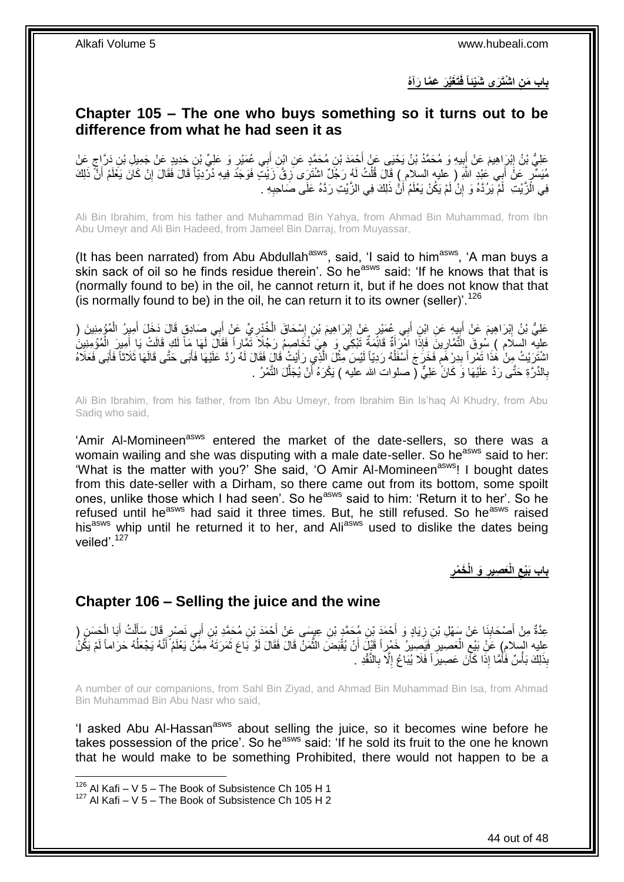## بابِ مَنِ اشْتَرَى شَيْئاً فَتَغَيَّرَ عَمَّا رَآهُ

## Chapter 105 – The one who buys something so it turns out to be difference from what he had seen it as

عَلِيُّ بْنُ إِبْرَاهِيمَ عَنْ أَبِيهِ وَ مُحَمَّدُ بْنُ يَحْيَى عَنْ أَحْمَدَ بْنِ مُحَمَّدٍ عَنِ ابْنِ أَبِي عُمَيْرٍ وَ عَلِيِّ بْنِ حَدِيدٍ عَنْ جَمِيلِ بْنِ دَرَّاجٍ عَنْ مُيَسِّرٍ عَنْ أَبِي عَبْدِ اللَّهِ ( عليه السلام ) قَالَ قُلْتُ لَهُ رَجُلٌ اشْتَرَى زِقَّ زَيْتٍ فَوَجَدَ فِيهِ دُرْدِيّاً قَالَ فَقَالَ إِنْ كَانَ يَعْلَمُ أَنَّ ذَلِكَ فِي الزَّيْتِ لَمْ يَرُدَّهُ وَ إِنْ لَمْ يَكُنْ يَعْلَمُ أَنَّ ذَلِكَ فِي الزَّيْتِ رَدَّهُ عَلَى صَاحِبِهِ .

Ali Bin Ibrahim, from his father and Muhammad Bin Yahya, from Ahmad Bin Muhammad, from Ibn Abu Umeyr and Ali Bin Hadeed, from Jameel Bin Darraj, from Muyassar,

(It has been narrated) from Abu Abdullah[asws], said, 'I said to him[asws], 'A man buys a skin sack of oil so he finds residue therein'. So he[asws] said: 'If he knows that that is (normally found to be) in the oil, he cannot return it, but if he does not know that that (is normally found to be) in the oil, he can return it to its owner (seller)'.[126]

عَلِيُّ بْنُ إِبْرَاهِيمَ عَنْ أَبِيهِ عَنِ ابْنِ أَبِي عُمَيْرٍ عَنْ إِبْرَاهِيمَ بْنِ إِسْحَاقَ الْخُدْرِيِّ عَنْ أَبِي صَادِقٍ قَالَ دَخَلَ أَمِيرُ الْمُؤْمِنِينَ ( عليه السلام ) سُوقَ التَّمَّارِينَ فَإِذَا امْرَأَةٌ قَائِمَةٌ تَبْكِي وَ هِيَ تُخَاصِمُ رَجُلًا تَمَّاراً فَقَالَ لَهَا مَا لَكِ قَالَتْ يَا أَمِيرَ الْمُؤْمِنِينَ اشْتَرَيْتُ مِنْ هَذَا تَمْراً بِدِرْهَمٍ فَخَرَجَ أَسْفَلُهُ رَدِيّاً لَيْسَ مِثْلَ الَّذِي رَأَيْتُ قَالَ فَقَالَ لَهُ رُدَّ عَلَيْهَا فَأَبَى حَتَّى قَالَهَا ثَلَاثاً فَأَبَى فَعَلَاهُ بِالدِّرَّةِ حَتَّى رَدَّ عَلَيْهَا وَ كَانَ عَلِيٌّ ( صلوات الله عليه ) يَكْرَهُ أَنْ يُجَلَّلَ التَّمْرُ .

Ali Bin Ibrahim, from his father, from Ibn Abu Umeyr, from Ibrahim Bin Is'haq Al Khudry, from Abu Sadiq who said,

'Amir Al-Momineen[asws] entered the market of the date-sellers, so there was a womain wailing and she was disputing with a male date-seller. So he[asws] said to her: 'What is the matter with you?' She said, 'O Amir Al-Momineen[asws]! I bought dates from this date-seller with a Dirham, so there came out from its bottom, some spoilt ones, unlike those which I had seen'. So he[asws] said to him: 'Return it to her'. So he refused until he[asws] had said it three times. But, he still refused. So he[asws] raised his[asws] whip until he returned it to her, and Ali[asws] used to dislike the dates being veiled'.[127]

## بابِ بَيْعِ الْعَصِيرِ وَ الْخَمْرِ

## Chapter 106 – Selling the juice and the wine

عِدَّةٌ مِنْ أَصْحَابِنَا عَنْ سَهْلِ بْنِ زِيَادٍ وَ أَحْمَدَ بْنِ مُحَمَّدِ بْنِ عِيسَى عَنْ أَحْمَدَ بْنِ مُحَمَّدِ بْنِ أَبِي نَصْرٍ قَالَ سَأَلْتُ أَبَا الْحَسَنِ ( عليه السلام) عَنْ بَيْعِ الْعَصِيرِ فَيَصِيرُ خَمْراً قَبْلَ أَنْ يُقْبَضَ الثَّمَنُ قَالَ فَقَالَ لَوْ بَاعَ ثَمَرَتَهُ مِمَّنْ يَعْلَمُ أَنَّهُ يَجْعَلُهُ حَرَاماً لَمْ يَكُنْ بِذَلِكَ بَأْسٌ فَأَمَّا إِذَا كَانَ عَصِيراً فَلَا يُبَاعُ إِلَّا بِالنَّقْدِ .

A number of our companions, from Sahl Bin Ziyad, and Ahmad Bin Muhammad Bin Isa, from Ahmad Bin Muhammad Bin Abu Nasr who said,

'I asked Abu Al-Hassan[asws] about selling the juice, so it becomes wine before he takes possession of the price'. So he[asws] said: 'If he sold its fruit to the one he known that he would make to be something Prohibited, there would not happen to be a

[126] Al Kafi – V 5 – The Book of Subsistence Ch 105 H 1
[127] Al Kafi – V 5 – The Book of Subsistence Ch 105 H 2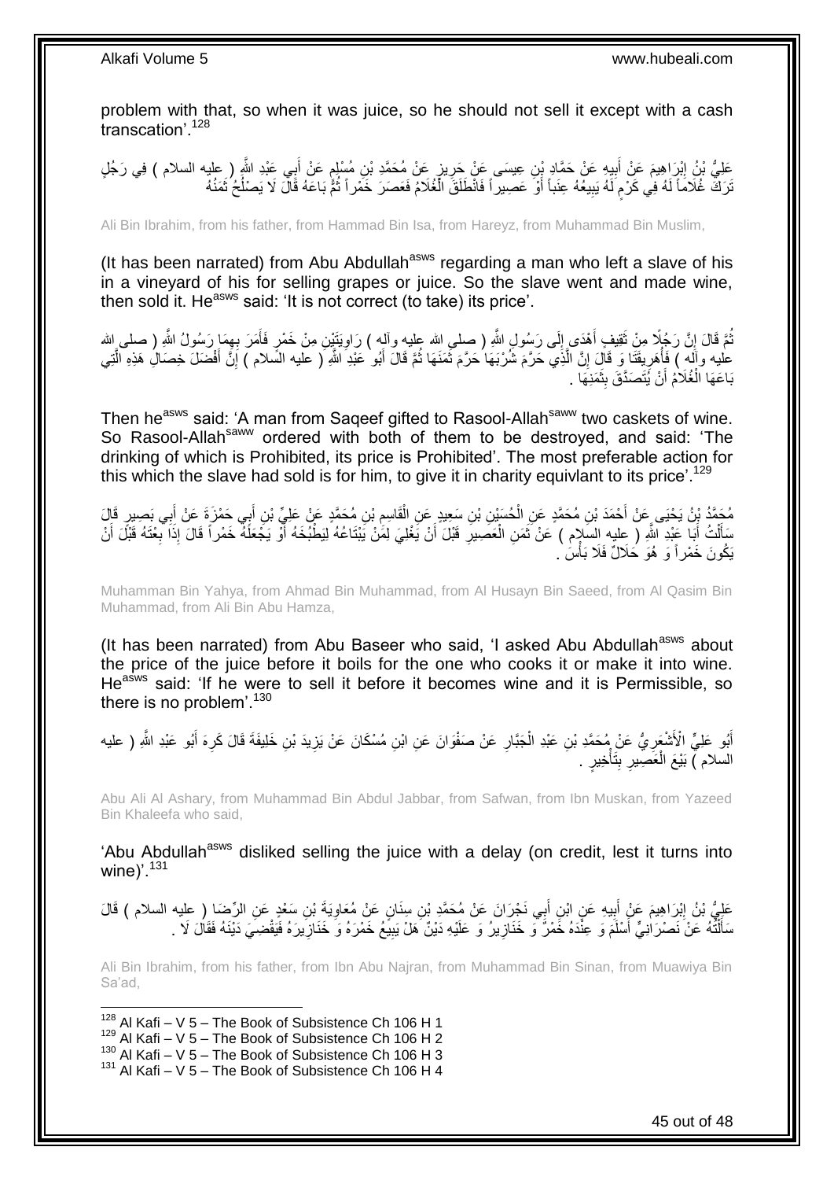problem with that, so when it was juice, so he should not sell it except with a cash transcation'.[128]

عَلِيُّ بْنُ إِبْرَاهِيمَ عَنْ أَبِيهِ عَنْ حَمَّادِ بْنِ عِيسَى عَنْ حَرِيزٍ عَنْ مُحَمَّدِ بْنِ مُسْلِمٍ عَنْ أَبِي عَبْدِ اللَّهِ ( عليه السلام ) فِي رَجُلٍ تَرَكَ غُلَاماً لَهُ فِي كَرْمٍ لَهُ يَبِيعُهُ عِنَباً أَوْ عَصِيراً فَانْطَلَقَ الْغُلَامُ فَعَصَرَ خَمْراً ثُمَّ بَاعَهُ قَالَ لَا يَصْلُحُ ثَمَنُهُ

Ali Bin Ibrahim, from his father, from Hammad Bin Isa, from Hareyz, from Muhammad Bin Muslim,

(It has been narrated) from Abu Abdullah[asws] regarding a man who left a slave of his in a vineyard of his for selling grapes or juice. So the slave went and made wine, then sold it. He[asws] said: 'It is not correct (to take) its price'.

ثُمَّ قَالَ إِنَّ رَجُلًا مِنْ ثَقِيفٍ أَهْدَى إِلَى رَسُولِ اللَّهِ ( صلى الله عليه وآله ) رَاوِيَتَيْنِ مِنْ خَمْرٍ فَأَمَرَ بِهِمَا رَسُولُ اللَّهِ ( صلى الله عليه وآله ) فَأُهَرِيقَتَا وَ قَالَ إِنَّ الَّذِي حَرَّمَ شُرْبَهَا حَرَّمَ ثَمَنَهَا ثُمَّ قَالَ أَبُو عَبْدِ اللَّهِ ( عليه السلام ) إِنَّ أَفْضَلَ خِصَالِ هَذِهِ الَّتِي بَاعَهَا الْغُلَامُ أَنْ يُتَصَدَّقَ بِثَمَنِهَا .

Then he[asws] said: 'A man from Saqeef gifted to Rasool-Allah[saww] two caskets of wine. So Rasool-Allah[saww] ordered with both of them to be destroyed, and said: 'The drinking of which is Prohibited, its price is Prohibited'. The most preferable action for this which the slave had sold is for him, to give it in charity equivlant to its price'.[129]

مُحَمَّدُ بْنُ يَحْيَى عَنْ أَحْمَدَ بْنِ مُحَمَّدٍ عَنِ الْحُسَيْنِ بْنِ سَعِيدٍ عَنِ الْقَاسِمِ بْنِ مُحَمَّدٍ عَنْ عَلِيِّ بْنِ أَبِي حَمْزَةَ عَنْ أَبِي بَصِيرٍ قَالَ سَأَلْتُ أَبَا عَبْدِ اللَّهِ ( عليه السلام ) عَنْ ثَمَنِ الْعَصِيرِ قَبْلَ أَنْ يَغْلِيَ لِمَنْ يَبْتَاعُهُ لِيَطْبُخَهُ أَوْ يَجْعَلَهُ خَمْراً قَالَ إِذَا بِعْتَهُ قَبْلَ أَنْ يَكُونَ خَمْراً وَ هُوَ حَلَالٌ فَلَا بَأْسَ .

Muhamman Bin Yahya, from Ahmad Bin Muhammad, from Al Husayn Bin Saeed, from Al Qasim Bin Muhammad, from Ali Bin Abu Hamza,

(It has been narrated) from Abu Baseer who said, 'I asked Abu Abdullah[asws] about the price of the juice before it boils for the one who cooks it or make it into wine. He[asws] said: 'If he were to sell it before it becomes wine and it is Permissible, so there is no problem'.[130]

أَبُو عَلِيٍّ الْأَشْعَرِيُّ عَنْ مُحَمَّدِ بْنِ عَبْدِ الْجَبَّارِ عَنْ صَفْوَانَ عَنِ ابْنِ مُسْكَانَ عَنْ يَزِيدَ بْنِ خَلِيفَةَ قَالَ كَرِهَ أَبُو عَبْدِ اللَّهِ ( عليه السلام ) بَيْعَ الْعَصِيرِ بِتَأْخِيرٍ .

Abu Ali Al Ashary, from Muhammad Bin Abdul Jabbar, from Safwan, from Ibn Muskan, from Yazeed Bin Khaleefa who said,

'Abu Abdullah[asws] disliked selling the juice with a delay (on credit, lest it turns into wine)'.[131]

عَلِيُّ بْنُ إِبْرَاهِيمَ عَنْ أَبِيهِ عَنِ ابْنِ أَبِي نَجْرَانَ عَنْ مُحَمَّدِ بْنِ سِنَانٍ عَنْ مُعَاوِيَةَ بْنِ سَعْدٍ عَنِ الرِّضَا ( عليه السلام ) قَالَ سَأَلْتُهُ عَنْ نَصْرَانِيٍّ أَسْلَمَ وَ عِنْدَهُ خَمْرٌ وَ خَنَازِيرُ وَ عَلَيْهِ دَيْنٌ هَلْ يَبِيعُ خَمْرَهُ وَ خَنَازِيرَهُ فَيَقْضِيَ دَيْنَهُ فَقَالَ لَا .

Ali Bin Ibrahim, from his father, from Ibn Abu Najran, from Muhammad Bin Sinan, from Muawiya Bin Sa'ad,

[128] Al Kafi – V 5 – The Book of Subsistence Ch 106 H 1
[129] Al Kafi – V 5 – The Book of Subsistence Ch 106 H 2
[130] Al Kafi – V 5 – The Book of Subsistence Ch 106 H 3
[131] Al Kafi – V 5 – The Book of Subsistence Ch 106 H 4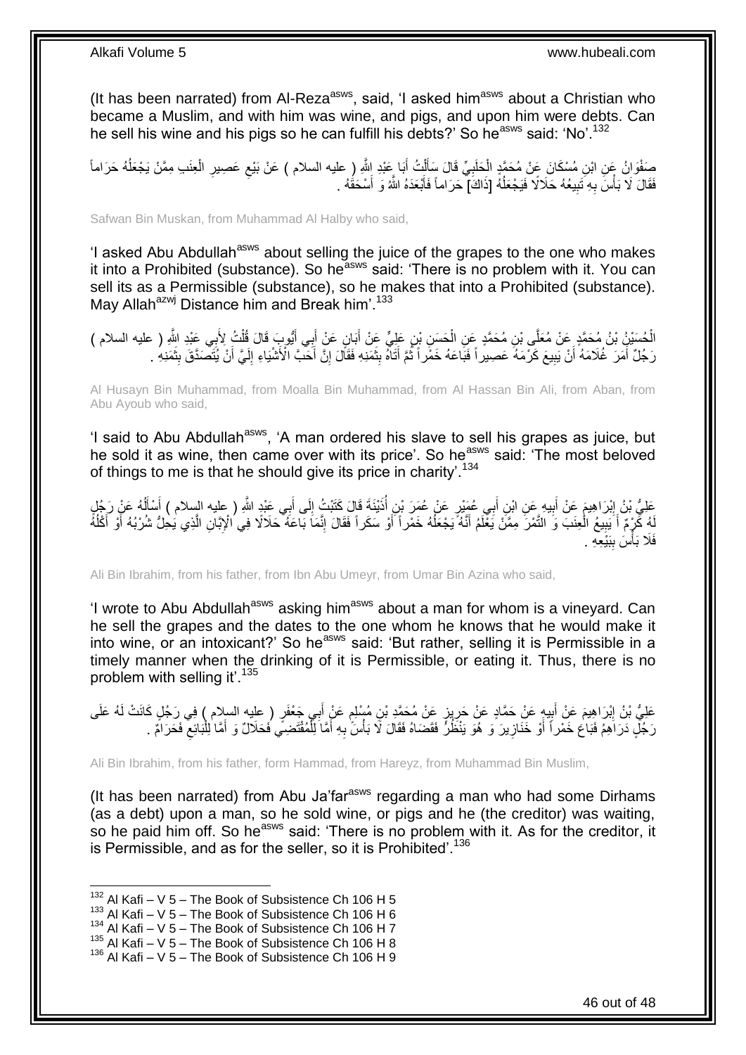(It has been narrated) from Al-Reza[asws], said, 'I asked him[asws] about a Christian who became a Muslim, and with him was wine, and pigs, and upon him were debts. Can he sell his wine and his pigs so he can fulfill his debts?' So he[asws] said: 'No'.[132]

صَفْوَانُ عَنِ ابْنِ مُسْكَانَ عَنْ مُحَمَّدٍ الْحَلَبِيِّ قَالَ سَأَلْتُ أَبَا عَبْدِ اللَّهِ ( عليه السلام ) عَنْ بَيْعِ عَصِيرِ الْعِنَبِ مِمَّنْ يَجْعَلُهُ حَرَاماً فَقَالَ لَا بَأْسَ بِهِ تَبِيعُهُ حَلَالًا فَيَجْعَلُهُ [ذَاكَ] حَرَاماً فَأَبْعَدَهُ اللَّهُ وَ أَسْحَقَهُ .

Safwan Bin Muskan, from Muhammad Al Halby who said,

'I asked Abu Abdullah[asws] about selling the juice of the grapes to the one who makes it into a Prohibited (substance). So he[asws] said: 'There is no problem with it. You can sell its as a Permissible (substance), so he makes that into a Prohibited (substance). May Allah[azwj] Distance him and Break him'.[133]

الْحُسَيْنُ بْنُ مُحَمَّدٍ عَنْ مُعَلَّى بْنِ مُحَمَّدٍ عَنِ الْحَسَنِ بْنِ عَلِيٍّ عَنْ أَبَانٍ عَنْ أَبِي أَيُّوبَ قَالَ قُلْتُ لِأَبِي عَبْدِ اللَّهِ ( عليه السلام ) رَجُلٌ أَمَرَ غُلَامَهُ أَنْ يَبِيعَ كَرْمَهُ عَصِيراً فَبَاعَهُ خَمْراً ثُمَّ أَتَاهُ بِثَمَنِهِ فَقَالَ إِنَّ أَحَبَّ الْأَشْيَاءِ إِلَيَّ أَنْ يُتَصَدَّقَ بِثَمَنِهِ .

Al Husayn Bin Muhammad, from Moalla Bin Muhammad, from Al Hassan Bin Ali, from Aban, from Abu Ayoub who said,

'I said to Abu Abdullah[asws], 'A man ordered his slave to sell his grapes as juice, but he sold it as wine, then came over with its price'. So he[asws] said: 'The most beloved of things to me is that he should give its price in charity'.[134]

عَلِيُّ بْنُ إِبْرَاهِيمَ عَنْ أَبِيهِ عَنِ ابْنِ أَبِي عُمَيْرٍ عَنْ عُمَرَ بْنِ أُذَيْنَةَ قَالَ كَتَبْتُ إِلَى أَبِي عَبْدِ اللَّهِ ( عليه السلام ) أَسْأَلُهُ عَنْ رَجُلٍ لَهُ كَرْمٌ أَ يَبِيعُ الْعِنَبَ وَ التَّمْرَ مِمَّنْ يَعْلَمُ أَنَّهُ يَجْعَلُهُ خَمْراً أَوْ سَكَراً فَقَالَ إِنَّمَا بَاعَهُ حَلَالًا فِي الْإِبَّانِ الَّذِي يَحِلُّ شُرْبُهُ أَوْ أَكْلُهُ فَلَا بَأْسَ بِبَيْعِهِ .

Ali Bin Ibrahim, from his father, from Ibn Abu Umeyr, from Umar Bin Azina who said,

'I wrote to Abu Abdullah[asws] asking him[asws] about a man for whom is a vineyard. Can he sell the grapes and the dates to the one whom he knows that he would make it into wine, or an intoxicant?' So he[asws] said: 'But rather, selling it is Permissible in a timely manner when the drinking of it is Permissible, or eating it. Thus, there is no problem with selling it'.[135]

عَلِيُّ بْنُ إِبْرَاهِيمَ عَنْ أَبِيهِ عَنْ حَمَّادٍ عَنْ حَرِيزٍ عَنْ مُحَمَّدِ بْنِ مُسْلِمٍ عَنْ أَبِي جَعْفَرٍ ( عليه السلام ) فِي رَجُلٍ كَانَتْ لَهُ عَلَى رَجُلٍ دَرَاهِمُ فَبَاعَ خَمْراً أَوْ خَنَازِيرَ وَ هُوَ يَنْظُرُ فَقَضَاهُ فَقَالَ لَا بَأْسَ بِهِ أَمَّا لِلْمُقْتَضِي فَحَلَالٌ وَ أَمَّا لِلْبَائِعِ فَحَرَامٌ .

Ali Bin Ibrahim, from his father, form Hammad, from Hareyz, from Muhammad Bin Muslim,

(It has been narrated) from Abu Ja'far[asws] regarding a man who had some Dirhams (as a debt) upon a man, so he sold wine, or pigs and he (the creditor) was waiting, so he paid him off. So he[asws] said: 'There is no problem with it. As for the creditor, it is Permissible, and as for the seller, so it is Prohibited'.[136]

---

[132] Al Kafi – V 5 – The Book of Subsistence Ch 106 H 5
[133] Al Kafi – V 5 – The Book of Subsistence Ch 106 H 6
[134] Al Kafi – V 5 – The Book of Subsistence Ch 106 H 7
[135] Al Kafi – V 5 – The Book of Subsistence Ch 106 H 8
[136] Al Kafi – V 5 – The Book of Subsistence Ch 106 H 9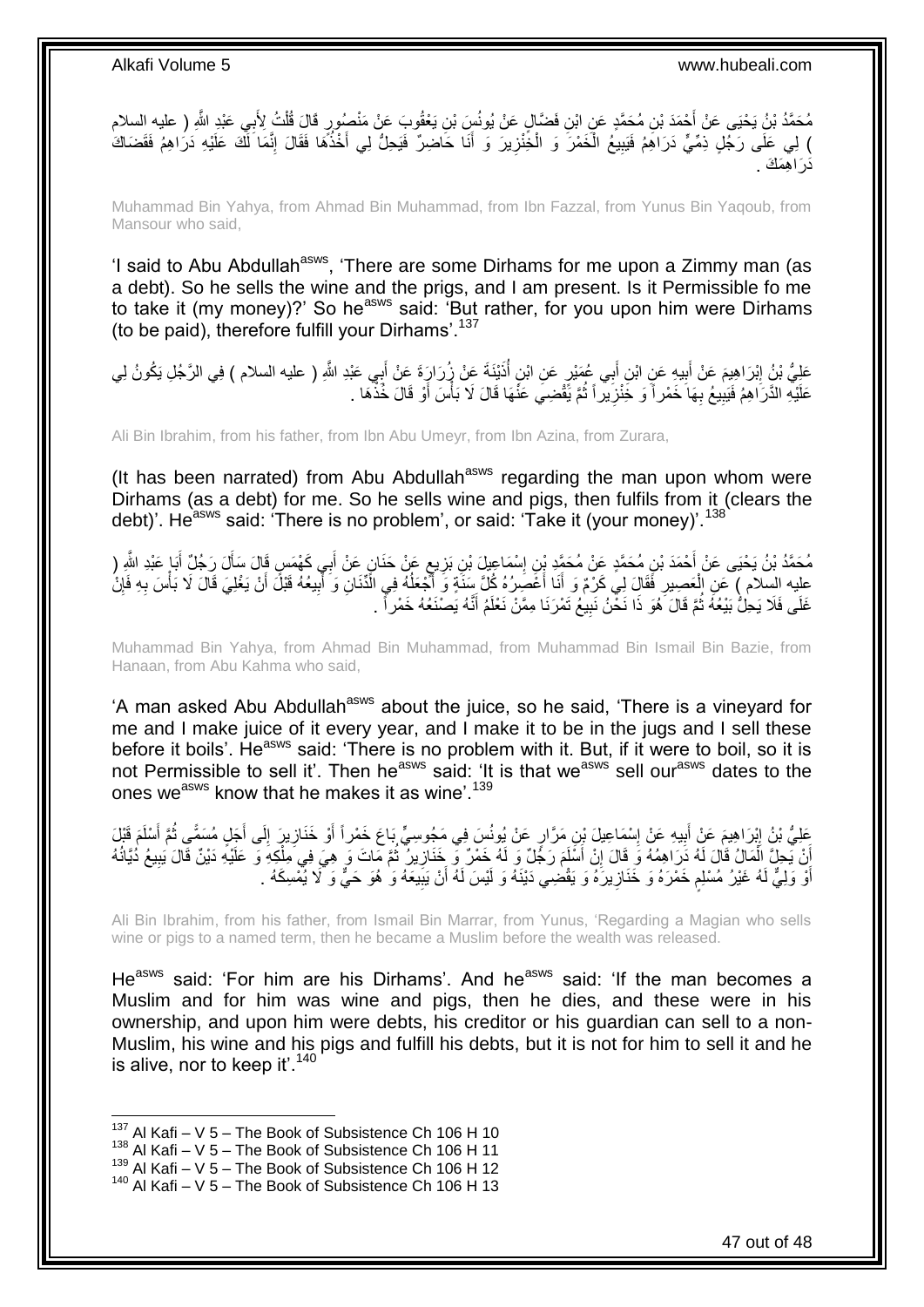مُحَمَّدُ بْنُ يَحْيَى عَنْ أَحْمَدَ بْنِ مُحَمَّدٍ عَنِ ابْنِ فَضَّالٍ عَنْ يُونُسَ بْنِ يَعْقُوبَ عَنْ مَنْصُورٍ قَالَ قُلْتُ لِأَبِي عَبْدِ اللَّهِ ( عليه السلام ) لِي عَلَى رَجُلٍ ذِمِّيٍّ دَرَاهِمُ فَيَبِيعُ الْخَمْرَ وَ الْخِنْزِيرَ وَ أَنَا حَاضِرٌ فَيَحِلُّ لِي أَخْذُهَا فَقَالَ إِنَّمَا لَكَ عَلَيْهِ دَرَاهِمُ فَقَضَاكَ دَرَاهِمَكَ .

Muhammad Bin Yahya, from Ahmad Bin Muhammad, from Ibn Fazzal, from Yunus Bin Yaqoub, from Mansour who said,

'I said to Abu Abdullah[asws], 'There are some Dirhams for me upon a Zimmy man (as a debt). So he sells the wine and the prigs, and I am present. Is it Permissible fo me to take it (my money)?' So he[asws] said: 'But rather, for you upon him were Dirhams (to be paid), therefore fulfill your Dirhams'.[137]

عَلِيُّ بْنُ إِبْرَاهِيمَ عَنْ أَبِيهِ عَنِ ابْنِ أَبِي عُمَيْرٍ عَنِ ابْنِ أُذَيْنَةَ عَنْ زُرَارَةَ عَنْ أَبِي عَبْدِ اللَّهِ ( عليه السلام ) فِي الرَّجُلِ يَكُونُ لِي عَلَيْهِ الدَّرَاهِمُ فَيَبِيعُ بِهَا خَمْراً وَ خِنْزِيراً ثُمَّ يَقْضِي عَنْهَا قَالَ لَا بَأْسَ أَوْ قَالَ خُذْهَا .

Ali Bin Ibrahim, from his father, from Ibn Abu Umeyr, from Ibn Azina, from Zurara,

(It has been narrated) from Abu Abdullah[asws] regarding the man upon whom were Dirhams (as a debt) for me. So he sells wine and pigs, then fulfils from it (clears the debt)'. He[asws] said: 'There is no problem', or said: 'Take it (your money)'.[138]

مُحَمَّدُ بْنُ يَحْيَى عَنْ أَحْمَدَ بْنِ مُحَمَّدٍ عَنْ مُحَمَّدِ بْنِ إِسْمَاعِيلَ بْنِ بَزِيعٍ عَنْ حَنَانٍ عَنْ أَبِي كَهْمَسٍ قَالَ سَأَلَ رَجُلٌ أَبَا عَبْدِ اللَّهِ ( عليه السلام ) عَنِ الْعَصِيرِ فَقَالَ لِي كَرْمٌ وَ أَنَا أَعْصِرُهُ كُلَّ سَنَةٍ وَ أَجْعَلُهُ فِي الدِّنَانِ وَ أَبِيعُهُ قَبْلَ أَنْ يَغْلِيَ قَالَ لَا بَأْسَ بِهِ فَإِنْ غَلَى فَلَا يَحِلُّ بَيْعُهُ ثُمَّ قَالَ هُوَ ذَا نَحْنُ نَبِيعُ تَمْرَنَا مِمَّنْ نَعْلَمُ أَنَّهُ يَصْنَعُهُ خَمْراً .

Muhammad Bin Yahya, from Ahmad Bin Muhammad, from Muhammad Bin Ismail Bin Bazie, from Hanaan, from Abu Kahma who said,

'A man asked Abu Abdullah[asws] about the juice, so he said, 'There is a vineyard for me and I make juice of it every year, and I make it to be in the jugs and I sell these before it boils'. He[asws] said: 'There is no problem with it. But, if it were to boil, so it is not Permissible to sell it'. Then he[asws] said: 'It is that we[asws] sell our[asws] dates to the ones we[asws] know that he makes it as wine'.[139]

عَلِيُّ بْنُ إِبْرَاهِيمَ عَنْ أَبِيهِ عَنْ إِسْمَاعِيلَ بْنِ مَرَّارٍ عَنْ يُونُسَ فِي مَجُوسِيٍّ بَاعَ خَمْراً أَوْ خَنَازِيرَ إِلَى أَجَلٍ مُسَمًّى ثُمَّ أَسْلَمَ قَبْلَ أَنْ يَحِلَّ الْمَالُ قَالَ لَهُ دَرَاهِمُهُ وَ قَالَ إِنْ أَسْلَمَ رَجُلٌ وَ لَهُ خَمْرٌ وَ خَنَازِيرُ ثُمَّ مَاتَ وَ هِيَ فِي مِلْكِهِ وَ عَلَيْهِ دَيْنٌ قَالَ يَبِيعُ دُيَّانُهُ أَوْ وَلِيٌّ لَهُ غَيْرُ مُسْلِمٍ خَمْرَهُ وَ خَنَازِيرَهُ وَ يَقْضِي دَيْنَهُ وَ لَيْسَ لَهُ أَنْ يَبِيعَهُ وَ هُوَ حَيٌّ وَ لَا يُمْسِكَهُ .

Ali Bin Ibrahim, from his father, from Ismail Bin Marrar, from Yunus, 'Regarding a Magian who sells wine or pigs to a named term, then he became a Muslim before the wealth was released.

He[asws] said: 'For him are his Dirhams'. And he[asws] said: 'If the man becomes a Muslim and for him was wine and pigs, then he dies, and these were in his ownership, and upon him were debts, his creditor or his guardian can sell to a non-Muslim, his wine and his pigs and fulfill his debts, but it is not for him to sell it and he is alive, nor to keep it'.[140]

[137] Al Kafi – V 5 – The Book of Subsistence Ch 106 H 10
[138] Al Kafi – V 5 – The Book of Subsistence Ch 106 H 11
[139] Al Kafi – V 5 – The Book of Subsistence Ch 106 H 12
[140] Al Kafi – V 5 – The Book of Subsistence Ch 106 H 13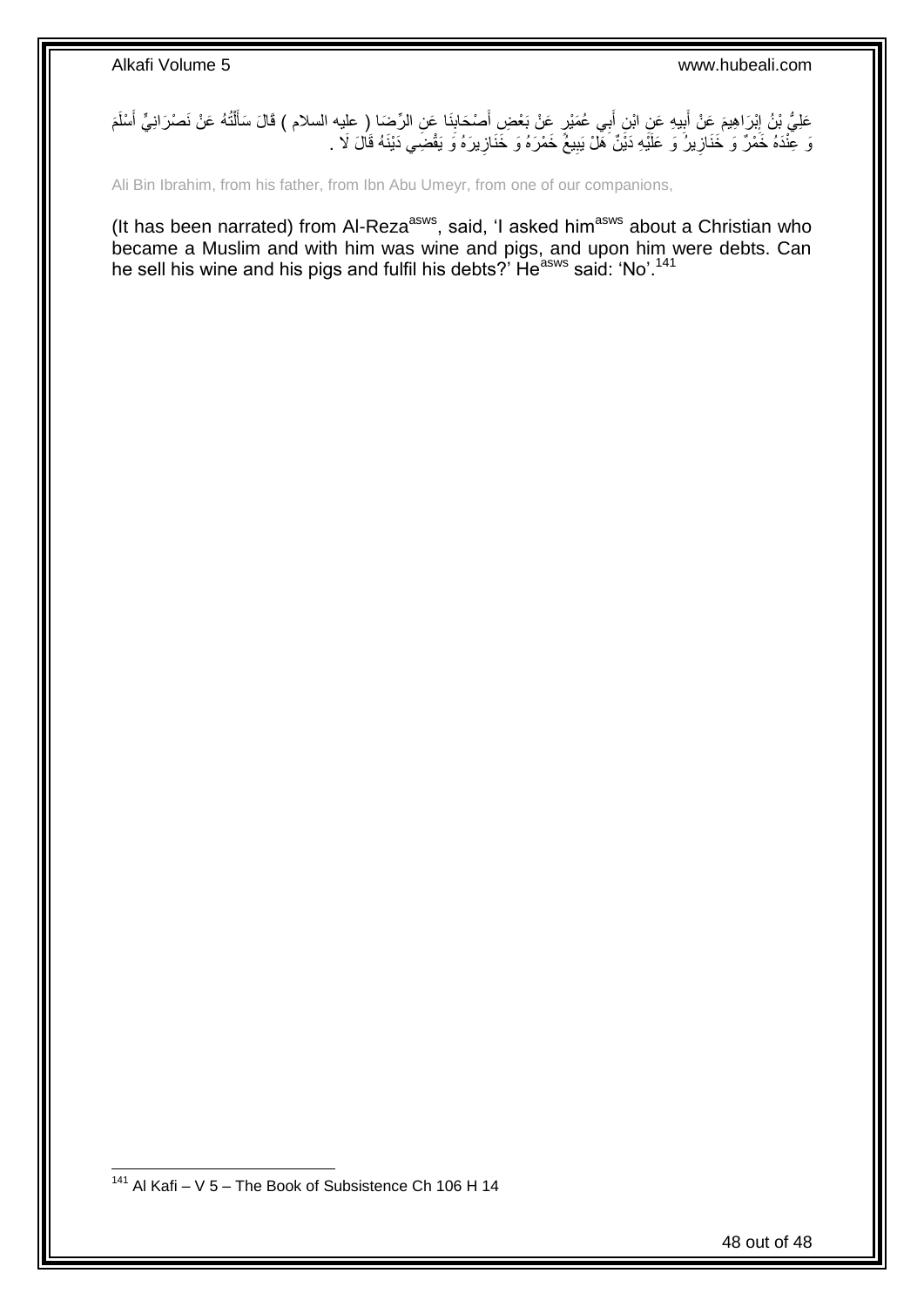عَلِيُّ بْنُ إِبْرَاهِيمَ عَنْ أَبِيهِ عَنِ ابْنِ أَبِي عُمَيْرٍ عَنْ بَعْضِ أَصْحَابِنَا عَنِ الرِّضَا ( عليه السلام ) قَالَ سَأَلْتُهُ عَنْ نَصْرَانِيٍّ أَسْلَمَ وَ عِنْدَهُ خَمْرٌ وَ خَنَازِيرُ وَ عَلَيْهِ دَيْنٌ هَلْ يَبِيعُ خَمْرَهُ وَ خَنَازِيرَهُ وَ يَقْضِي دَيْنَهُ قَالَ لَا .

Ali Bin Ibrahim, from his father, from Ibn Abu Umeyr, from one of our companions,

(It has been narrated) from Al-Reza[asws], said, 'I asked him[asws] about a Christian who became a Muslim and with him was wine and pigs, and upon him were debts. Can he sell his wine and his pigs and fulfil his debts?' He[asws] said: 'No'.[141]

[141] Al Kafi – V 5 – The Book of Subsistence Ch 106 H 14